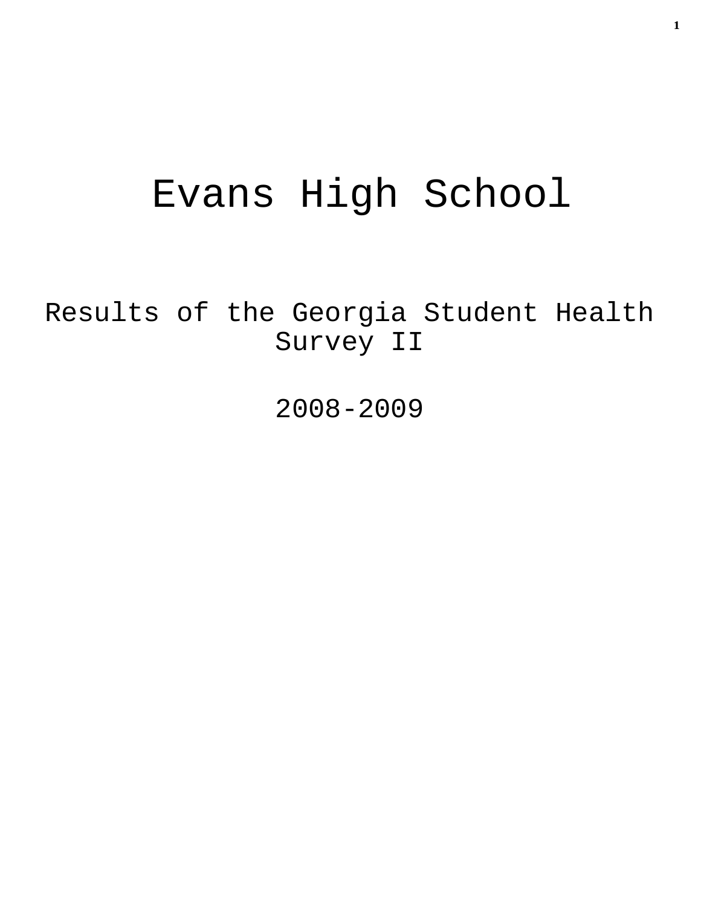# Evans High School

## Results of the Georgia Student Health Survey II

## 2008-2009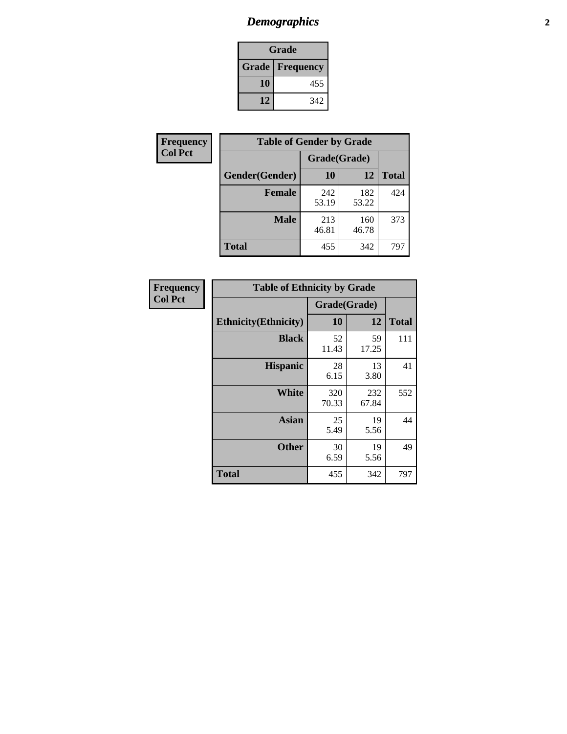# *Demographics*

| Grade | |
|---|---|
| **Grade** | **Frequency** |
| **10** | 455 |
| **12** | 342 |

**Frequency**
**Col Pct**

| **Table of Gender by Grade** | | | |
|---|---|---|---|
| | **Grade(Grade)** | | |
| **Gender(Gender)** | **10** | **12** | **Total** |
| **Female** | 242<br>53.19 | 182<br>53.22 | 424 |
| **Male** | 213<br>46.81 | 160<br>46.78 | 373 |
| **Total** | 455 | 342 | 797 |

**Frequency**
**Col Pct**

| **Table of Ethnicity by Grade** | | | |
|---|---|---|---|
| | **Grade(Grade)** | | |
| **Ethnicity(Ethnicity)** | **10** | **12** | **Total** |
| **Black** | 52<br>11.43 | 59<br>17.25 | 111 |
| **Hispanic** | 28<br>6.15 | 13<br>3.80 | 41 |
| **White** | 320<br>70.33 | 232<br>67.84 | 552 |
| **Asian** | 25<br>5.49 | 19<br>5.56 | 44 |
| **Other** | 30<br>6.59 | 19<br>5.56 | 49 |
| **Total** | 455 | 342 | 797 |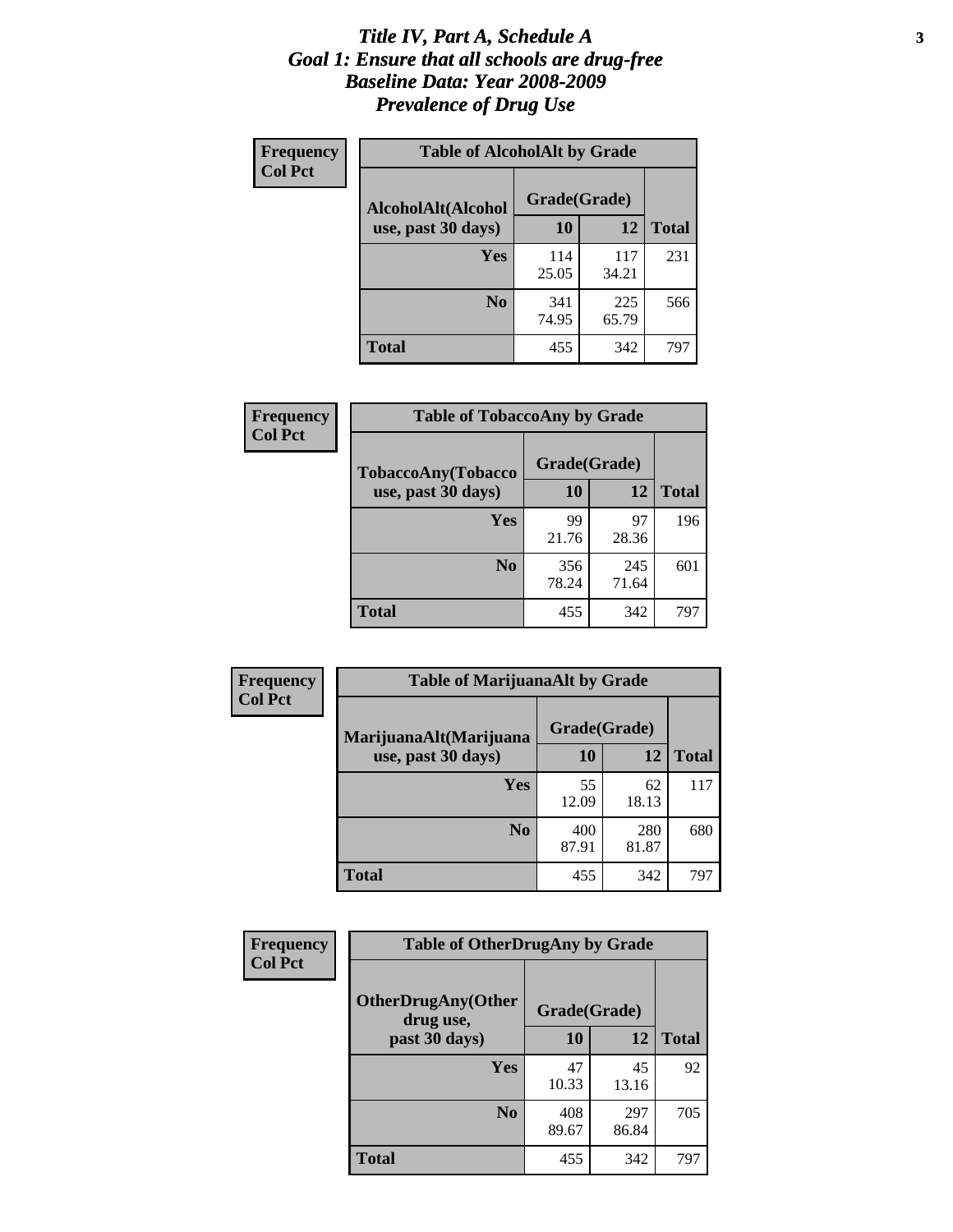# Title IV, Part A, Schedule A
## Goal 1: Ensure that all schools are drug-free
## Baseline Data: Year 2008-2009
## Prevalence of Drug Use

**Frequency / Col Pct**

**Table of AlcoholAlt by Grade**

| AlcoholAlt(Alcohol use, past 30 days) | Grade(Grade) 10 | 12 | Total |
|---|---|---|---|
| **Yes** | 114<br>25.05 | 117<br>34.21 | 231 |
| **No** | 341<br>74.95 | 225<br>65.79 | 566 |
| **Total** | 455 | 342 | 797 |

**Frequency / Col Pct**

**Table of TobaccoAny by Grade**

| TobaccoAny(Tobacco use, past 30 days) | Grade(Grade) 10 | 12 | Total |
|---|---|---|---|
| **Yes** | 99<br>21.76 | 97<br>28.36 | 196 |
| **No** | 356<br>78.24 | 245<br>71.64 | 601 |
| **Total** | 455 | 342 | 797 |

**Frequency / Col Pct**

**Table of MarijuanaAlt by Grade**

| MarijuanaAlt(Marijuana use, past 30 days) | Grade(Grade) 10 | 12 | Total |
|---|---|---|---|
| **Yes** | 55<br>12.09 | 62<br>18.13 | 117 |
| **No** | 400<br>87.91 | 280<br>81.87 | 680 |
| **Total** | 455 | 342 | 797 |

**Frequency / Col Pct**

**Table of OtherDrugAny by Grade**

| OtherDrugAny(Other drug use, past 30 days) | Grade(Grade) 10 | 12 | Total |
|---|---|---|---|
| **Yes** | 47<br>10.33 | 45<br>13.16 | 92 |
| **No** | 408<br>89.67 | 297<br>86.84 | 705 |
| **Total** | 455 | 342 | 797 |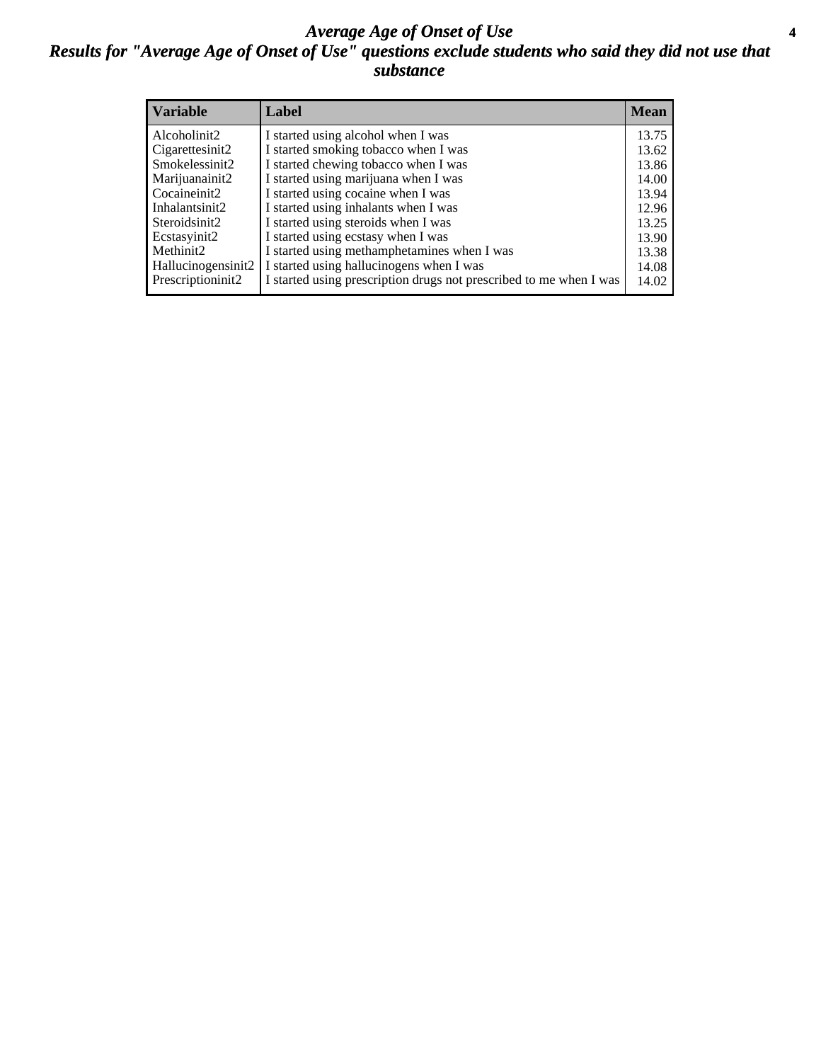# *Average Age of Onset of Use*

## *Results for "Average Age of Onset of Use" questions exclude students who said they did not use that substance*

| Variable | Label | Mean |
|---|---|---|
| Alcoholinit2 | I started using alcohol when I was | 13.75 |
| Cigarettesinit2 | I started smoking tobacco when I was | 13.62 |
| Smokelessinit2 | I started chewing tobacco when I was | 13.86 |
| Marijuanainit2 | I started using marijuana when I was | 14.00 |
| Cocaineinit2 | I started using cocaine when I was | 13.94 |
| Inhalantsinit2 | I started using inhalants when I was | 12.96 |
| Steroidsinit2 | I started using steroids when I was | 13.25 |
| Ecstasyinit2 | I started using ecstasy when I was | 13.90 |
| Methinit2 | I started using methamphetamines when I was | 13.38 |
| Hallucinogensinit2 | I started using hallucinogens when I was | 14.08 |
| Prescriptioninit2 | I started using prescription drugs not prescribed to me when I was | 14.02 |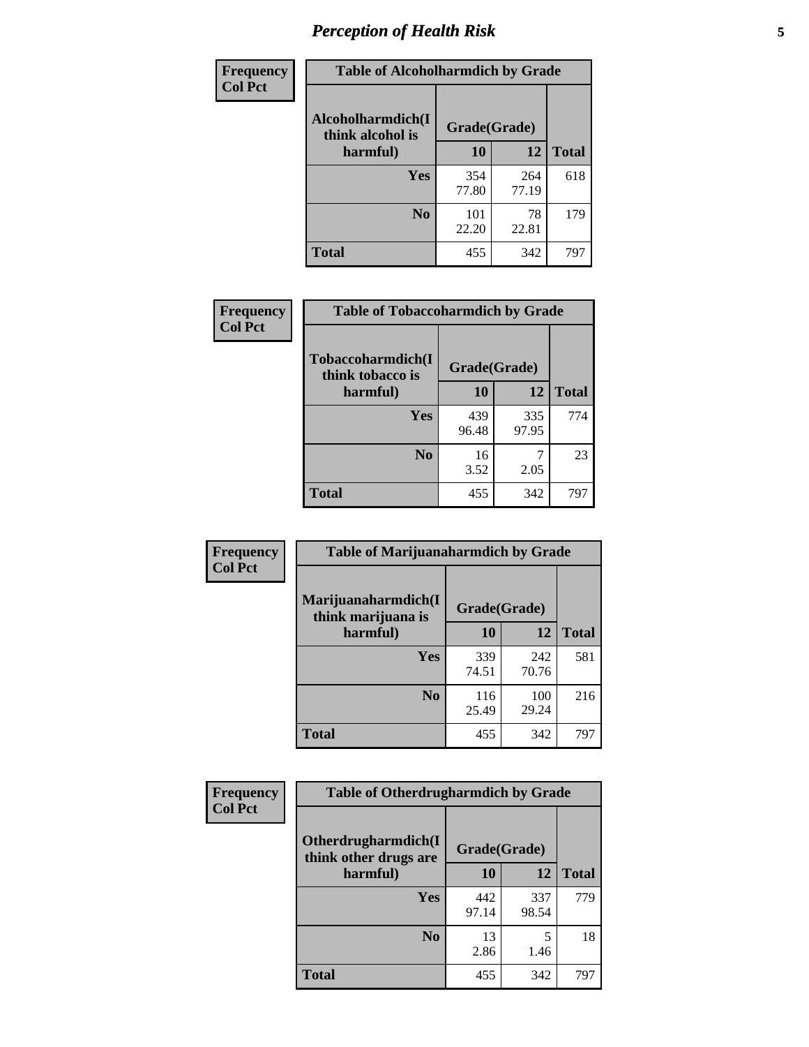# Perception of Health Risk

| Frequency Col Pct | Table of Alcoholharmdich by Grade | | |
|---|---|---|---|
| Alcoholharmdich(I think alcohol is harmful) | Grade(Grade) | | |
| | 10 | 12 | Total |
| Yes | 354<br>77.80 | 264<br>77.19 | 618 |
| No | 101<br>22.20 | 78<br>22.81 | 179 |
| Total | 455 | 342 | 797 |

| Frequency Col Pct | Table of Tobaccoharmdich by Grade | | |
|---|---|---|---|
| Tobaccoharmdich(I think tobacco is harmful) | Grade(Grade) | | |
| | 10 | 12 | Total |
| Yes | 439<br>96.48 | 335<br>97.95 | 774 |
| No | 16<br>3.52 | 7<br>2.05 | 23 |
| Total | 455 | 342 | 797 |

| Frequency Col Pct | Table of Marijuanaharmdich by Grade | | |
|---|---|---|---|
| Marijuanaharmdich(I think marijuana is harmful) | Grade(Grade) | | |
| | 10 | 12 | Total |
| Yes | 339<br>74.51 | 242<br>70.76 | 581 |
| No | 116<br>25.49 | 100<br>29.24 | 216 |
| Total | 455 | 342 | 797 |

| Frequency Col Pct | Table of Otherdrugharmdich by Grade | | |
|---|---|---|---|
| Otherdrugharmdich(I think other drugs are harmful) | Grade(Grade) | | |
| | 10 | 12 | Total |
| Yes | 442<br>97.14 | 337<br>98.54 | 779 |
| No | 13<br>2.86 | 5<br>1.46 | 18 |
| Total | 455 | 342 | 797 |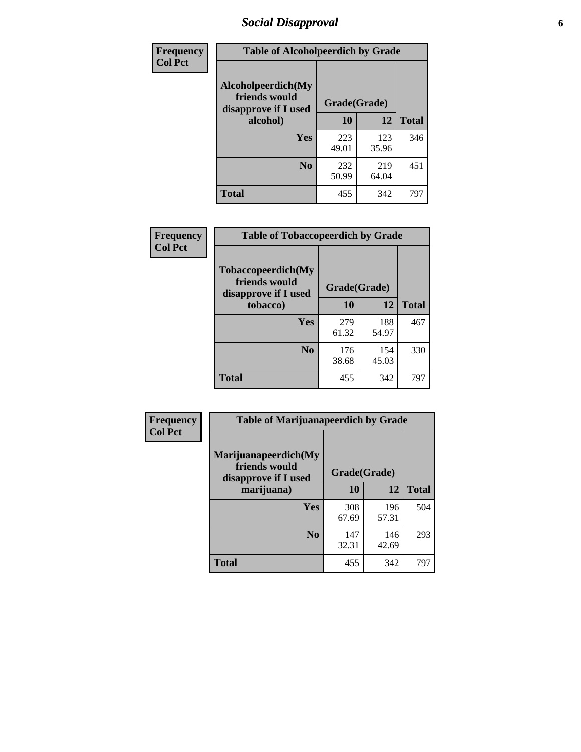## Social Disapproval

| Frequency<br>Col Pct | Table of Alcoholpeerdich by Grade | | |
|---|---|---|---|
| Alcoholpeerdich(My friends would disapprove if I used alcohol) | Grade(Grade) | | |
| | 10 | 12 | Total |
| Yes | 223<br>49.01 | 123<br>35.96 | 346 |
| No | 232<br>50.99 | 219<br>64.04 | 451 |
| Total | 455 | 342 | 797 |

| Frequency<br>Col Pct | Table of Tobaccopeerdich by Grade | | |
|---|---|---|---|
| Tobaccopeerdich(My friends would disapprove if I used tobacco) | Grade(Grade) | | |
| | 10 | 12 | Total |
| Yes | 279<br>61.32 | 188<br>54.97 | 467 |
| No | 176<br>38.68 | 154<br>45.03 | 330 |
| Total | 455 | 342 | 797 |

| Frequency<br>Col Pct | Table of Marijuanapeerdich by Grade | | |
|---|---|---|---|
| Marijuanapeerdich(My friends would disapprove if I used marijuana) | Grade(Grade) | | |
| | 10 | 12 | Total |
| Yes | 308<br>67.69 | 196<br>57.31 | 504 |
| No | 147<br>32.31 | 146<br>42.69 | 293 |
| Total | 455 | 342 | 797 |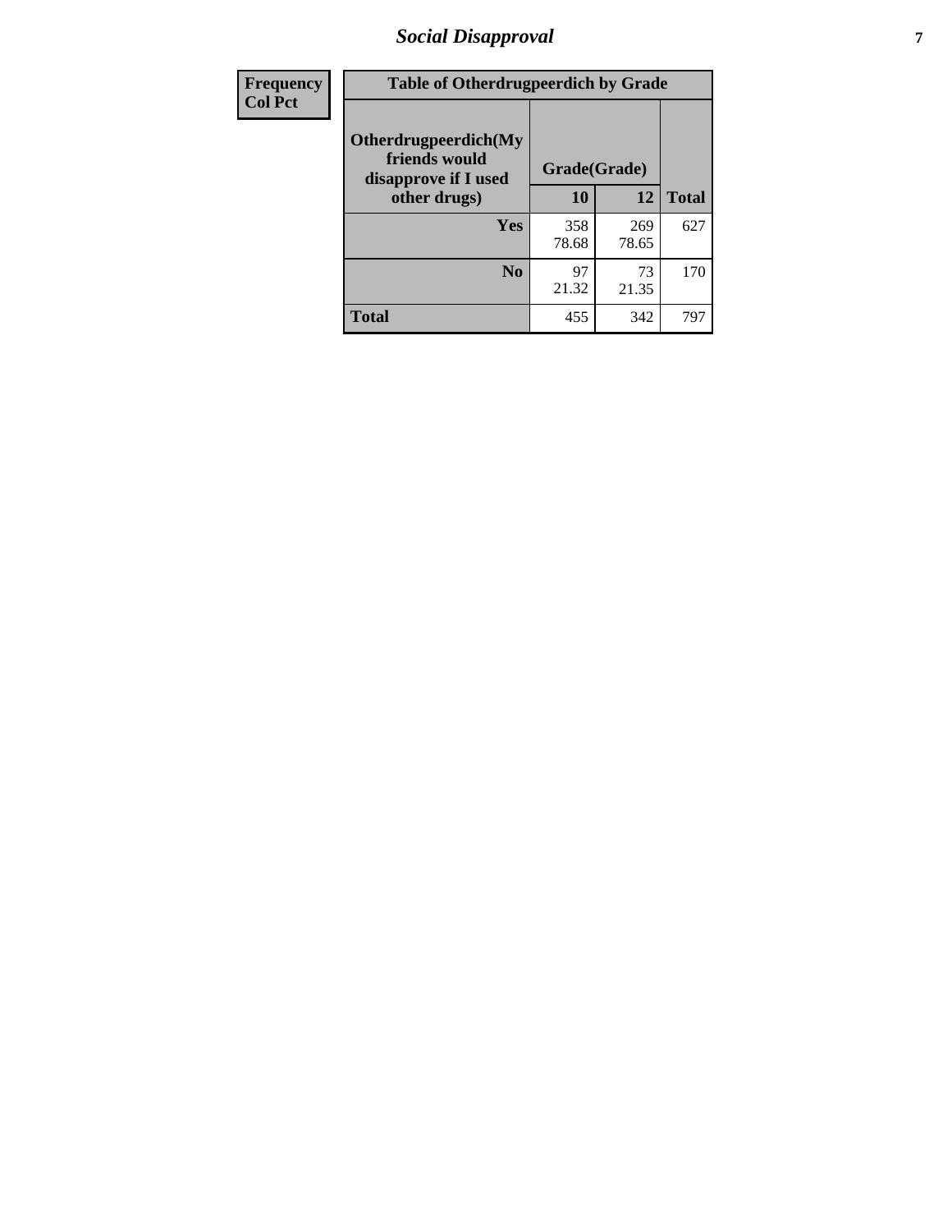| Frequency<br>Col Pct | Table of Otherdrugpeerdich by Grade | | | |
|---|---|---|---|---|
| | Otherdrugpeerdich(My friends would disapprove if I used other drugs) | Grade(Grade) | | Total |
| | | 10 | 12 | |
| | Yes | 358<br>78.68 | 269<br>78.65 | 627 |
| | No | 97<br>21.32 | 73<br>21.35 | 170 |
| | Total | 455 | 342 | 797 |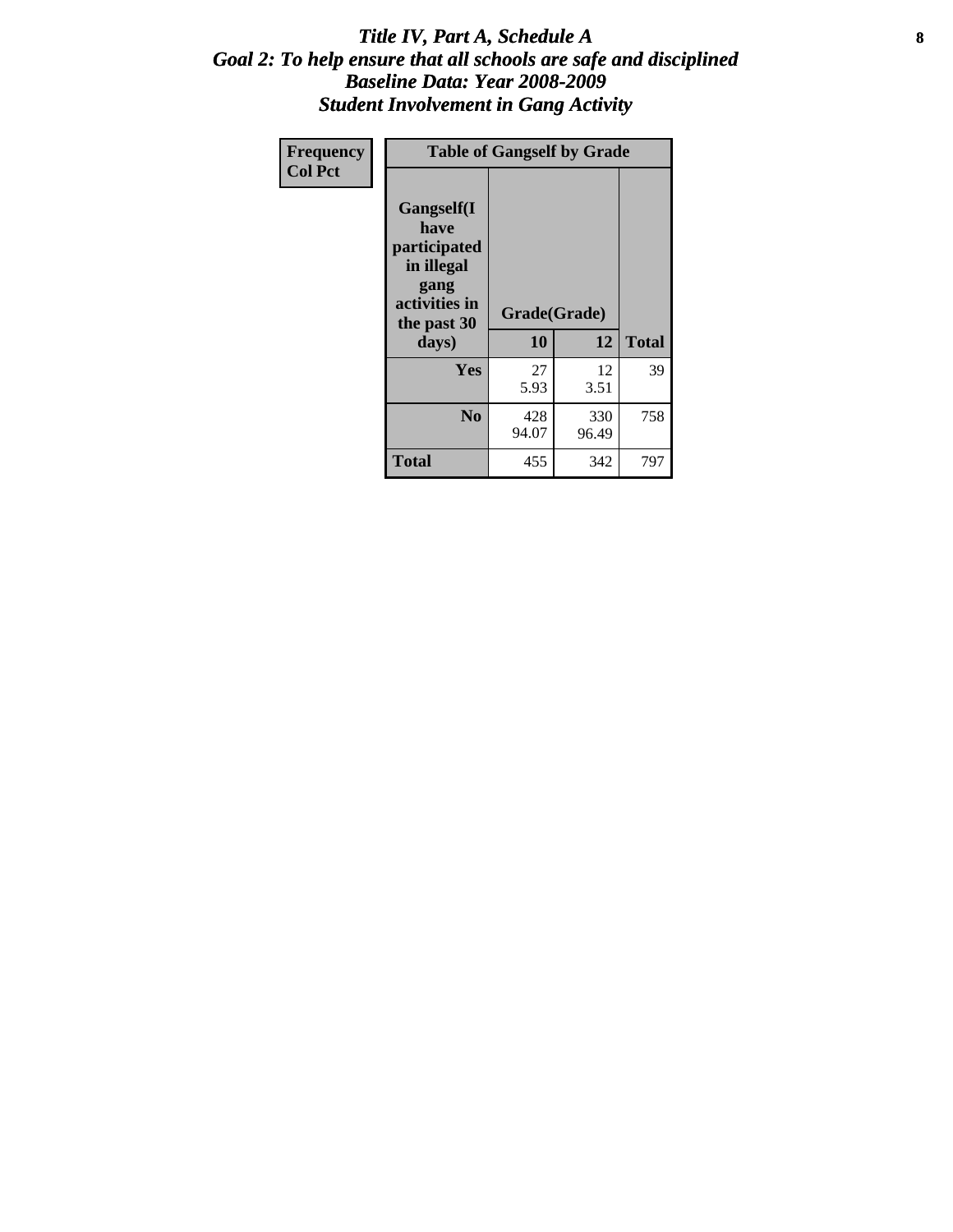# *Title IV, Part A, Schedule A*
# *Goal 2: To help ensure that all schools are safe and disciplined*
# *Baseline Data: Year 2008-2009*
# *Student Involvement in Gang Activity*

**Frequency**
**Col Pct**

| Table of Gangself by Grade | | | |
|---|---|---|---|
| **Gangself(I have participated in illegal gang activities in the past 30 days)** | **Grade(Grade)** | | |
| | **10** | **12** | **Total** |
| **Yes** | 27<br>5.93 | 12<br>3.51 | 39 |
| **No** | 428<br>94.07 | 330<br>96.49 | 758 |
| **Total** | 455 | 342 | 797 |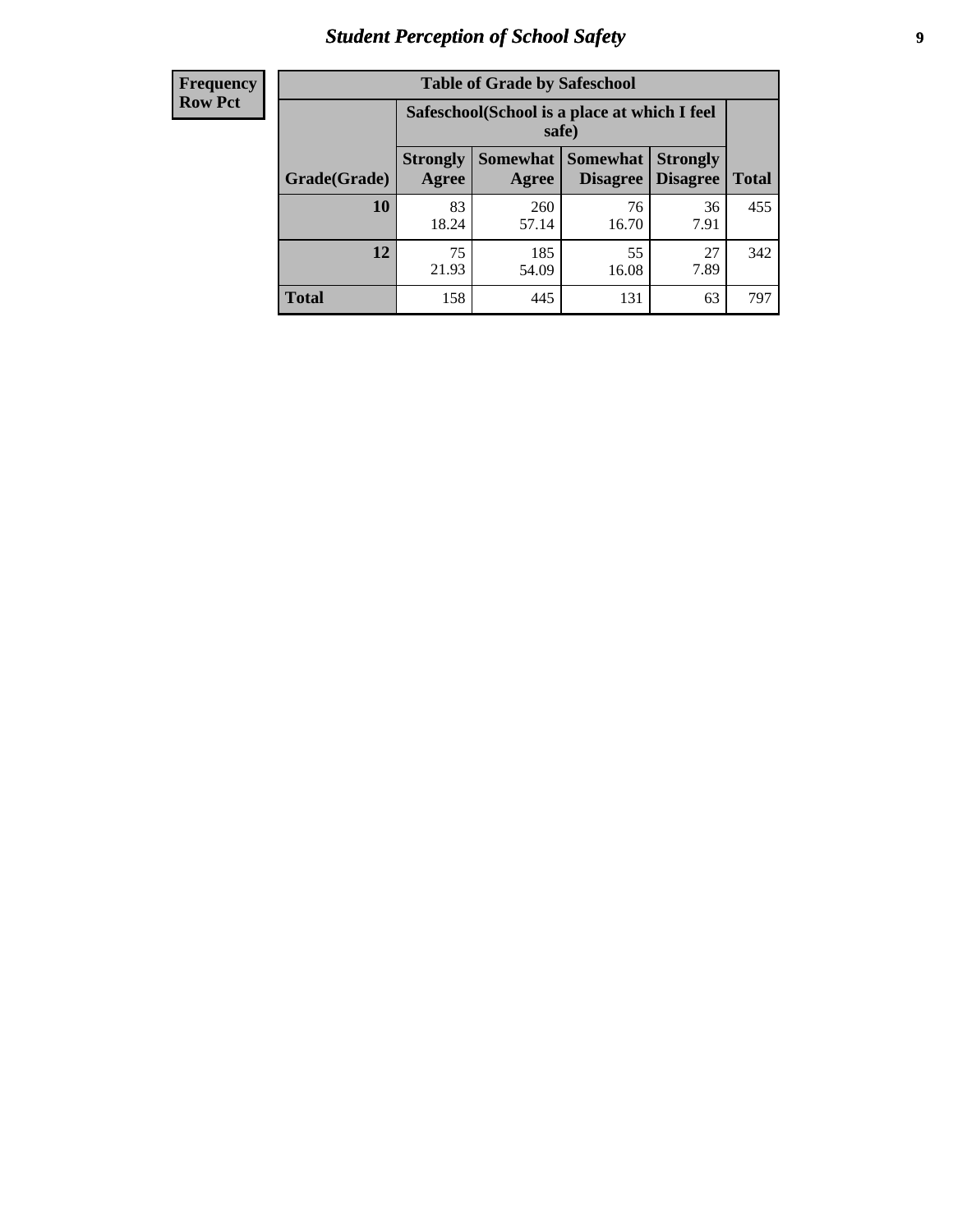| Frequency<br>Row Pct |
|---|

| Table of Grade by Safeschool | | | | | |
|---|---|---|---|---|---|
| | Safeschool(School is a place at which I feel safe) | | | | |
| Grade(Grade) | Strongly Agree | Somewhat Agree | Somewhat Disagree | Strongly Disagree | Total |
| **10** | 83<br>18.24 | 260<br>57.14 | 76<br>16.70 | 36<br>7.91 | 455 |
| **12** | 75<br>21.93 | 185<br>54.09 | 55<br>16.08 | 27<br>7.89 | 342 |
| **Total** | 158 | 445 | 131 | 63 | 797 |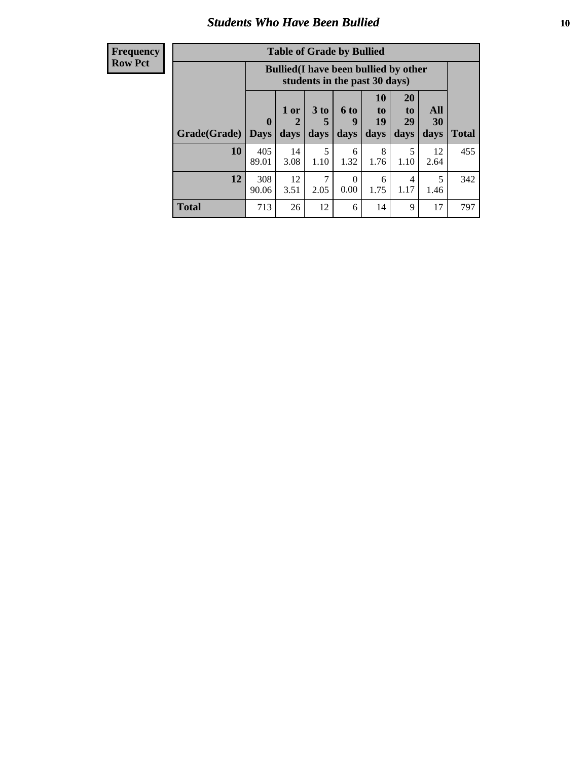## Students Who Have Been Bullied

| Frequency<br>Row Pct |
|---|

**Table of Grade by Bullied**

| Grade(Grade) | Bullied(I have been bullied by other students in the past 30 days) | | | | | | | Total |
|---|---|---|---|---|---|---|---|---|
| | 0 Days | 1 or 2 days | 3 to 5 days | 6 to 9 days | 10 to 19 days | 20 to 29 days | All 30 days | |
| **10** | 405<br>89.01 | 14<br>3.08 | 5<br>1.10 | 6<br>1.32 | 8<br>1.76 | 5<br>1.10 | 12<br>2.64 | 455 |
| **12** | 308<br>90.06 | 12<br>3.51 | 7<br>2.05 | 0<br>0.00 | 6<br>1.75 | 4<br>1.17 | 5<br>1.46 | 342 |
| **Total** | 713 | 26 | 12 | 6 | 14 | 9 | 17 | 797 |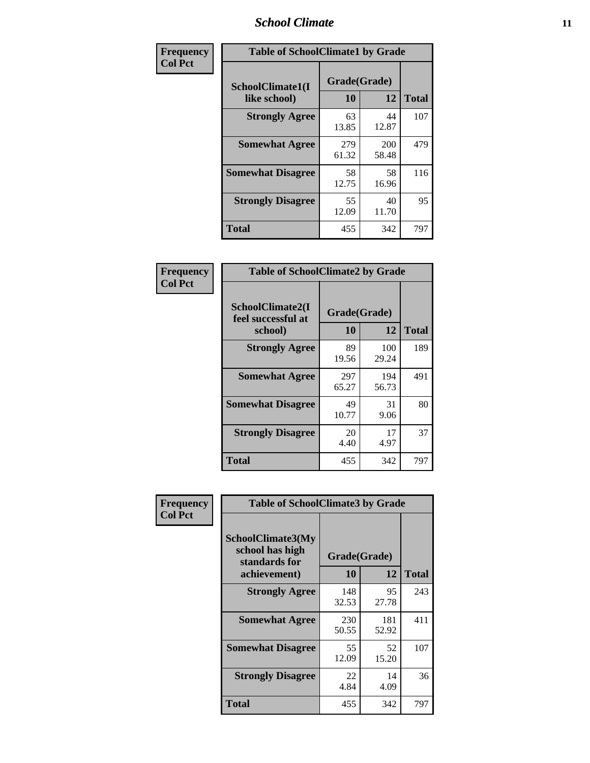| Frequency<br>Col Pct | Table of SchoolClimate1 by Grade | | |
|---|---|---|---|
| SchoolClimate1(I like school) | Grade(Grade) | | |
| | 10 | 12 | Total |
| Strongly Agree | 63<br>13.85 | 44<br>12.87 | 107 |
| Somewhat Agree | 279<br>61.32 | 200<br>58.48 | 479 |
| Somewhat Disagree | 58<br>12.75 | 58<br>16.96 | 116 |
| Strongly Disagree | 55<br>12.09 | 40<br>11.70 | 95 |
| Total | 455 | 342 | 797 |

| Frequency<br>Col Pct | Table of SchoolClimate2 by Grade | | |
|---|---|---|---|
| SchoolClimate2(I feel successful at school) | Grade(Grade) | | |
| | 10 | 12 | Total |
| Strongly Agree | 89<br>19.56 | 100<br>29.24 | 189 |
| Somewhat Agree | 297<br>65.27 | 194<br>56.73 | 491 |
| Somewhat Disagree | 49<br>10.77 | 31<br>9.06 | 80 |
| Strongly Disagree | 20<br>4.40 | 17<br>4.97 | 37 |
| Total | 455 | 342 | 797 |

| Frequency<br>Col Pct | Table of SchoolClimate3 by Grade | | |
|---|---|---|---|
| SchoolClimate3(My school has high standards for achievement) | Grade(Grade) | | |
| | 10 | 12 | Total |
| Strongly Agree | 148<br>32.53 | 95<br>27.78 | 243 |
| Somewhat Agree | 230<br>50.55 | 181<br>52.92 | 411 |
| Somewhat Disagree | 55<br>12.09 | 52<br>15.20 | 107 |
| Strongly Disagree | 22<br>4.84 | 14<br>4.09 | 36 |
| Total | 455 | 342 | 797 |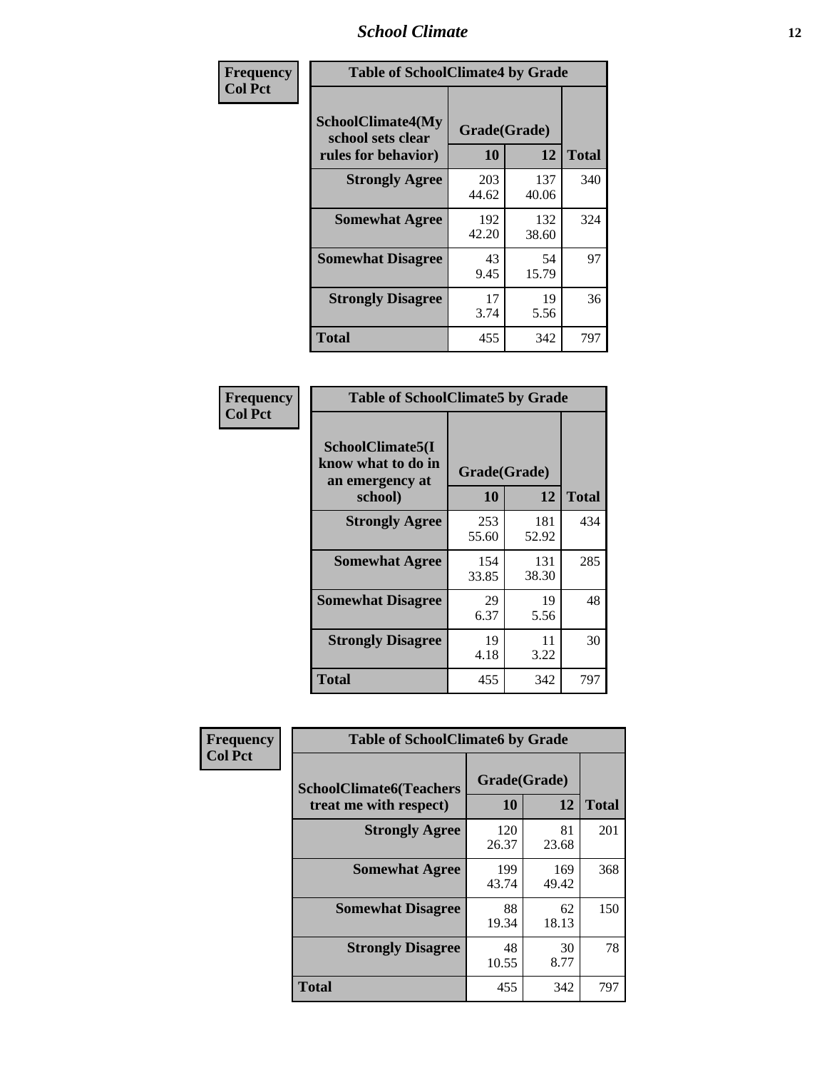| Frequency<br>Col Pct | Table of SchoolClimate4 by Grade | | |
|---|---|---|---|
| SchoolClimate4(My school sets clear rules for behavior) | Grade(Grade) | | |
| | 10 | 12 | Total |
| Strongly Agree | 203<br>44.62 | 137<br>40.06 | 340 |
| Somewhat Agree | 192<br>42.20 | 132<br>38.60 | 324 |
| Somewhat Disagree | 43<br>9.45 | 54<br>15.79 | 97 |
| Strongly Disagree | 17<br>3.74 | 19<br>5.56 | 36 |
| Total | 455 | 342 | 797 |

| Frequency<br>Col Pct | Table of SchoolClimate5 by Grade | | |
|---|---|---|---|
| SchoolClimate5(I know what to do in an emergency at school) | Grade(Grade) | | |
| | 10 | 12 | Total |
| Strongly Agree | 253<br>55.60 | 181<br>52.92 | 434 |
| Somewhat Agree | 154<br>33.85 | 131<br>38.30 | 285 |
| Somewhat Disagree | 29<br>6.37 | 19<br>5.56 | 48 |
| Strongly Disagree | 19<br>4.18 | 11<br>3.22 | 30 |
| Total | 455 | 342 | 797 |

| Frequency<br>Col Pct | Table of SchoolClimate6 by Grade | | |
|---|---|---|---|
| SchoolClimate6(Teachers treat me with respect) | Grade(Grade) | | |
| | 10 | 12 | Total |
| Strongly Agree | 120<br>26.37 | 81<br>23.68 | 201 |
| Somewhat Agree | 199<br>43.74 | 169<br>49.42 | 368 |
| Somewhat Disagree | 88<br>19.34 | 62<br>18.13 | 150 |
| Strongly Disagree | 48<br>10.55 | 30<br>8.77 | 78 |
| Total | 455 | 342 | 797 |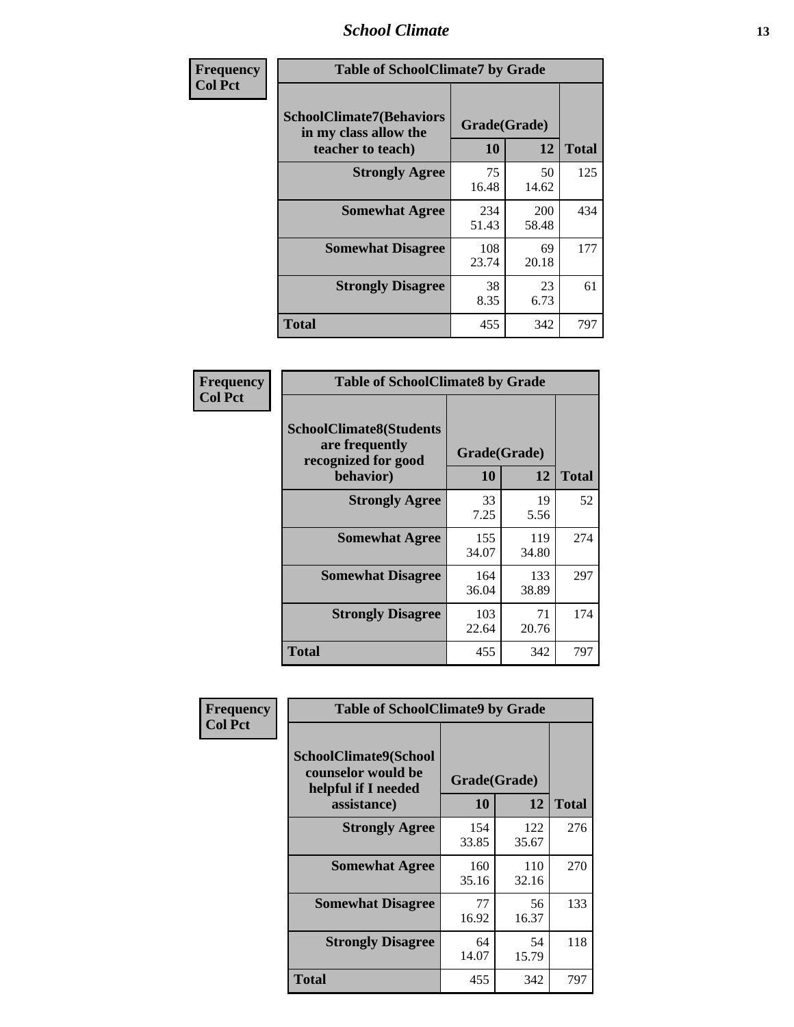| Frequency Col Pct | Table of SchoolClimate7 by Grade | | |
|---|---|---|---|
| SchoolClimate7(Behaviors in my class allow the teacher to teach) | Grade(Grade) | | Total |
| | 10 | 12 | |
| Strongly Agree | 75<br>16.48 | 50<br>14.62 | 125 |
| Somewhat Agree | 234<br>51.43 | 200<br>58.48 | 434 |
| Somewhat Disagree | 108<br>23.74 | 69<br>20.18 | 177 |
| Strongly Disagree | 38<br>8.35 | 23<br>6.73 | 61 |
| Total | 455 | 342 | 797 |

| Frequency Col Pct | Table of SchoolClimate8 by Grade | | |
|---|---|---|---|
| SchoolClimate8(Students are frequently recognized for good behavior) | Grade(Grade) | | Total |
| | 10 | 12 | |
| Strongly Agree | 33<br>7.25 | 19<br>5.56 | 52 |
| Somewhat Agree | 155<br>34.07 | 119<br>34.80 | 274 |
| Somewhat Disagree | 164<br>36.04 | 133<br>38.89 | 297 |
| Strongly Disagree | 103<br>22.64 | 71<br>20.76 | 174 |
| Total | 455 | 342 | 797 |

| Frequency Col Pct | Table of SchoolClimate9 by Grade | | |
|---|---|---|---|
| SchoolClimate9(School counselor would be helpful if I needed assistance) | Grade(Grade) | | Total |
| | 10 | 12 | |
| Strongly Agree | 154<br>33.85 | 122<br>35.67 | 276 |
| Somewhat Agree | 160<br>35.16 | 110<br>32.16 | 270 |
| Somewhat Disagree | 77<br>16.92 | 56<br>16.37 | 133 |
| Strongly Disagree | 64<br>14.07 | 54<br>15.79 | 118 |
| Total | 455 | 342 | 797 |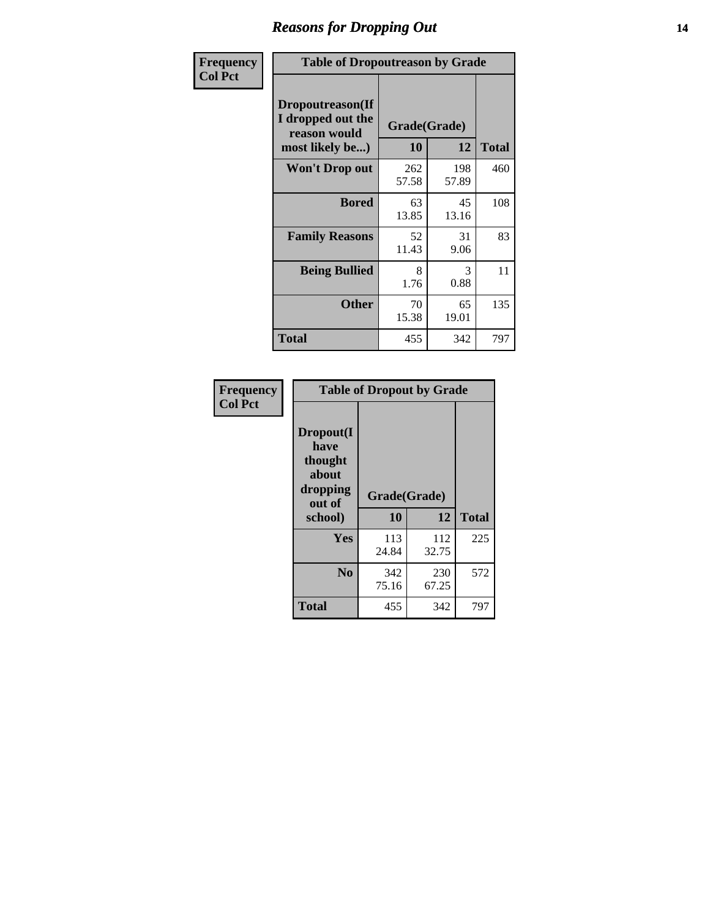# Reasons for Dropping Out

| Frequency<br>Col Pct | | | |
|---|---|---|---|
| **Table of Dropoutreason by Grade** | | | |
| **Dropoutreason(If I dropped out the reason would most likely be...)** | **Grade(Grade)** | | |
| | **10** | **12** | **Total** |
| **Won't Drop out** | 262<br>57.58 | 198<br>57.89 | 460 |
| **Bored** | 63<br>13.85 | 45<br>13.16 | 108 |
| **Family Reasons** | 52<br>11.43 | 31<br>9.06 | 83 |
| **Being Bullied** | 8<br>1.76 | 3<br>0.88 | 11 |
| **Other** | 70<br>15.38 | 65<br>19.01 | 135 |
| **Total** | 455 | 342 | 797 |

| Frequency<br>Col Pct | | | |
|---|---|---|---|
| **Table of Dropout by Grade** | | | |
| **Dropout(I have thought about dropping out of school)** | **Grade(Grade)** | | |
| | **10** | **12** | **Total** |
| **Yes** | 113<br>24.84 | 112<br>32.75 | 225 |
| **No** | 342<br>75.16 | 230<br>67.25 | 572 |
| **Total** | 455 | 342 | 797 |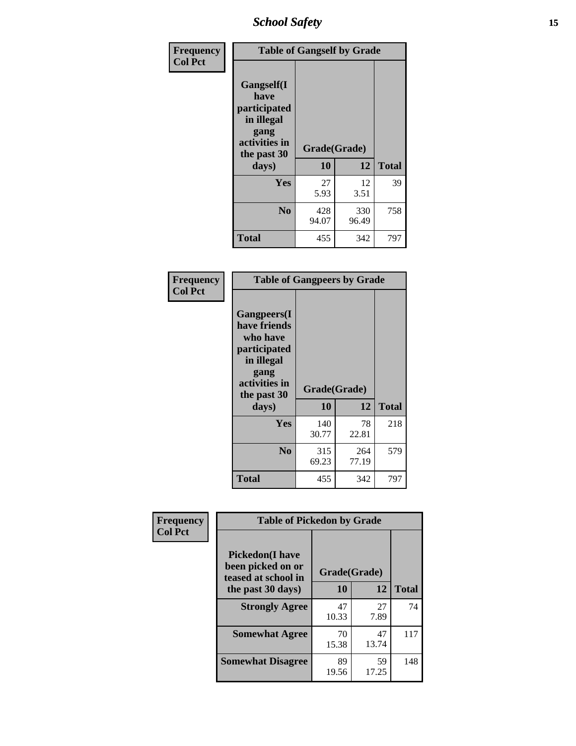| Frequency Col Pct | Table of Gangself by Grade | | |
|---|---|---|---|
| Gangself(I have participated in illegal gang activities in the past 30 days) | Grade(Grade) | | |
| | 10 | 12 | Total |
| Yes | 27<br>5.93 | 12<br>3.51 | 39 |
| No | 428<br>94.07 | 330<br>96.49 | 758 |
| Total | 455 | 342 | 797 |

| Frequency Col Pct | Table of Gangpeers by Grade | | |
|---|---|---|---|
| Gangpeers(I have friends who have participated in illegal gang activities in the past 30 days) | Grade(Grade) | | |
| | 10 | 12 | Total |
| Yes | 140<br>30.77 | 78<br>22.81 | 218 |
| No | 315<br>69.23 | 264<br>77.19 | 579 |
| Total | 455 | 342 | 797 |

| Frequency Col Pct | Table of Pickedon by Grade | | |
|---|---|---|---|
| Pickedon(I have been picked on or teased at school in the past 30 days) | Grade(Grade) | | |
| | 10 | 12 | Total |
| Strongly Agree | 47<br>10.33 | 27<br>7.89 | 74 |
| Somewhat Agree | 70<br>15.38 | 47<br>13.74 | 117 |
| Somewhat Disagree | 89<br>19.56 | 59<br>17.25 | 148 |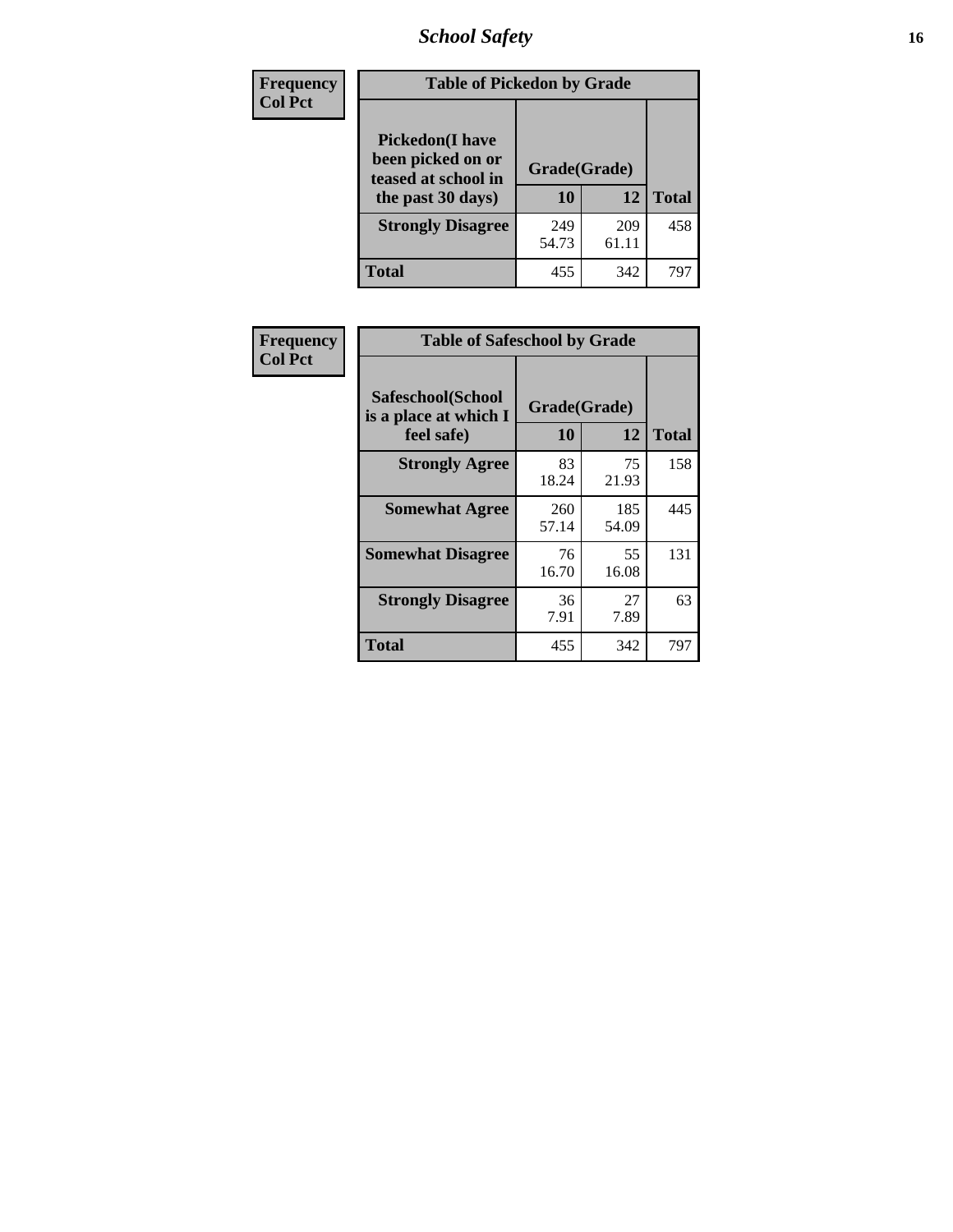| Frequency<br>Col Pct | Table of Pickedon by Grade | | |
|---|---|---|---|
| **Pickedon(I have been picked on or teased at school in the past 30 days)** | **Grade(Grade)** | | |
| | **10** | **12** | **Total** |
| **Strongly Disagree** | 249<br>54.73 | 209<br>61.11 | 458 |
| **Total** | 455 | 342 | 797 |

| Frequency<br>Col Pct | Table of Safeschool by Grade | | |
|---|---|---|---|
| **Safeschool(School is a place at which I feel safe)** | **Grade(Grade)** | | |
| | **10** | **12** | **Total** |
| **Strongly Agree** | 83<br>18.24 | 75<br>21.93 | 158 |
| **Somewhat Agree** | 260<br>57.14 | 185<br>54.09 | 445 |
| **Somewhat Disagree** | 76<br>16.70 | 55<br>16.08 | 131 |
| **Strongly Disagree** | 36<br>7.91 | 27<br>7.89 | 63 |
| **Total** | 455 | 342 | 797 |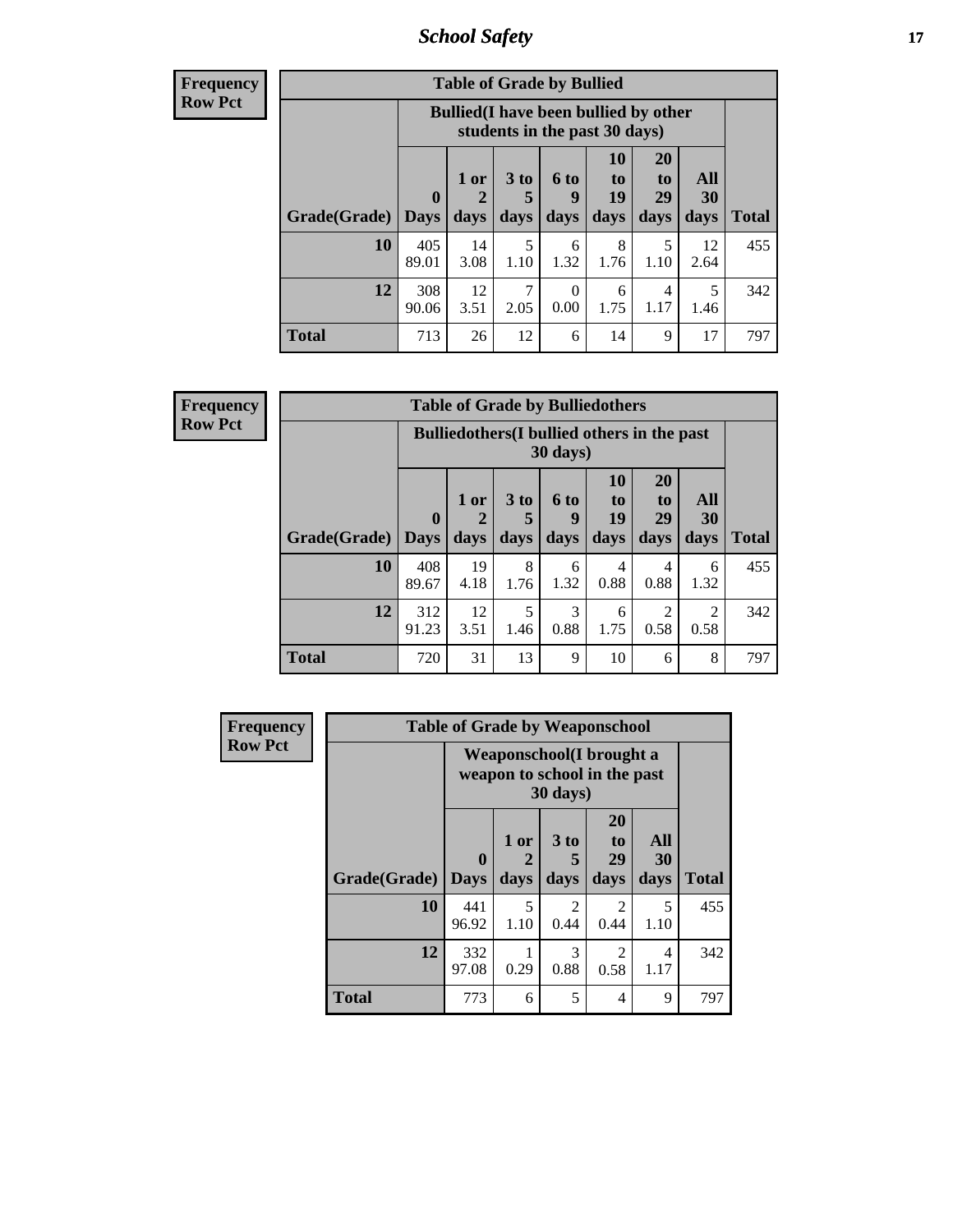## School Safety

| Frequency<br>Row Pct |
|---|

**Table of Grade by Bullied**

| Grade(Grade) | Bullied(I have been bullied by other students in the past 30 days) | | | | | | | Total |
|---|---|---|---|---|---|---|---|---|
| | 0 Days | 1 or 2 days | 3 to 5 days | 6 to 9 days | 10 to 19 days | 20 to 29 days | All 30 days | |
| 10 | 405<br>89.01 | 14<br>3.08 | 5<br>1.10 | 6<br>1.32 | 8<br>1.76 | 5<br>1.10 | 12<br>2.64 | 455 |
| 12 | 308<br>90.06 | 12<br>3.51 | 7<br>2.05 | 0<br>0.00 | 6<br>1.75 | 4<br>1.17 | 5<br>1.46 | 342 |
| Total | 713 | 26 | 12 | 6 | 14 | 9 | 17 | 797 |

| Frequency<br>Row Pct |
|---|

**Table of Grade by Bulliedothers**

| Grade(Grade) | Bulliedothers(I bullied others in the past 30 days) | | | | | | | Total |
|---|---|---|---|---|---|---|---|---|
| | 0 Days | 1 or 2 days | 3 to 5 days | 6 to 9 days | 10 to 19 days | 20 to 29 days | All 30 days | |
| 10 | 408<br>89.67 | 19<br>4.18 | 8<br>1.76 | 6<br>1.32 | 4<br>0.88 | 4<br>0.88 | 6<br>1.32 | 455 |
| 12 | 312<br>91.23 | 12<br>3.51 | 5<br>1.46 | 3<br>0.88 | 6<br>1.75 | 2<br>0.58 | 2<br>0.58 | 342 |
| Total | 720 | 31 | 13 | 9 | 10 | 6 | 8 | 797 |

| Frequency<br>Row Pct |
|---|

**Table of Grade by Weaponschool**

| Grade(Grade) | Weaponschool(I brought a weapon to school in the past 30 days) | | | | | Total |
|---|---|---|---|---|---|---|
| | 0 Days | 1 or 2 days | 3 to 5 days | 20 to 29 days | All 30 days | |
| 10 | 441<br>96.92 | 5<br>1.10 | 2<br>0.44 | 2<br>0.44 | 5<br>1.10 | 455 |
| 12 | 332<br>97.08 | 1<br>0.29 | 3<br>0.88 | 2<br>0.58 | 4<br>1.17 | 342 |
| Total | 773 | 6 | 5 | 4 | 9 | 797 |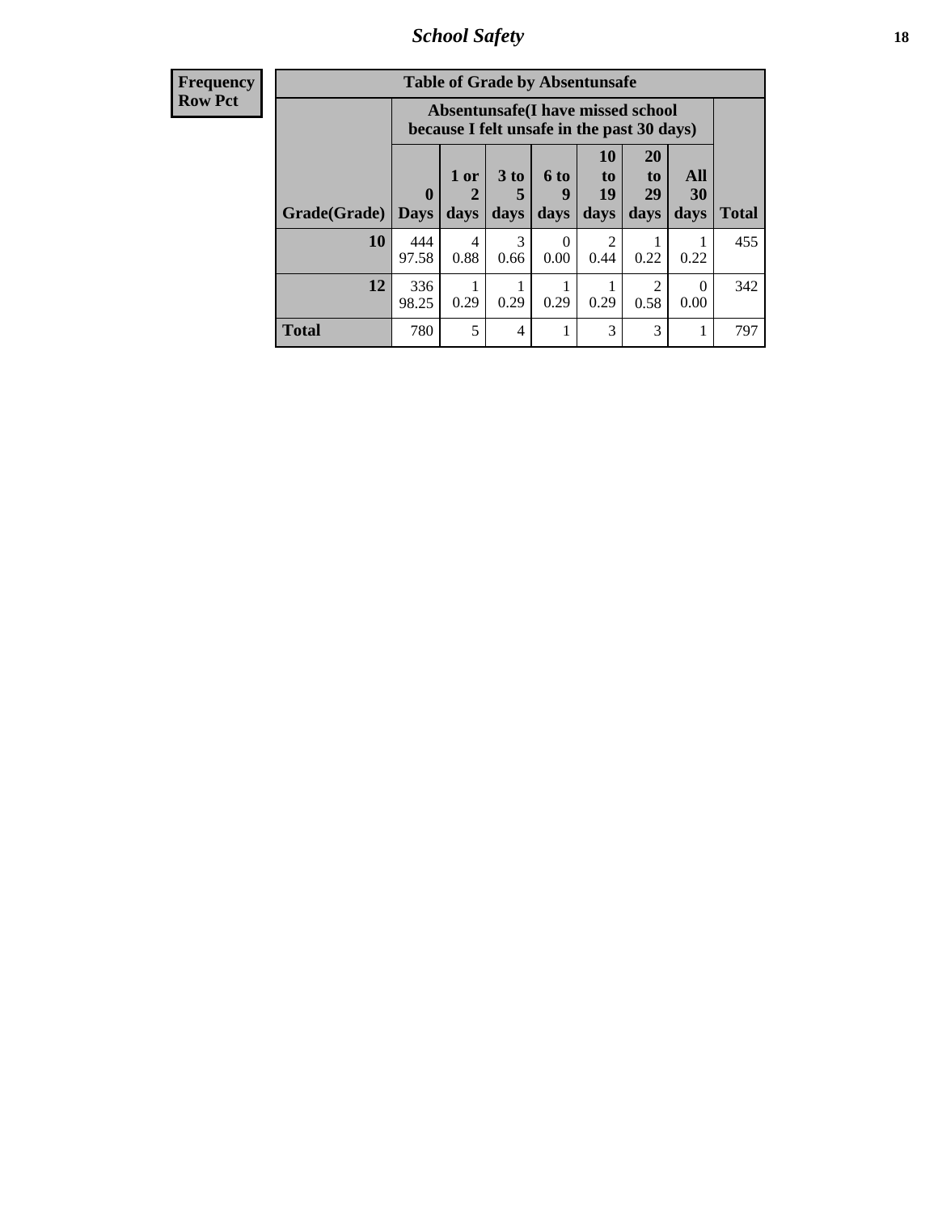## School Safety

**Frequency**
**Row Pct**

| Table of Grade by Absentunsafe | | | | | | | | |
|---|---|---|---|---|---|---|---|---|
| | Absentunsafe(I have missed school because I felt unsafe in the past 30 days) | | | | | | | |
| Grade(Grade) | 0 Days | 1 or 2 days | 3 to 5 days | 6 to 9 days | 10 to 19 days | 20 to 29 days | All 30 days | Total |
| **10** | 444<br>97.58 | 4<br>0.88 | 3<br>0.66 | 0<br>0.00 | 2<br>0.44 | 1<br>0.22 | 1<br>0.22 | 455 |
| **12** | 336<br>98.25 | 1<br>0.29 | 1<br>0.29 | 1<br>0.29 | 1<br>0.29 | 2<br>0.58 | 0<br>0.00 | 342 |
| **Total** | 780 | 5 | 4 | 1 | 3 | 3 | 1 | 797 |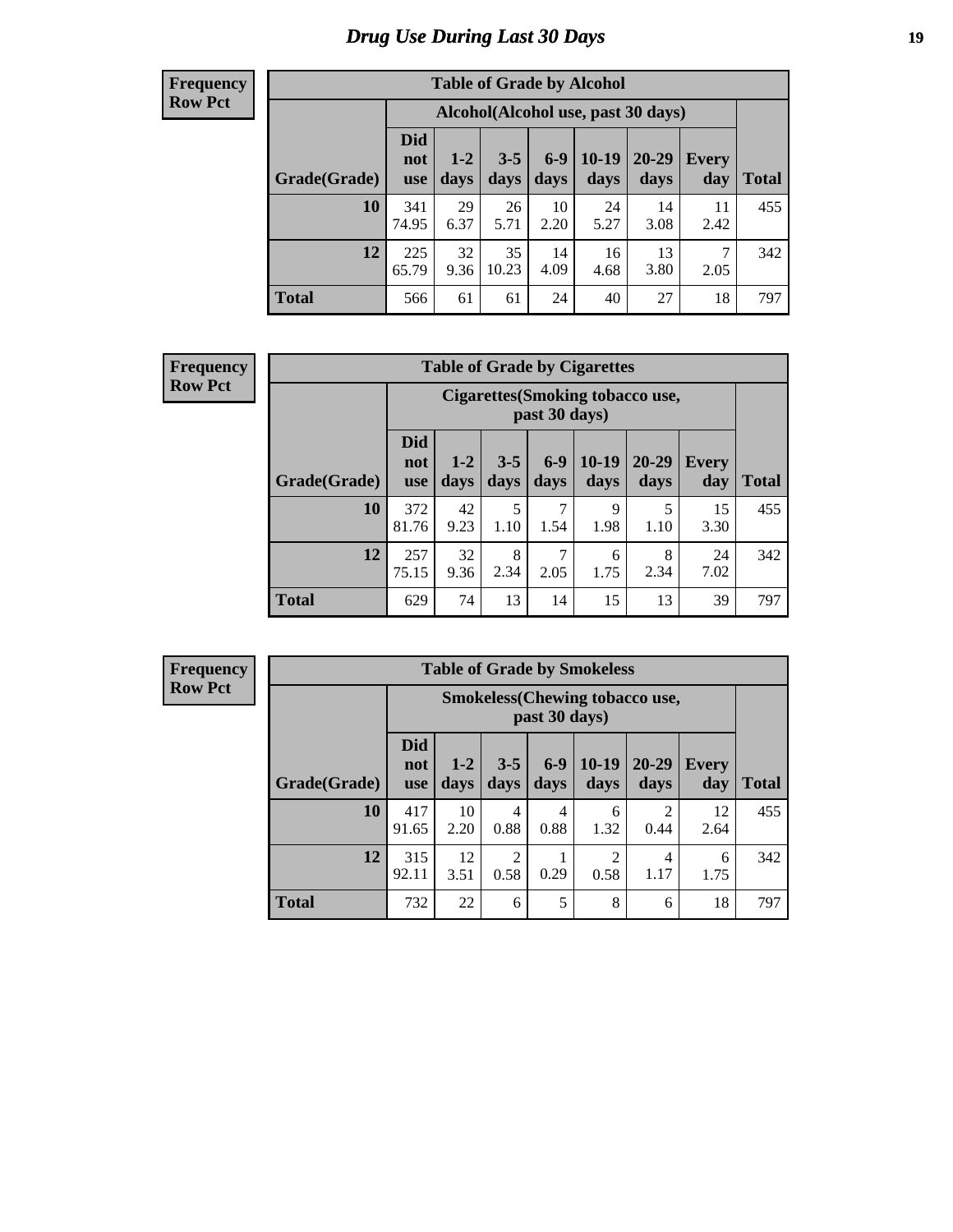# Drug Use During Last 30 Days

**Frequency**
**Row Pct**

| Table of Grade by Alcohol | | | | | | | | |
|---|---|---|---|---|---|---|---|---|
| | Alcohol(Alcohol use, past 30 days) | | | | | | | |
| Grade(Grade) | Did not use | 1-2 days | 3-5 days | 6-9 days | 10-19 days | 20-29 days | Every day | Total |
| 10 | 341<br>74.95 | 29<br>6.37 | 26<br>5.71 | 10<br>2.20 | 24<br>5.27 | 14<br>3.08 | 11<br>2.42 | 455 |
| 12 | 225<br>65.79 | 32<br>9.36 | 35<br>10.23 | 14<br>4.09 | 16<br>4.68 | 13<br>3.80 | 7<br>2.05 | 342 |
| Total | 566 | 61 | 61 | 24 | 40 | 27 | 18 | 797 |

**Frequency**
**Row Pct**

| Table of Grade by Cigarettes | | | | | | | | |
|---|---|---|---|---|---|---|---|---|
| | Cigarettes(Smoking tobacco use, past 30 days) | | | | | | | |
| Grade(Grade) | Did not use | 1-2 days | 3-5 days | 6-9 days | 10-19 days | 20-29 days | Every day | Total |
| 10 | 372<br>81.76 | 42<br>9.23 | 5<br>1.10 | 7<br>1.54 | 9<br>1.98 | 5<br>1.10 | 15<br>3.30 | 455 |
| 12 | 257<br>75.15 | 32<br>9.36 | 8<br>2.34 | 7<br>2.05 | 6<br>1.75 | 8<br>2.34 | 24<br>7.02 | 342 |
| Total | 629 | 74 | 13 | 14 | 15 | 13 | 39 | 797 |

**Frequency**
**Row Pct**

| Table of Grade by Smokeless | | | | | | | | |
|---|---|---|---|---|---|---|---|---|
| | Smokeless(Chewing tobacco use, past 30 days) | | | | | | | |
| Grade(Grade) | Did not use | 1-2 days | 3-5 days | 6-9 days | 10-19 days | 20-29 days | Every day | Total |
| 10 | 417<br>91.65 | 10<br>2.20 | 4<br>0.88 | 4<br>0.88 | 6<br>1.32 | 2<br>0.44 | 12<br>2.64 | 455 |
| 12 | 315<br>92.11 | 12<br>3.51 | 2<br>0.58 | 1<br>0.29 | 2<br>0.58 | 4<br>1.17 | 6<br>1.75 | 342 |
| Total | 732 | 22 | 6 | 5 | 8 | 6 | 18 | 797 |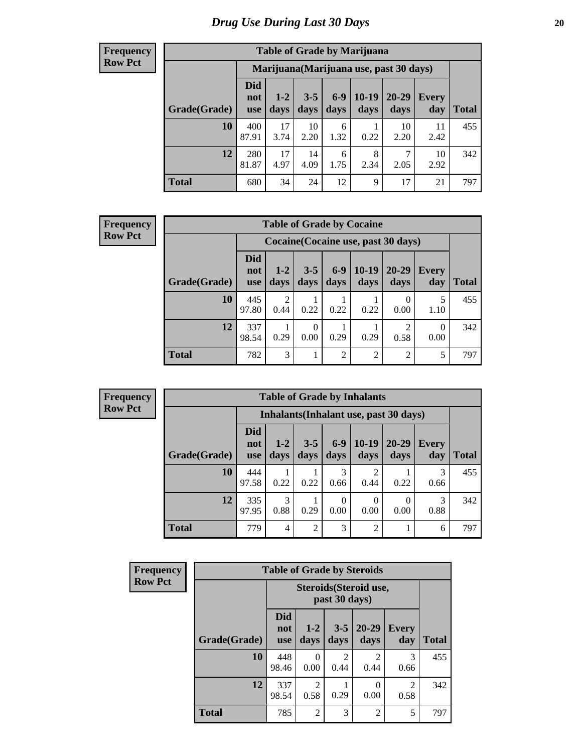# Drug Use During Last 30 Days

**Frequency**
**Row Pct**

| Table of Grade by Marijuana | | | | | | | | |
|---|---|---|---|---|---|---|---|---|
| | Marijuana(Marijuana use, past 30 days) | | | | | | | |
| Grade(Grade) | Did not use | 1-2 days | 3-5 days | 6-9 days | 10-19 days | 20-29 days | Every day | Total |
| 10 | 400<br>87.91 | 17<br>3.74 | 10<br>2.20 | 6<br>1.32 | 1<br>0.22 | 10<br>2.20 | 11<br>2.42 | 455 |
| 12 | 280<br>81.87 | 17<br>4.97 | 14<br>4.09 | 6<br>1.75 | 8<br>2.34 | 7<br>2.05 | 10<br>2.92 | 342 |
| Total | 680 | 34 | 24 | 12 | 9 | 17 | 21 | 797 |

**Frequency**
**Row Pct**

| Table of Grade by Cocaine | | | | | | | | |
|---|---|---|---|---|---|---|---|---|
| | Cocaine(Cocaine use, past 30 days) | | | | | | | |
| Grade(Grade) | Did not use | 1-2 days | 3-5 days | 6-9 days | 10-19 days | 20-29 days | Every day | Total |
| 10 | 445<br>97.80 | 2<br>0.44 | 1<br>0.22 | 1<br>0.22 | 1<br>0.22 | 0<br>0.00 | 5<br>1.10 | 455 |
| 12 | 337<br>98.54 | 1<br>0.29 | 0<br>0.00 | 1<br>0.29 | 1<br>0.29 | 2<br>0.58 | 0<br>0.00 | 342 |
| Total | 782 | 3 | 1 | 2 | 2 | 2 | 5 | 797 |

**Frequency**
**Row Pct**

| Table of Grade by Inhalants | | | | | | | | |
|---|---|---|---|---|---|---|---|---|
| | Inhalants(Inhalant use, past 30 days) | | | | | | | |
| Grade(Grade) | Did not use | 1-2 days | 3-5 days | 6-9 days | 10-19 days | 20-29 days | Every day | Total |
| 10 | 444<br>97.58 | 1<br>0.22 | 1<br>0.22 | 3<br>0.66 | 2<br>0.44 | 1<br>0.22 | 3<br>0.66 | 455 |
| 12 | 335<br>97.95 | 3<br>0.88 | 1<br>0.29 | 0<br>0.00 | 0<br>0.00 | 0<br>0.00 | 3<br>0.88 | 342 |
| Total | 779 | 4 | 2 | 3 | 2 | 1 | 6 | 797 |

**Frequency**
**Row Pct**

| Table of Grade by Steroids | | | | | | |
|---|---|---|---|---|---|---|
| | Steroids(Steroid use, past 30 days) | | | | | |
| Grade(Grade) | Did not use | 1-2 days | 3-5 days | 20-29 days | Every day | Total |
| 10 | 448<br>98.46 | 0<br>0.00 | 2<br>0.44 | 2<br>0.44 | 3<br>0.66 | 455 |
| 12 | 337<br>98.54 | 2<br>0.58 | 1<br>0.29 | 0<br>0.00 | 2<br>0.58 | 342 |
| Total | 785 | 2 | 3 | 2 | 5 | 797 |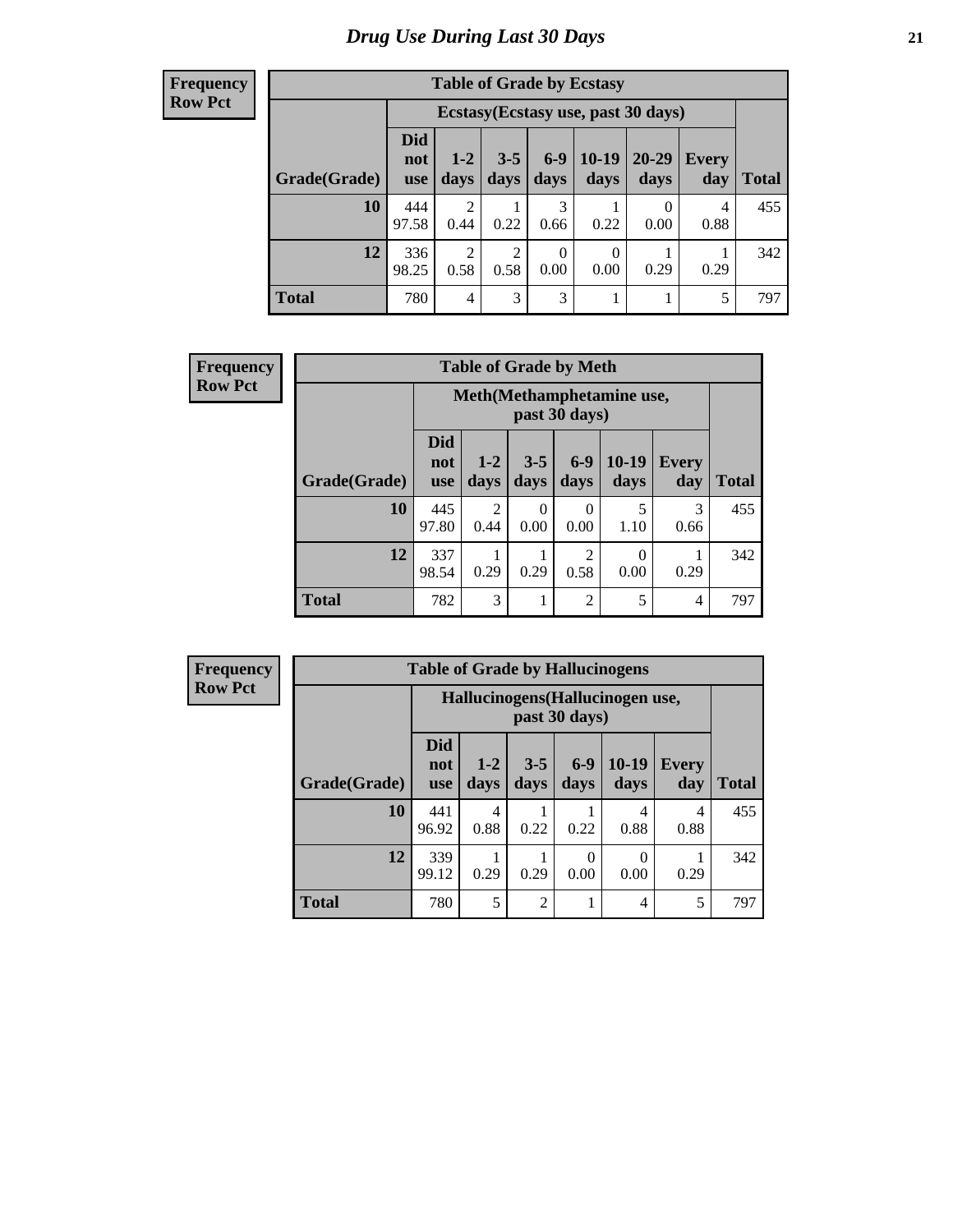# Drug Use During Last 30 Days

**Frequency**
**Row Pct**

| Table of Grade by Ecstasy | | | | | | | | |
|---|---|---|---|---|---|---|---|---|
| | Ecstasy(Ecstasy use, past 30 days) | | | | | | | |
| Grade(Grade) | Did not use | 1-2 days | 3-5 days | 6-9 days | 10-19 days | 20-29 days | Every day | Total |
| 10 | 444<br>97.58 | 2<br>0.44 | 1<br>0.22 | 3<br>0.66 | 1<br>0.22 | 0<br>0.00 | 4<br>0.88 | 455 |
| 12 | 336<br>98.25 | 2<br>0.58 | 2<br>0.58 | 0<br>0.00 | 0<br>0.00 | 1<br>0.29 | 1<br>0.29 | 342 |
| Total | 780 | 4 | 3 | 3 | 1 | 1 | 5 | 797 |

**Frequency**
**Row Pct**

| Table of Grade by Meth | | | | | | | |
|---|---|---|---|---|---|---|---|
| | Meth(Methamphetamine use, past 30 days) | | | | | | |
| Grade(Grade) | Did not use | 1-2 days | 3-5 days | 6-9 days | 10-19 days | Every day | Total |
| 10 | 445<br>97.80 | 2<br>0.44 | 0<br>0.00 | 0<br>0.00 | 5<br>1.10 | 3<br>0.66 | 455 |
| 12 | 337<br>98.54 | 1<br>0.29 | 1<br>0.29 | 2<br>0.58 | 0<br>0.00 | 1<br>0.29 | 342 |
| Total | 782 | 3 | 1 | 2 | 5 | 4 | 797 |

**Frequency**
**Row Pct**

| Table of Grade by Hallucinogens | | | | | | | |
|---|---|---|---|---|---|---|---|
| | Hallucinogens(Hallucinogen use, past 30 days) | | | | | | |
| Grade(Grade) | Did not use | 1-2 days | 3-5 days | 6-9 days | 10-19 days | Every day | Total |
| 10 | 441<br>96.92 | 4<br>0.88 | 1<br>0.22 | 1<br>0.22 | 4<br>0.88 | 4<br>0.88 | 455 |
| 12 | 339<br>99.12 | 1<br>0.29 | 1<br>0.29 | 0<br>0.00 | 0<br>0.00 | 1<br>0.29 | 342 |
| Total | 780 | 5 | 2 | 1 | 4 | 5 | 797 |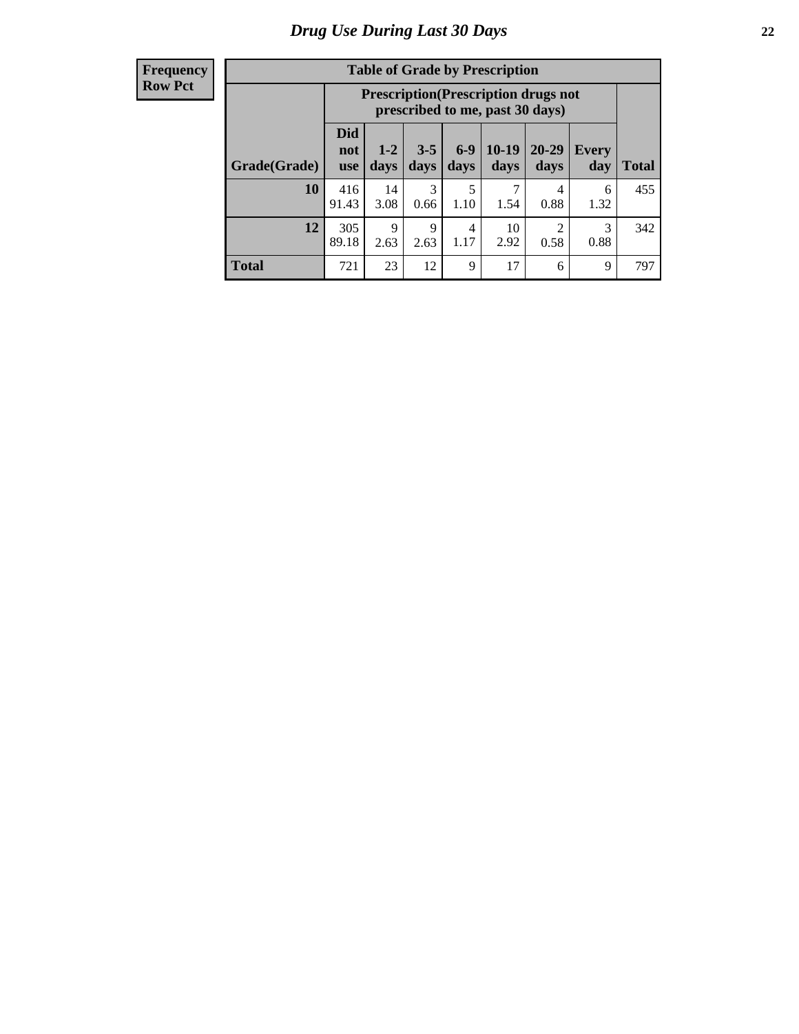# Drug Use During Last 30 Days

| Frequency Row Pct | Table of Grade by Prescription | | | | | | | |
|---|---|---|---|---|---|---|---|---|
| | Prescription(Prescription drugs not prescribed to me, past 30 days) | | | | | | | |
| Grade(Grade) | Did not use | 1-2 days | 3-5 days | 6-9 days | 10-19 days | 20-29 days | Every day | Total |
| 10 | 416 91.43 | 14 3.08 | 3 0.66 | 5 1.10 | 7 1.54 | 4 0.88 | 6 1.32 | 455 |
| 12 | 305 89.18 | 9 2.63 | 9 2.63 | 4 1.17 | 10 2.92 | 2 0.58 | 3 0.88 | 342 |
| Total | 721 | 23 | 12 | 9 | 17 | 6 | 9 | 797 |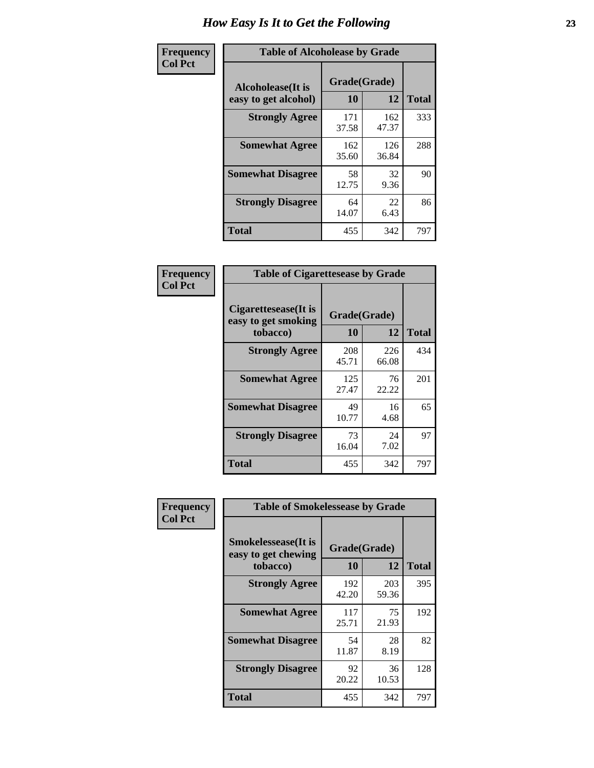# How Easy Is It to Get the Following

**Frequency**
**Col Pct**

| Table of Alcoholease by Grade | | | |
|---|---|---|---|
| Alcoholease(It is easy to get alcohol) | Grade(Grade) | | Total |
| | 10 | 12 | |
| **Strongly Agree** | 171<br>37.58 | 162<br>47.37 | 333 |
| **Somewhat Agree** | 162<br>35.60 | 126<br>36.84 | 288 |
| **Somewhat Disagree** | 58<br>12.75 | 32<br>9.36 | 90 |
| **Strongly Disagree** | 64<br>14.07 | 22<br>6.43 | 86 |
| **Total** | 455 | 342 | 797 |

**Frequency**
**Col Pct**

| Table of Cigarettesease by Grade | | | |
|---|---|---|---|
| Cigarettesease(It is easy to get smoking tobacco) | Grade(Grade) | | Total |
| | 10 | 12 | |
| **Strongly Agree** | 208<br>45.71 | 226<br>66.08 | 434 |
| **Somewhat Agree** | 125<br>27.47 | 76<br>22.22 | 201 |
| **Somewhat Disagree** | 49<br>10.77 | 16<br>4.68 | 65 |
| **Strongly Disagree** | 73<br>16.04 | 24<br>7.02 | 97 |
| **Total** | 455 | 342 | 797 |

**Frequency**
**Col Pct**

| Table of Smokelessease by Grade | | | |
|---|---|---|---|
| Smokelessease(It is easy to get chewing tobacco) | Grade(Grade) | | Total |
| | 10 | 12 | |
| **Strongly Agree** | 192<br>42.20 | 203<br>59.36 | 395 |
| **Somewhat Agree** | 117<br>25.71 | 75<br>21.93 | 192 |
| **Somewhat Disagree** | 54<br>11.87 | 28<br>8.19 | 82 |
| **Strongly Disagree** | 92<br>20.22 | 36<br>10.53 | 128 |
| **Total** | 455 | 342 | 797 |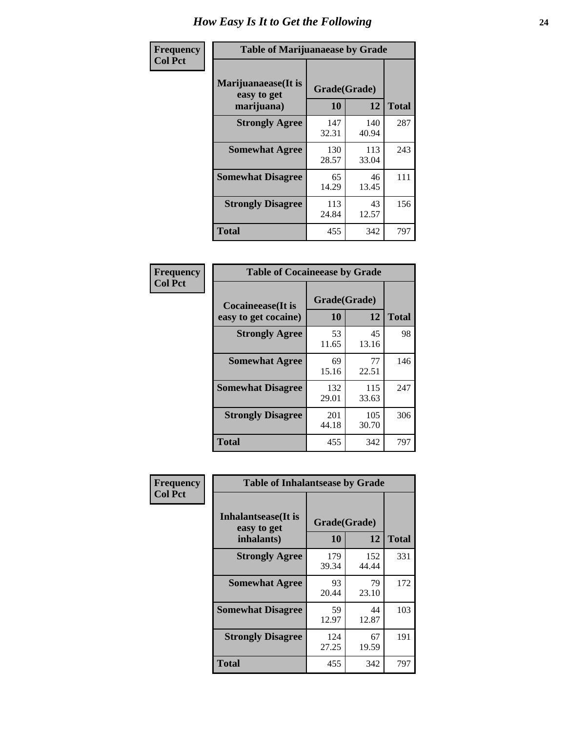# How Easy Is It to Get the Following

**Frequency**
**Col Pct**

**Table of Marijuanaease by Grade**

| Marijuanaease(It is easy to get marijuana) | Grade(Grade) | | Total |
|---|---|---|---|
| | 10 | 12 | |
| **Strongly Agree** | 147<br>32.31 | 140<br>40.94 | 287 |
| **Somewhat Agree** | 130<br>28.57 | 113<br>33.04 | 243 |
| **Somewhat Disagree** | 65<br>14.29 | 46<br>13.45 | 111 |
| **Strongly Disagree** | 113<br>24.84 | 43<br>12.57 | 156 |
| **Total** | 455 | 342 | 797 |

**Frequency**
**Col Pct**

**Table of Cocaineease by Grade**

| Cocaineease(It is easy to get cocaine) | Grade(Grade) | | Total |
|---|---|---|---|
| | 10 | 12 | |
| **Strongly Agree** | 53<br>11.65 | 45<br>13.16 | 98 |
| **Somewhat Agree** | 69<br>15.16 | 77<br>22.51 | 146 |
| **Somewhat Disagree** | 132<br>29.01 | 115<br>33.63 | 247 |
| **Strongly Disagree** | 201<br>44.18 | 105<br>30.70 | 306 |
| **Total** | 455 | 342 | 797 |

**Frequency**
**Col Pct**

**Table of Inhalantsease by Grade**

| Inhalantsease(It is easy to get inhalants) | Grade(Grade) | | Total |
|---|---|---|---|
| | 10 | 12 | |
| **Strongly Agree** | 179<br>39.34 | 152<br>44.44 | 331 |
| **Somewhat Agree** | 93<br>20.44 | 79<br>23.10 | 172 |
| **Somewhat Disagree** | 59<br>12.97 | 44<br>12.87 | 103 |
| **Strongly Disagree** | 124<br>27.25 | 67<br>19.59 | 191 |
| **Total** | 455 | 342 | 797 |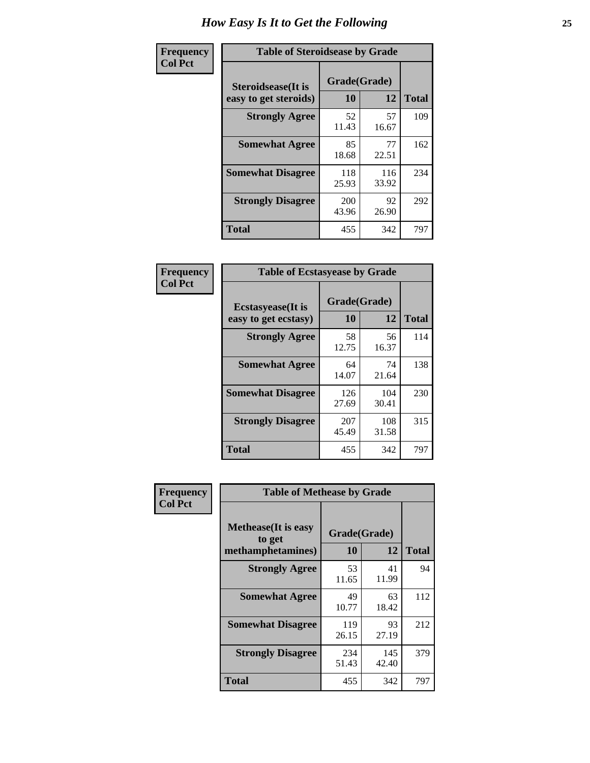# How Easy Is It to Get the Following

**Frequency**
**Col Pct**

| Table of Steroidsease by Grade | | | |
|---|---|---|---|
| **Steroidsease(It is easy to get steroids)** | **Grade(Grade)** | | **Total** |
| | **10** | **12** | |
| **Strongly Agree** | 52<br>11.43 | 57<br>16.67 | 109 |
| **Somewhat Agree** | 85<br>18.68 | 77<br>22.51 | 162 |
| **Somewhat Disagree** | 118<br>25.93 | 116<br>33.92 | 234 |
| **Strongly Disagree** | 200<br>43.96 | 92<br>26.90 | 292 |
| **Total** | 455 | 342 | 797 |

**Frequency**
**Col Pct**

| Table of Ecstasyease by Grade | | | |
|---|---|---|---|
| **Ecstasyease(It is easy to get ecstasy)** | **Grade(Grade)** | | **Total** |
| | **10** | **12** | |
| **Strongly Agree** | 58<br>12.75 | 56<br>16.37 | 114 |
| **Somewhat Agree** | 64<br>14.07 | 74<br>21.64 | 138 |
| **Somewhat Disagree** | 126<br>27.69 | 104<br>30.41 | 230 |
| **Strongly Disagree** | 207<br>45.49 | 108<br>31.58 | 315 |
| **Total** | 455 | 342 | 797 |

**Frequency**
**Col Pct**

| Table of Methease by Grade | | | |
|---|---|---|---|
| **Methease(It is easy to get methamphetamines)** | **Grade(Grade)** | | **Total** |
| | **10** | **12** | |
| **Strongly Agree** | 53<br>11.65 | 41<br>11.99 | 94 |
| **Somewhat Agree** | 49<br>10.77 | 63<br>18.42 | 112 |
| **Somewhat Disagree** | 119<br>26.15 | 93<br>27.19 | 212 |
| **Strongly Disagree** | 234<br>51.43 | 145<br>42.40 | 379 |
| **Total** | 455 | 342 | 797 |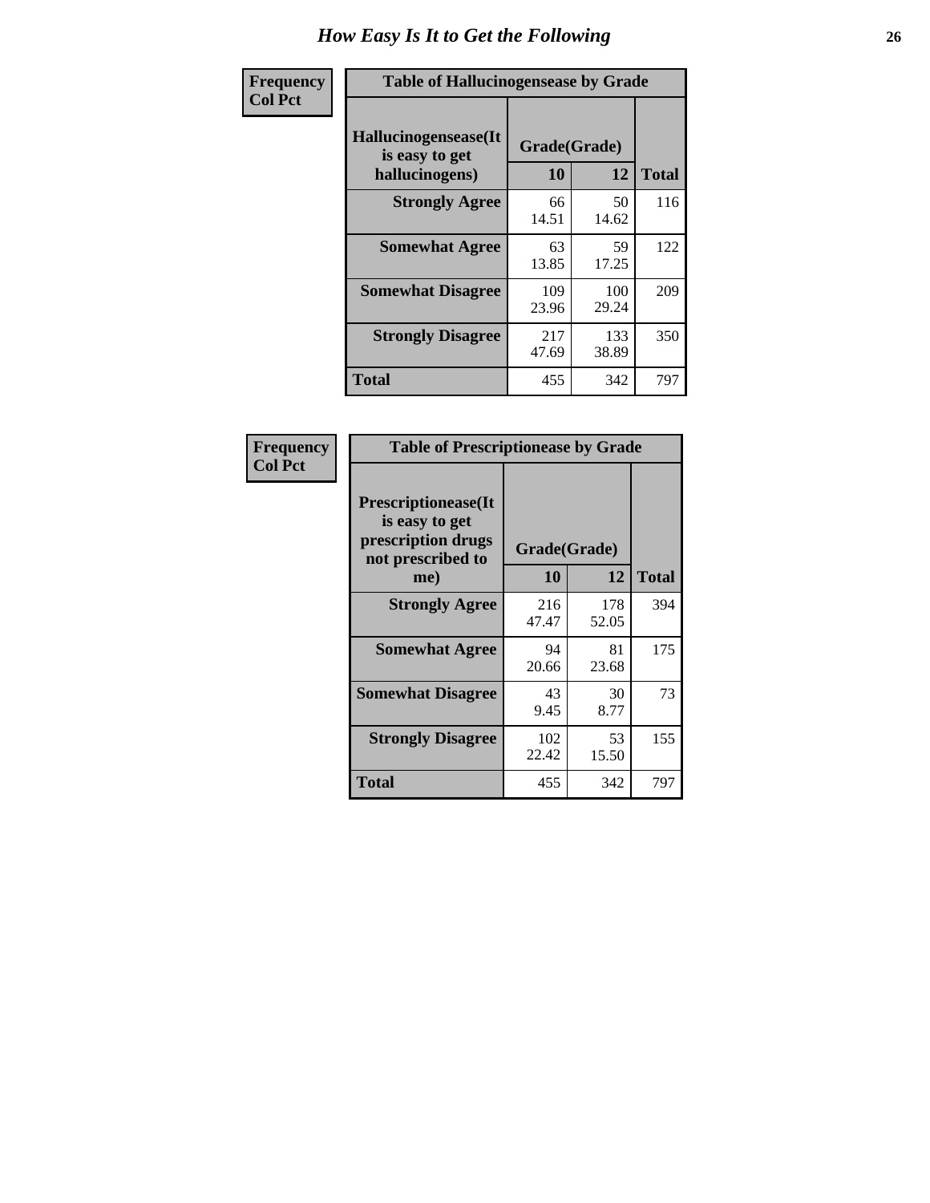# How Easy Is It to Get the Following

| Frequency<br>Col Pct | | | |
|---|---|---|---|

**Table of Hallucinogensease by Grade**

| Hallucinogensease(It is easy to get hallucinogens) | Grade(Grade) 10 | 12 | Total |
|---|---|---|---|
| Strongly Agree | 66<br>14.51 | 50<br>14.62 | 116 |
| Somewhat Agree | 63<br>13.85 | 59<br>17.25 | 122 |
| Somewhat Disagree | 109<br>23.96 | 100<br>29.24 | 209 |
| Strongly Disagree | 217<br>47.69 | 133<br>38.89 | 350 |
| Total | 455 | 342 | 797 |

| Frequency<br>Col Pct | | | |
|---|---|---|---|

**Table of Prescriptionease by Grade**

| Prescriptionease(It is easy to get prescription drugs not prescribed to me) | Grade(Grade) 10 | 12 | Total |
|---|---|---|---|
| Strongly Agree | 216<br>47.47 | 178<br>52.05 | 394 |
| Somewhat Agree | 94<br>20.66 | 81<br>23.68 | 175 |
| Somewhat Disagree | 43<br>9.45 | 30<br>8.77 | 73 |
| Strongly Disagree | 102<br>22.42 | 53<br>15.50 | 155 |
| Total | 455 | 342 | 797 |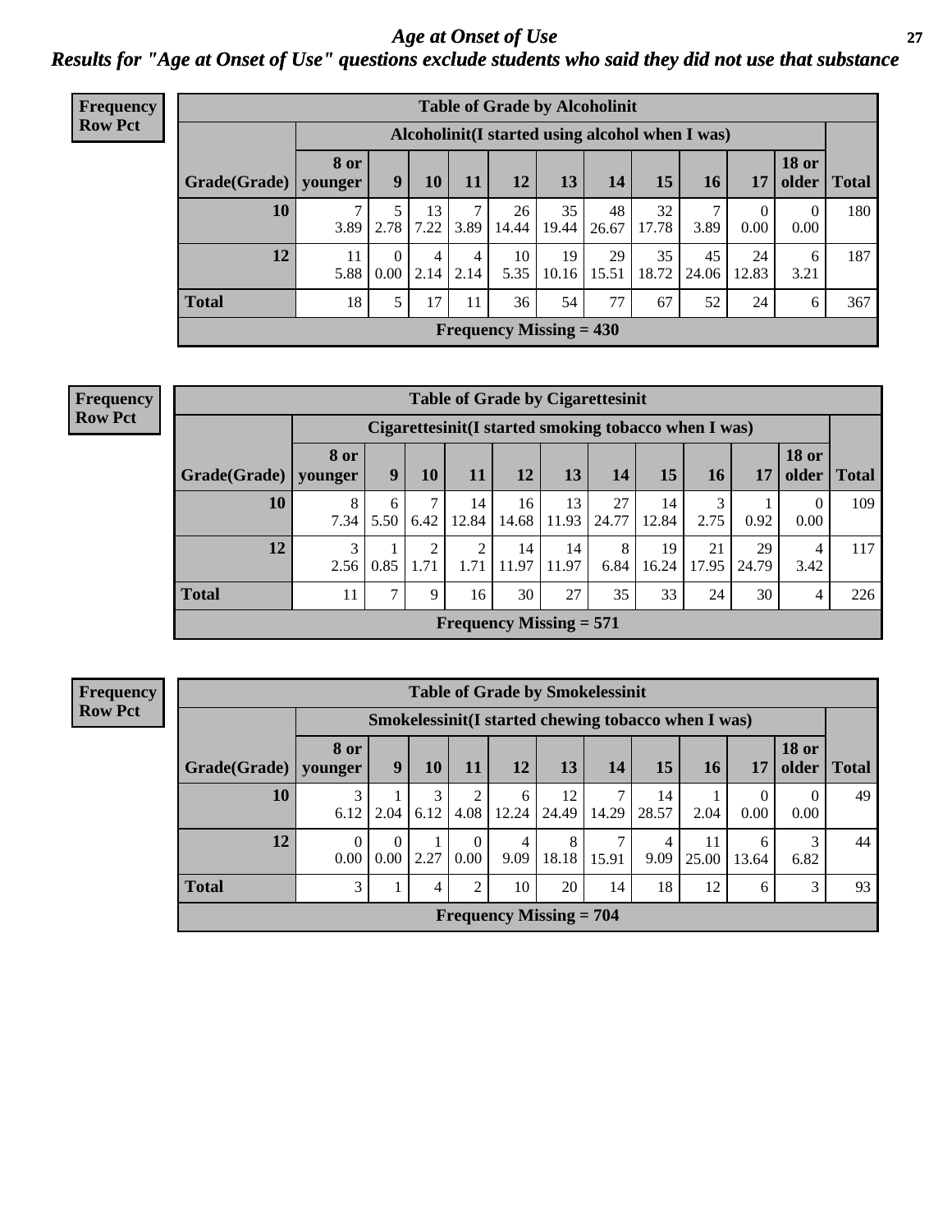# Age at Onset of Use

## Results for "Age at Onset of Use" questions exclude students who said they did not use that substance

**Frequency Row Pct**

**Table of Grade by Alcoholinit**

| Grade(Grade) | Alcoholinit(I started using alcohol when I was) | | | | | | | | | | | Total |
|---|---|---|---|---|---|---|---|---|---|---|---|---|
| | 8 or younger | 9 | 10 | 11 | 12 | 13 | 14 | 15 | 16 | 17 | 18 or older | |
| 10 | 7<br>3.89 | 5<br>2.78 | 13<br>7.22 | 7<br>3.89 | 26<br>14.44 | 35<br>19.44 | 48<br>26.67 | 32<br>17.78 | 7<br>3.89 | 0<br>0.00 | 0<br>0.00 | 180 |
| 12 | 11<br>5.88 | 0<br>0.00 | 4<br>2.14 | 4<br>2.14 | 10<br>5.35 | 19<br>10.16 | 29<br>15.51 | 35<br>18.72 | 45<br>24.06 | 24<br>12.83 | 6<br>3.21 | 187 |
| Total | 18 | 5 | 17 | 11 | 36 | 54 | 77 | 67 | 52 | 24 | 6 | 367 |

Frequency Missing = 430

**Frequency Row Pct**

**Table of Grade by Cigarettesinit**

| Grade(Grade) | Cigarettesinit(I started smoking tobacco when I was) | | | | | | | | | | | Total |
|---|---|---|---|---|---|---|---|---|---|---|---|---|
| | 8 or younger | 9 | 10 | 11 | 12 | 13 | 14 | 15 | 16 | 17 | 18 or older | |
| 10 | 8<br>7.34 | 6<br>5.50 | 7<br>6.42 | 14<br>12.84 | 16<br>14.68 | 13<br>11.93 | 27<br>24.77 | 14<br>12.84 | 3<br>2.75 | 1<br>0.92 | 0<br>0.00 | 109 |
| 12 | 3<br>2.56 | 1<br>0.85 | 2<br>1.71 | 2<br>1.71 | 14<br>11.97 | 14<br>11.97 | 8<br>6.84 | 19<br>16.24 | 21<br>17.95 | 29<br>24.79 | 4<br>3.42 | 117 |
| Total | 11 | 7 | 9 | 16 | 30 | 27 | 35 | 33 | 24 | 30 | 4 | 226 |

Frequency Missing = 571

**Frequency Row Pct**

**Table of Grade by Smokelessinit**

| Grade(Grade) | Smokelessinit(I started chewing tobacco when I was) | | | | | | | | | | | Total |
|---|---|---|---|---|---|---|---|---|---|---|---|---|
| | 8 or younger | 9 | 10 | 11 | 12 | 13 | 14 | 15 | 16 | 17 | 18 or older | |
| 10 | 3<br>6.12 | 1<br>2.04 | 3<br>6.12 | 2<br>4.08 | 6<br>12.24 | 12<br>24.49 | 7<br>14.29 | 14<br>28.57 | 1<br>2.04 | 0<br>0.00 | 0<br>0.00 | 49 |
| 12 | 0<br>0.00 | 0<br>0.00 | 1<br>2.27 | 0<br>0.00 | 4<br>9.09 | 8<br>18.18 | 7<br>15.91 | 4<br>9.09 | 11<br>25.00 | 6<br>13.64 | 3<br>6.82 | 44 |
| Total | 3 | 1 | 4 | 2 | 10 | 20 | 14 | 18 | 12 | 6 | 3 | 93 |

Frequency Missing = 704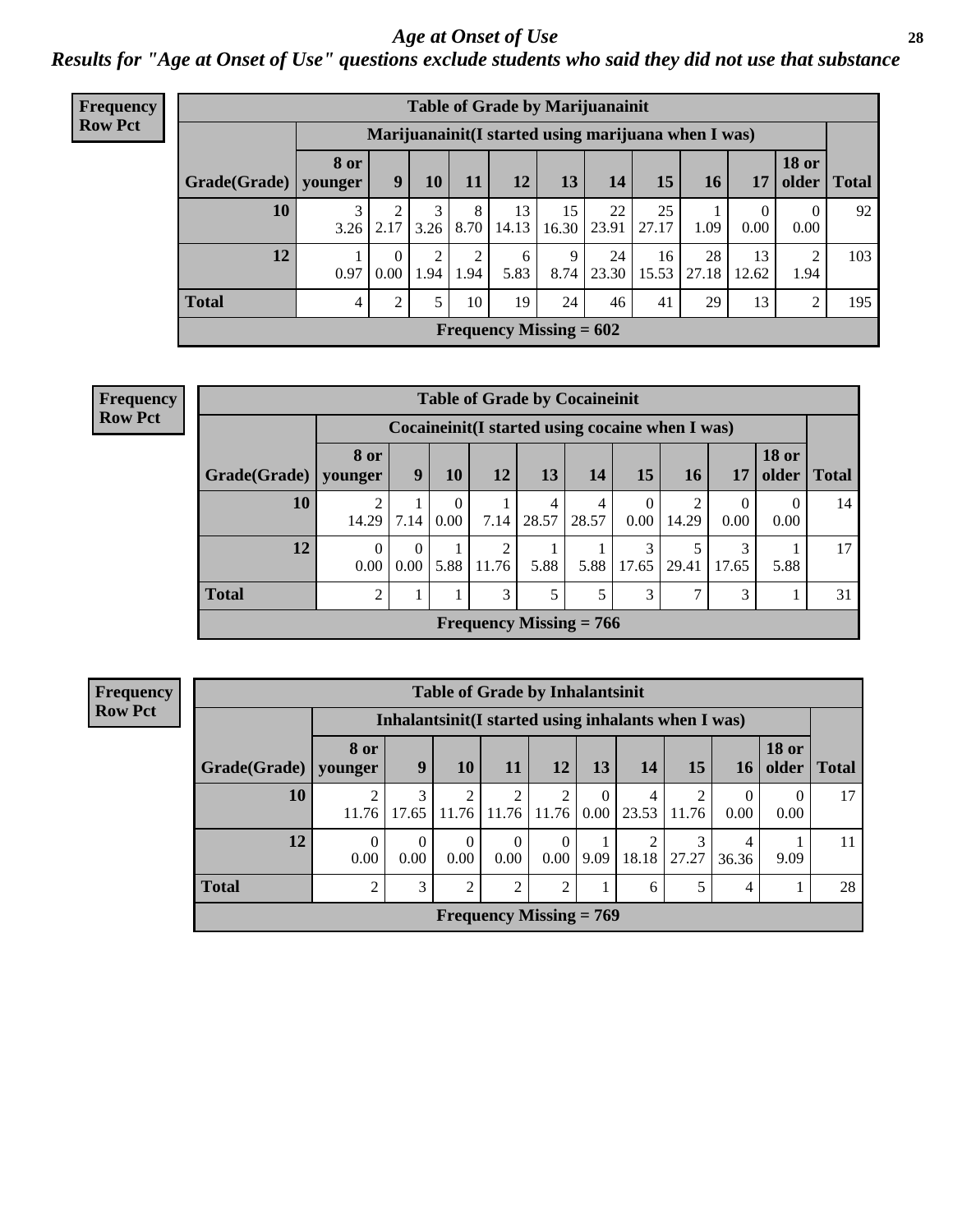# Age at Onset of Use

## Results for "Age at Onset of Use" questions exclude students who said they did not use that substance

**Frequency Row Pct**

| Table of Grade by Marijuanainit | | | | | | | | | | | | |
|---|---|---|---|---|---|---|---|---|---|---|---|---|
| | Marijuanainit(I started using marijuana when I was) | | | | | | | | | | | |
| Grade(Grade) | 8 or younger | 9 | 10 | 11 | 12 | 13 | 14 | 15 | 16 | 17 | 18 or older | Total |
| 10 | 3<br>3.26 | 2<br>2.17 | 3<br>3.26 | 8<br>8.70 | 13<br>14.13 | 15<br>16.30 | 22<br>23.91 | 25<br>27.17 | 1<br>1.09 | 0<br>0.00 | 0<br>0.00 | 92 |
| 12 | 1<br>0.97 | 0<br>0.00 | 2<br>1.94 | 2<br>1.94 | 6<br>5.83 | 9<br>8.74 | 24<br>23.30 | 16<br>15.53 | 28<br>27.18 | 13<br>12.62 | 2<br>1.94 | 103 |
| Total | 4 | 2 | 5 | 10 | 19 | 24 | 46 | 41 | 29 | 13 | 2 | 195 |
| Frequency Missing = 602 | | | | | | | | | | | | |

**Frequency Row Pct**

| Table of Grade by Cocaineinit | | | | | | | | | | | |
|---|---|---|---|---|---|---|---|---|---|---|---|
| | Cocaineinit(I started using cocaine when I was) | | | | | | | | | | |
| Grade(Grade) | 8 or younger | 9 | 10 | 12 | 13 | 14 | 15 | 16 | 17 | 18 or older | Total |
| 10 | 2<br>14.29 | 1<br>7.14 | 0<br>0.00 | 1<br>7.14 | 4<br>28.57 | 4<br>28.57 | 0<br>0.00 | 2<br>14.29 | 0<br>0.00 | 0<br>0.00 | 14 |
| 12 | 0<br>0.00 | 0<br>0.00 | 1<br>5.88 | 2<br>11.76 | 1<br>5.88 | 1<br>5.88 | 3<br>17.65 | 5<br>29.41 | 3<br>17.65 | 1<br>5.88 | 17 |
| Total | 2 | 1 | 1 | 3 | 5 | 5 | 3 | 7 | 3 | 1 | 31 |
| Frequency Missing = 766 | | | | | | | | | | | |

**Frequency Row Pct**

| Table of Grade by Inhalantsinit | | | | | | | | | | | |
|---|---|---|---|---|---|---|---|---|---|---|---|
| | Inhalantsinit(I started using inhalants when I was) | | | | | | | | | | |
| Grade(Grade) | 8 or younger | 9 | 10 | 11 | 12 | 13 | 14 | 15 | 16 | 18 or older | Total |
| 10 | 2<br>11.76 | 3<br>17.65 | 2<br>11.76 | 2<br>11.76 | 2<br>11.76 | 0<br>0.00 | 4<br>23.53 | 2<br>11.76 | 0<br>0.00 | 0<br>0.00 | 17 |
| 12 | 0<br>0.00 | 0<br>0.00 | 0<br>0.00 | 0<br>0.00 | 0<br>0.00 | 1<br>9.09 | 2<br>18.18 | 3<br>27.27 | 4<br>36.36 | 1<br>9.09 | 11 |
| Total | 2 | 3 | 2 | 2 | 2 | 1 | 6 | 5 | 4 | 1 | 28 |
| Frequency Missing = 769 | | | | | | | | | | | |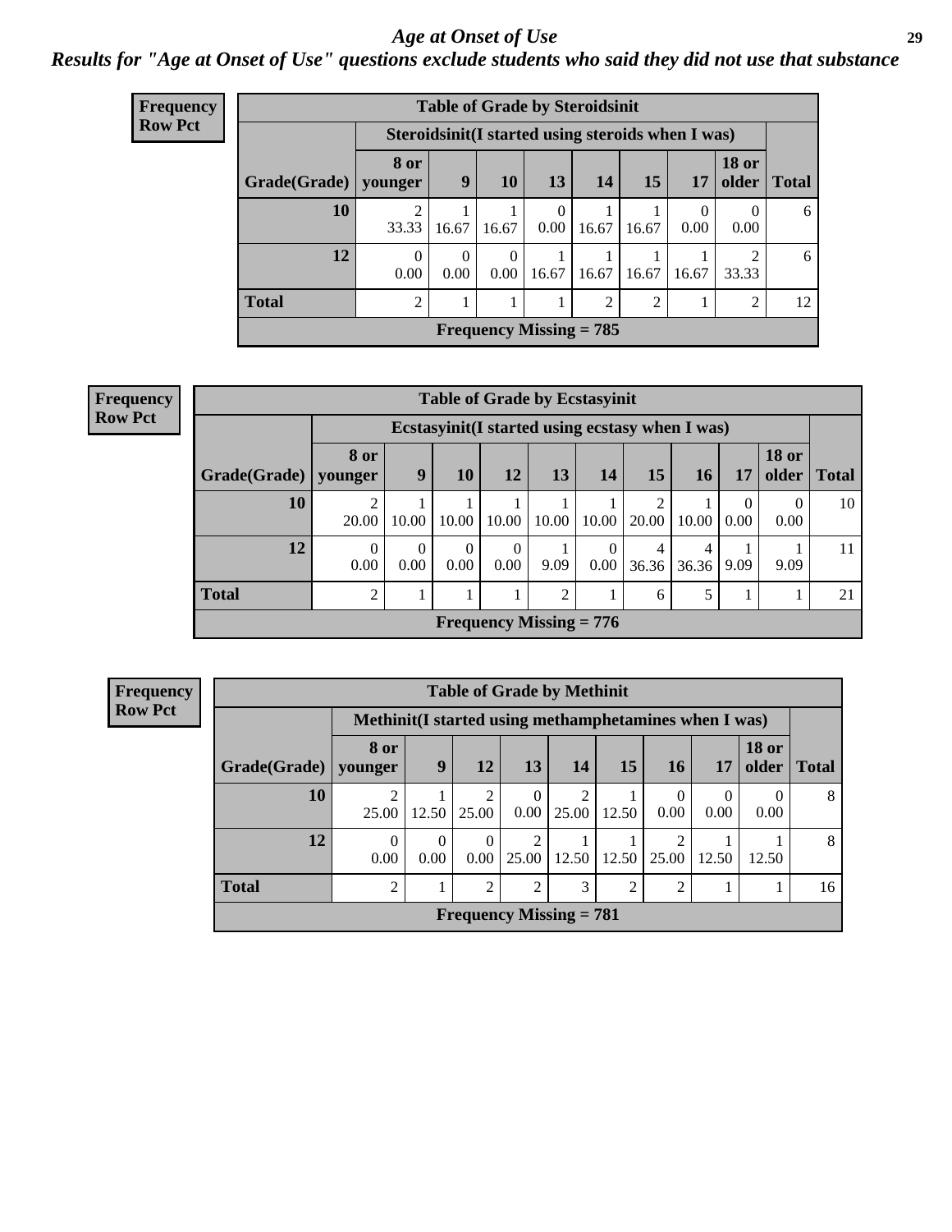# Age at Onset of Use

## *Results for "Age at Onset of Use" questions exclude students who said they did not use that substance*

**Frequency**
**Row Pct**

**Table of Grade by Steroidsinit**

| | Steroidsinit(I started using steroids when I was) | | | | | | | | |
|---|---|---|---|---|---|---|---|---|---|
| Grade(Grade) | 8 or younger | 9 | 10 | 13 | 14 | 15 | 17 | 18 or older | Total |
| 10 | 2<br>33.33 | 1<br>16.67 | 1<br>16.67 | 0<br>0.00 | 1<br>16.67 | 1<br>16.67 | 0<br>0.00 | 0<br>0.00 | 6 |
| 12 | 0<br>0.00 | 0<br>0.00 | 0<br>0.00 | 1<br>16.67 | 1<br>16.67 | 1<br>16.67 | 1<br>16.67 | 2<br>33.33 | 6 |
| Total | 2 | 1 | 1 | 1 | 2 | 2 | 1 | 2 | 12 |

Frequency Missing = 785

**Frequency**
**Row Pct**

**Table of Grade by Ecstasyinit**

| | Ecstasyinit(I started using ecstasy when I was) | | | | | | | | | | |
|---|---|---|---|---|---|---|---|---|---|---|---|
| Grade(Grade) | 8 or younger | 9 | 10 | 12 | 13 | 14 | 15 | 16 | 17 | 18 or older | Total |
| 10 | 2<br>20.00 | 1<br>10.00 | 1<br>10.00 | 1<br>10.00 | 1<br>10.00 | 1<br>10.00 | 2<br>20.00 | 1<br>10.00 | 0<br>0.00 | 0<br>0.00 | 10 |
| 12 | 0<br>0.00 | 0<br>0.00 | 0<br>0.00 | 0<br>0.00 | 1<br>9.09 | 0<br>0.00 | 4<br>36.36 | 4<br>36.36 | 1<br>9.09 | 1<br>9.09 | 11 |
| Total | 2 | 1 | 1 | 1 | 2 | 1 | 6 | 5 | 1 | 1 | 21 |

Frequency Missing = 776

**Frequency**
**Row Pct**

**Table of Grade by Methinit**

| | Methinit(I started using methamphetamines when I was) | | | | | | | | | |
|---|---|---|---|---|---|---|---|---|---|---|
| Grade(Grade) | 8 or younger | 9 | 12 | 13 | 14 | 15 | 16 | 17 | 18 or older | Total |
| 10 | 2<br>25.00 | 1<br>12.50 | 2<br>25.00 | 0<br>0.00 | 2<br>25.00 | 1<br>12.50 | 0<br>0.00 | 0<br>0.00 | 0<br>0.00 | 8 |
| 12 | 0<br>0.00 | 0<br>0.00 | 0<br>0.00 | 2<br>25.00 | 1<br>12.50 | 1<br>12.50 | 2<br>25.00 | 1<br>12.50 | 1<br>12.50 | 8 |
| Total | 2 | 1 | 2 | 2 | 3 | 2 | 2 | 1 | 1 | 16 |

Frequency Missing = 781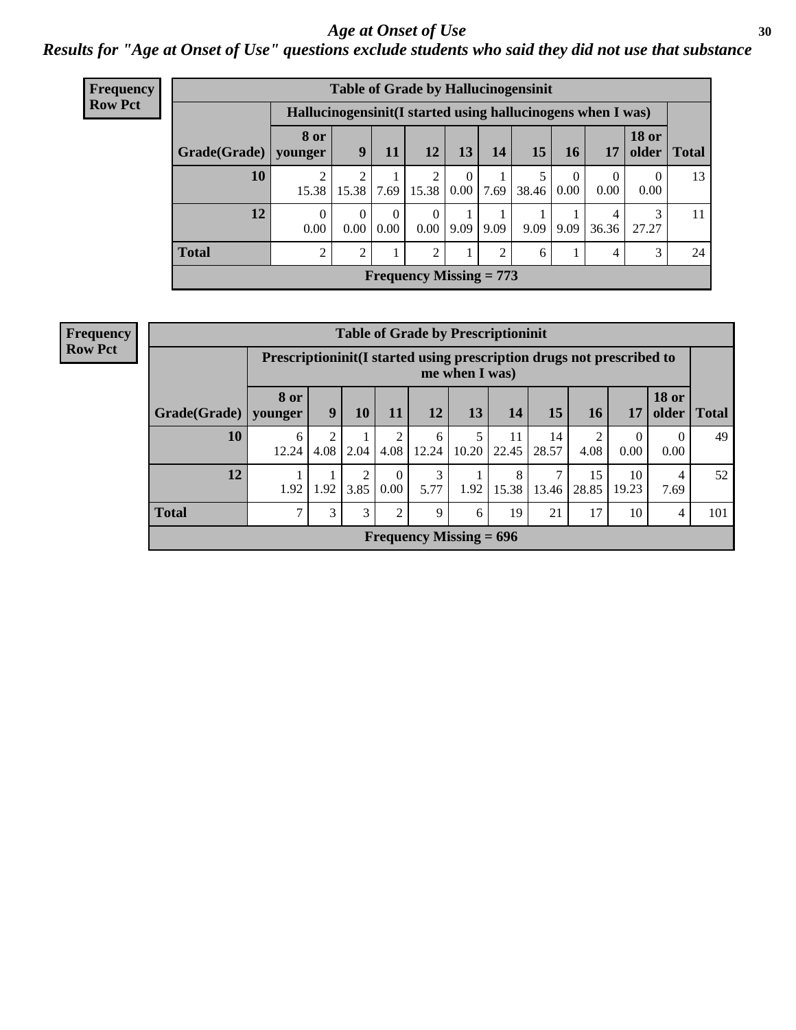# Age at Onset of Use

## Results for "Age at Onset of Use" questions exclude students who said they did not use that substance

**Frequency**
**Row Pct**

| Table of Grade by Hallucinogensinit | | | | | | | | | | | |
|---|---|---|---|---|---|---|---|---|---|---|---|
| | Hallucinogensinit(I started using hallucinogens when I was) | | | | | | | | | | |
| Grade(Grade) | 8 or younger | 9 | 11 | 12 | 13 | 14 | 15 | 16 | 17 | 18 or older | Total |
| 10 | 2<br>15.38 | 2<br>15.38 | 1<br>7.69 | 2<br>15.38 | 0<br>0.00 | 1<br>7.69 | 5<br>38.46 | 0<br>0.00 | 0<br>0.00 | 0<br>0.00 | 13 |
| 12 | 0<br>0.00 | 0<br>0.00 | 0<br>0.00 | 0<br>0.00 | 1<br>9.09 | 1<br>9.09 | 1<br>9.09 | 1<br>9.09 | 4<br>36.36 | 3<br>27.27 | 11 |
| Total | 2 | 2 | 1 | 2 | 1 | 2 | 6 | 1 | 4 | 3 | 24 |
| Frequency Missing = 773 | | | | | | | | | | | |

**Frequency**
**Row Pct**

| Table of Grade by Prescriptioninit | | | | | | | | | | | | |
|---|---|---|---|---|---|---|---|---|---|---|---|---|
| | Prescriptioninit(I started using prescription drugs not prescribed to me when I was) | | | | | | | | | | | |
| Grade(Grade) | 8 or younger | 9 | 10 | 11 | 12 | 13 | 14 | 15 | 16 | 17 | 18 or older | Total |
| 10 | 6<br>12.24 | 2<br>4.08 | 1<br>2.04 | 2<br>4.08 | 6<br>12.24 | 5<br>10.20 | 11<br>22.45 | 14<br>28.57 | 2<br>4.08 | 0<br>0.00 | 0<br>0.00 | 49 |
| 12 | 1<br>1.92 | 1<br>1.92 | 2<br>3.85 | 0<br>0.00 | 3<br>5.77 | 1<br>1.92 | 8<br>15.38 | 7<br>13.46 | 15<br>28.85 | 10<br>19.23 | 4<br>7.69 | 52 |
| Total | 7 | 3 | 3 | 2 | 9 | 6 | 19 | 21 | 17 | 10 | 4 | 101 |
| Frequency Missing = 696 | | | | | | | | | | | | |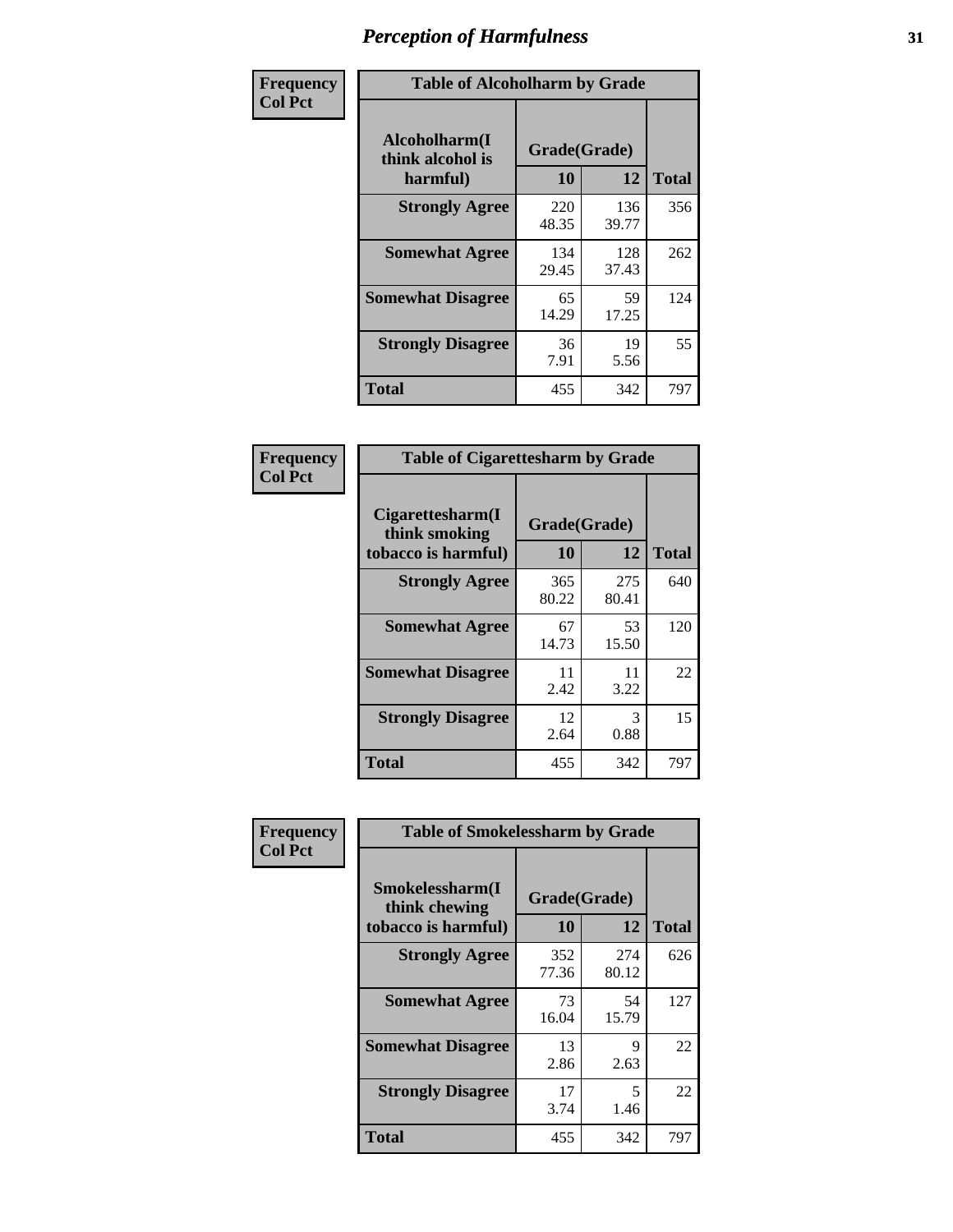# Perception of Harmfulness

**Frequency**
**Col Pct**

**Table of Alcoholharm by Grade**

| Alcoholharm(I think alcohol is harmful) | Grade(Grade) 10 | 12 | Total |
|---|---|---|---|
| **Strongly Agree** | 220<br>48.35 | 136<br>39.77 | 356 |
| **Somewhat Agree** | 134<br>29.45 | 128<br>37.43 | 262 |
| **Somewhat Disagree** | 65<br>14.29 | 59<br>17.25 | 124 |
| **Strongly Disagree** | 36<br>7.91 | 19<br>5.56 | 55 |
| **Total** | 455 | 342 | 797 |

**Frequency**
**Col Pct**

**Table of Cigarettesharm by Grade**

| Cigarettesharm(I think smoking tobacco is harmful) | Grade(Grade) 10 | 12 | Total |
|---|---|---|---|
| **Strongly Agree** | 365<br>80.22 | 275<br>80.41 | 640 |
| **Somewhat Agree** | 67<br>14.73 | 53<br>15.50 | 120 |
| **Somewhat Disagree** | 11<br>2.42 | 11<br>3.22 | 22 |
| **Strongly Disagree** | 12<br>2.64 | 3<br>0.88 | 15 |
| **Total** | 455 | 342 | 797 |

**Frequency**
**Col Pct**

**Table of Smokelessharm by Grade**

| Smokelessharm(I think chewing tobacco is harmful) | Grade(Grade) 10 | 12 | Total |
|---|---|---|---|
| **Strongly Agree** | 352<br>77.36 | 274<br>80.12 | 626 |
| **Somewhat Agree** | 73<br>16.04 | 54<br>15.79 | 127 |
| **Somewhat Disagree** | 13<br>2.86 | 9<br>2.63 | 22 |
| **Strongly Disagree** | 17<br>3.74 | 5<br>1.46 | 22 |
| **Total** | 455 | 342 | 797 |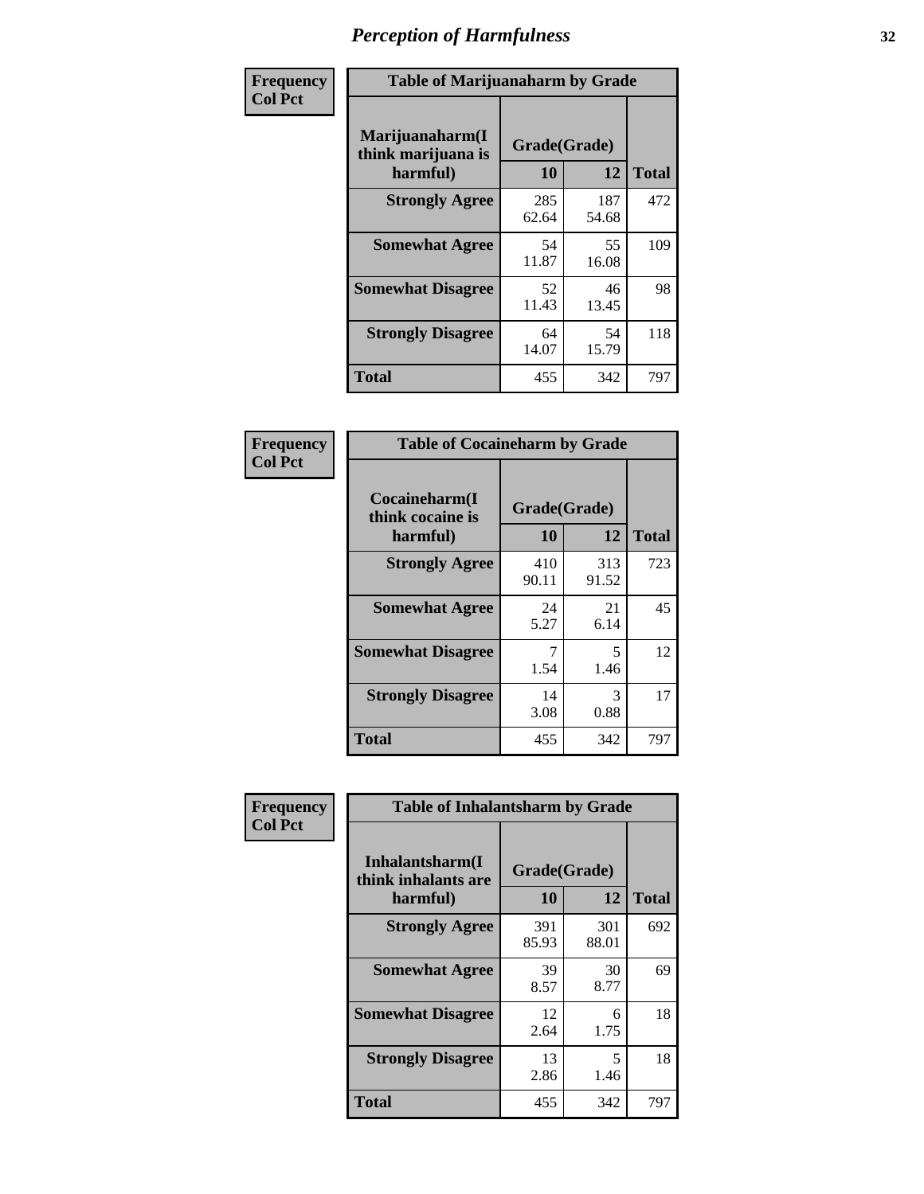# Perception of Harmfulness

| Frequency Col Pct | Table of Marijuanaharm by Grade | | |
|---|---|---|---|
| Marijuanaharm(I think marijuana is harmful) | Grade(Grade) | | |
| | 10 | 12 | Total |
| Strongly Agree | 285<br>62.64 | 187<br>54.68 | 472 |
| Somewhat Agree | 54<br>11.87 | 55<br>16.08 | 109 |
| Somewhat Disagree | 52<br>11.43 | 46<br>13.45 | 98 |
| Strongly Disagree | 64<br>14.07 | 54<br>15.79 | 118 |
| Total | 455 | 342 | 797 |

| Frequency Col Pct | Table of Cocaineharm by Grade | | |
|---|---|---|---|
| Cocaineharm(I think cocaine is harmful) | Grade(Grade) | | |
| | 10 | 12 | Total |
| Strongly Agree | 410<br>90.11 | 313<br>91.52 | 723 |
| Somewhat Agree | 24<br>5.27 | 21<br>6.14 | 45 |
| Somewhat Disagree | 7<br>1.54 | 5<br>1.46 | 12 |
| Strongly Disagree | 14<br>3.08 | 3<br>0.88 | 17 |
| Total | 455 | 342 | 797 |

| Frequency Col Pct | Table of Inhalantsharm by Grade | | |
|---|---|---|---|
| Inhalantsharm(I think inhalants are harmful) | Grade(Grade) | | |
| | 10 | 12 | Total |
| Strongly Agree | 391<br>85.93 | 301<br>88.01 | 692 |
| Somewhat Agree | 39<br>8.57 | 30<br>8.77 | 69 |
| Somewhat Disagree | 12<br>2.64 | 6<br>1.75 | 18 |
| Strongly Disagree | 13<br>2.86 | 5<br>1.46 | 18 |
| Total | 455 | 342 | 797 |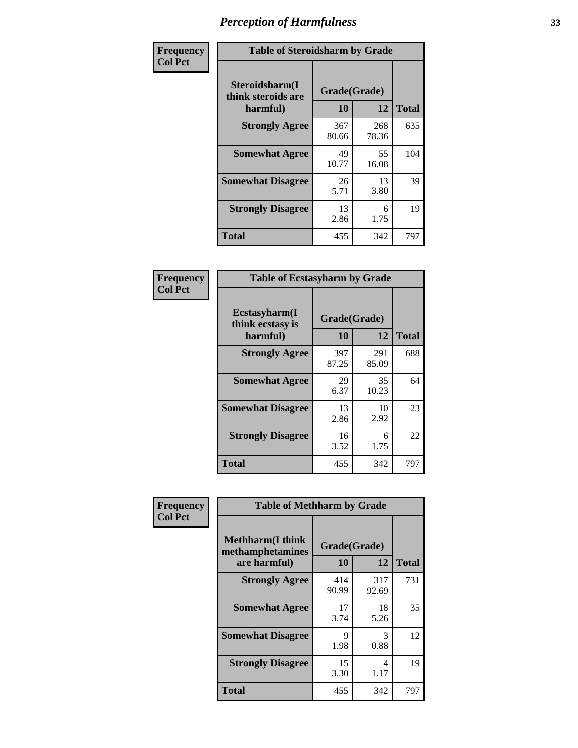# Perception of Harmfulness

**Frequency**
**Col Pct**

| Table of Steroidsharm by Grade | | | |
|---|---|---|---|
| **Steroidsharm(I think steroids are harmful)** | **Grade(Grade)** | | **Total** |
| | **10** | **12** | |
| **Strongly Agree** | 367<br>80.66 | 268<br>78.36 | 635 |
| **Somewhat Agree** | 49<br>10.77 | 55<br>16.08 | 104 |
| **Somewhat Disagree** | 26<br>5.71 | 13<br>3.80 | 39 |
| **Strongly Disagree** | 13<br>2.86 | 6<br>1.75 | 19 |
| **Total** | 455 | 342 | 797 |

**Frequency**
**Col Pct**

| Table of Ecstasyharm by Grade | | | |
|---|---|---|---|
| **Ecstasyharm(I think ecstasy is harmful)** | **Grade(Grade)** | | **Total** |
| | **10** | **12** | |
| **Strongly Agree** | 397<br>87.25 | 291<br>85.09 | 688 |
| **Somewhat Agree** | 29<br>6.37 | 35<br>10.23 | 64 |
| **Somewhat Disagree** | 13<br>2.86 | 10<br>2.92 | 23 |
| **Strongly Disagree** | 16<br>3.52 | 6<br>1.75 | 22 |
| **Total** | 455 | 342 | 797 |

**Frequency**
**Col Pct**

| Table of Methharm by Grade | | | |
|---|---|---|---|
| **Methharm(I think methamphetamines are harmful)** | **Grade(Grade)** | | **Total** |
| | **10** | **12** | |
| **Strongly Agree** | 414<br>90.99 | 317<br>92.69 | 731 |
| **Somewhat Agree** | 17<br>3.74 | 18<br>5.26 | 35 |
| **Somewhat Disagree** | 9<br>1.98 | 3<br>0.88 | 12 |
| **Strongly Disagree** | 15<br>3.30 | 4<br>1.17 | 19 |
| **Total** | 455 | 342 | 797 |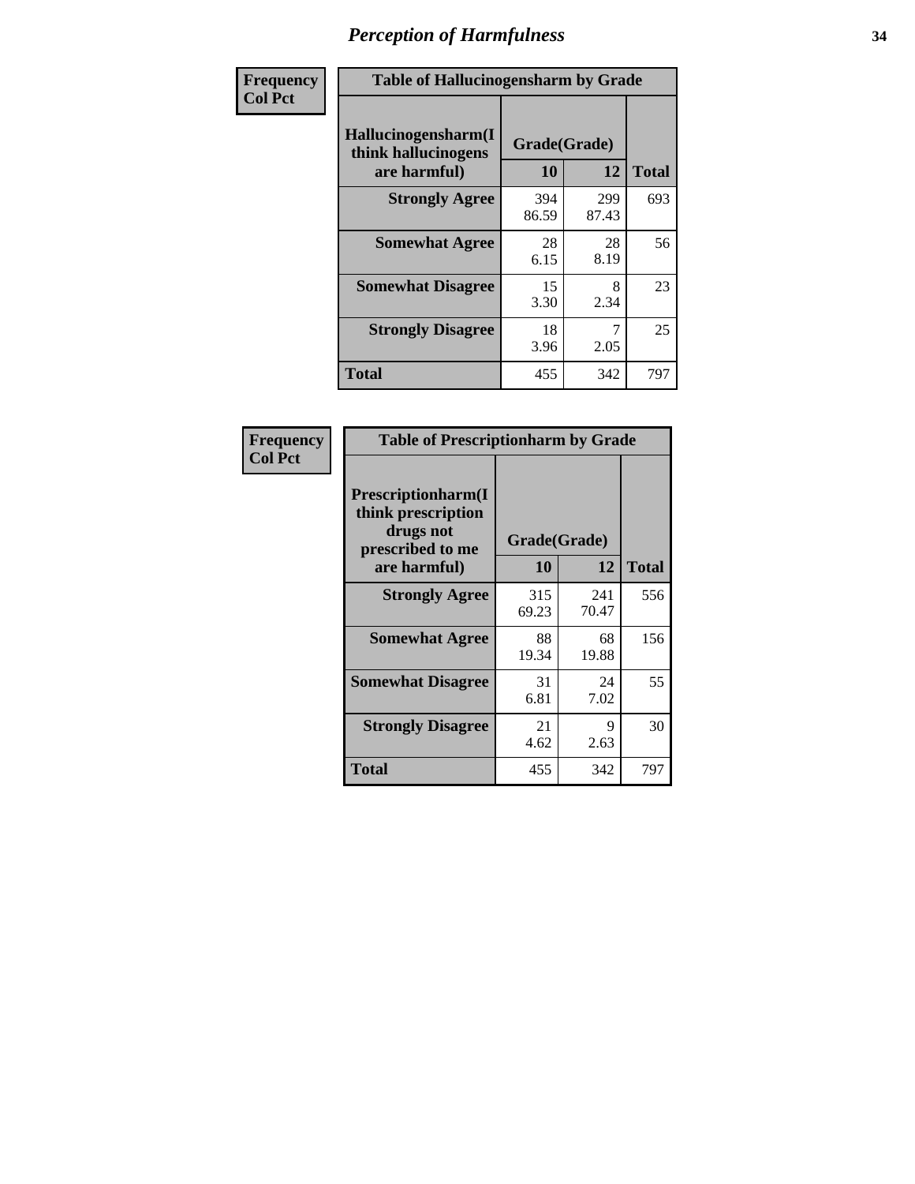# Perception of Harmfulness

| Frequency<br>Col Pct | Table of Hallucinogensharm by Grade | | |
|---|---|---|---|
| Hallucinogensharm(I think hallucinogens are harmful) | Grade(Grade) | | Total |
| | 10 | 12 | |
| Strongly Agree | 394<br>86.59 | 299<br>87.43 | 693 |
| Somewhat Agree | 28<br>6.15 | 28<br>8.19 | 56 |
| Somewhat Disagree | 15<br>3.30 | 8<br>2.34 | 23 |
| Strongly Disagree | 18<br>3.96 | 7<br>2.05 | 25 |
| Total | 455 | 342 | 797 |

| Frequency<br>Col Pct | Table of Prescriptionharm by Grade | | |
|---|---|---|---|
| Prescriptionharm(I think prescription drugs not prescribed to me are harmful) | Grade(Grade) | | Total |
| | 10 | 12 | |
| Strongly Agree | 315<br>69.23 | 241<br>70.47 | 556 |
| Somewhat Agree | 88<br>19.34 | 68<br>19.88 | 156 |
| Somewhat Disagree | 31<br>6.81 | 24<br>7.02 | 55 |
| Strongly Disagree | 21<br>4.62 | 9<br>2.63 | 30 |
| Total | 455 | 342 | 797 |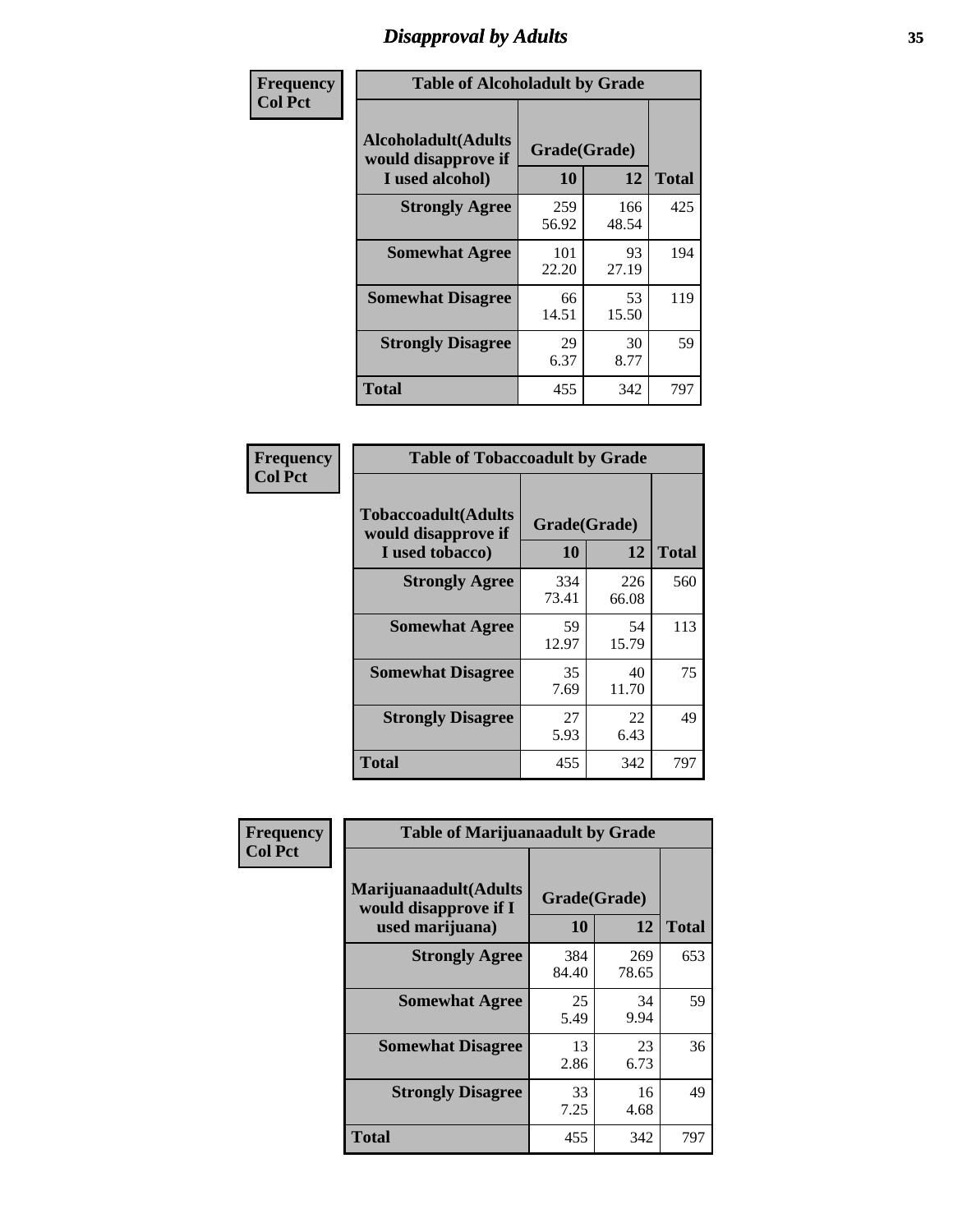# Disapproval by Adults

**Frequency**
**Col Pct**

| Table of Alcoholadult by Grade | | | |
|---|---|---|---|
| **Alcoholadult(Adults would disapprove if I used alcohol)** | **Grade(Grade)** | | **Total** |
| | **10** | **12** | |
| **Strongly Agree** | 259<br>56.92 | 166<br>48.54 | 425 |
| **Somewhat Agree** | 101<br>22.20 | 93<br>27.19 | 194 |
| **Somewhat Disagree** | 66<br>14.51 | 53<br>15.50 | 119 |
| **Strongly Disagree** | 29<br>6.37 | 30<br>8.77 | 59 |
| **Total** | 455 | 342 | 797 |

**Frequency**
**Col Pct**

| Table of Tobaccoadult by Grade | | | |
|---|---|---|---|
| **Tobaccoadult(Adults would disapprove if I used tobacco)** | **Grade(Grade)** | | **Total** |
| | **10** | **12** | |
| **Strongly Agree** | 334<br>73.41 | 226<br>66.08 | 560 |
| **Somewhat Agree** | 59<br>12.97 | 54<br>15.79 | 113 |
| **Somewhat Disagree** | 35<br>7.69 | 40<br>11.70 | 75 |
| **Strongly Disagree** | 27<br>5.93 | 22<br>6.43 | 49 |
| **Total** | 455 | 342 | 797 |

**Frequency**
**Col Pct**

| Table of Marijuanaadult by Grade | | | |
|---|---|---|---|
| **Marijuanaadult(Adults would disapprove if I used marijuana)** | **Grade(Grade)** | | **Total** |
| | **10** | **12** | |
| **Strongly Agree** | 384<br>84.40 | 269<br>78.65 | 653 |
| **Somewhat Agree** | 25<br>5.49 | 34<br>9.94 | 59 |
| **Somewhat Disagree** | 13<br>2.86 | 23<br>6.73 | 36 |
| **Strongly Disagree** | 33<br>7.25 | 16<br>4.68 | 49 |
| **Total** | 455 | 342 | 797 |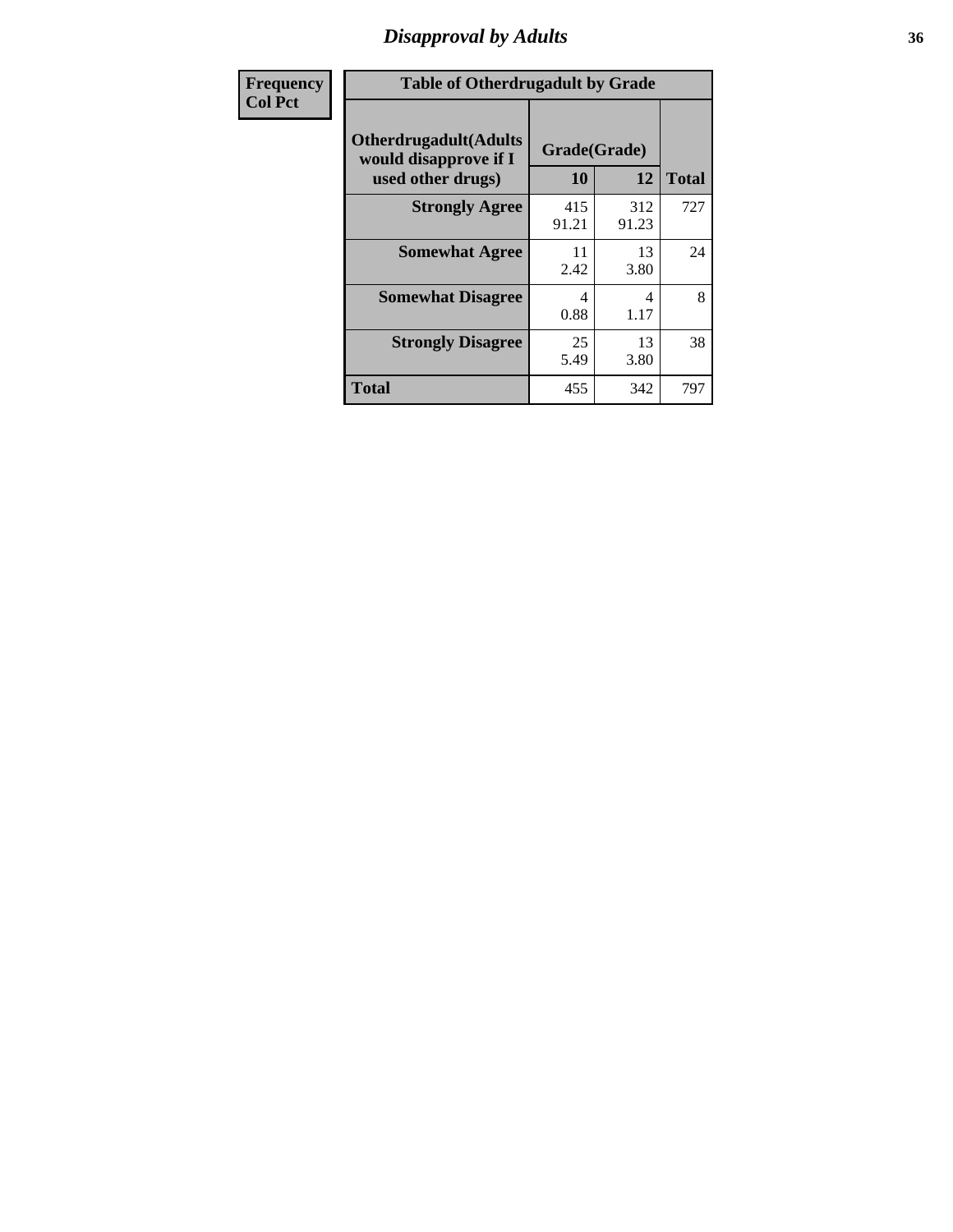# Disapproval by Adults

| Frequency<br>Col Pct |
|---|

**Table of Otherdrugadult by Grade**

| Otherdrugadult(Adults would disapprove if I used other drugs) | Grade(Grade) 10 | 12 | Total |
|---|---|---|---|
| **Strongly Agree** | 415<br>91.21 | 312<br>91.23 | 727 |
| **Somewhat Agree** | 11<br>2.42 | 13<br>3.80 | 24 |
| **Somewhat Disagree** | 4<br>0.88 | 4<br>1.17 | 8 |
| **Strongly Disagree** | 25<br>5.49 | 13<br>3.80 | 38 |
| **Total** | 455 | 342 | 797 |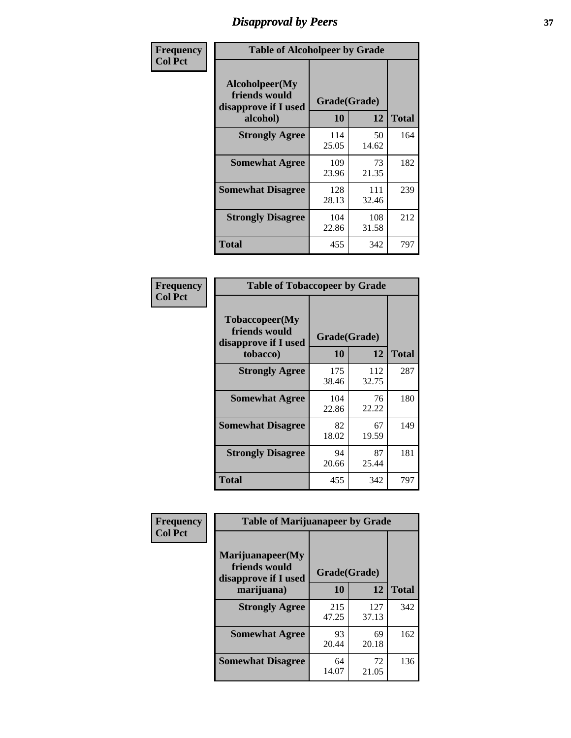# Disapproval by Peers

| Frequency<br>Col Pct | Table of Alcoholpeer by Grade | | |
|---|---|---|---|
| **Alcoholpeer(My friends would disapprove if I used alcohol)** | **Grade(Grade)** | | |
| | **10** | **12** | **Total** |
| **Strongly Agree** | 114<br>25.05 | 50<br>14.62 | 164 |
| **Somewhat Agree** | 109<br>23.96 | 73<br>21.35 | 182 |
| **Somewhat Disagree** | 128<br>28.13 | 111<br>32.46 | 239 |
| **Strongly Disagree** | 104<br>22.86 | 108<br>31.58 | 212 |
| **Total** | 455 | 342 | 797 |

| Frequency<br>Col Pct | Table of Tobaccopeer by Grade | | |
|---|---|---|---|
| **Tobaccopeer(My friends would disapprove if I used tobacco)** | **Grade(Grade)** | | |
| | **10** | **12** | **Total** |
| **Strongly Agree** | 175<br>38.46 | 112<br>32.75 | 287 |
| **Somewhat Agree** | 104<br>22.86 | 76<br>22.22 | 180 |
| **Somewhat Disagree** | 82<br>18.02 | 67<br>19.59 | 149 |
| **Strongly Disagree** | 94<br>20.66 | 87<br>25.44 | 181 |
| **Total** | 455 | 342 | 797 |

| Frequency<br>Col Pct | Table of Marijuanapeer by Grade | | |
|---|---|---|---|
| **Marijuanapeer(My friends would disapprove if I used marijuana)** | **Grade(Grade)** | | |
| | **10** | **12** | **Total** |
| **Strongly Agree** | 215<br>47.25 | 127<br>37.13 | 342 |
| **Somewhat Agree** | 93<br>20.44 | 69<br>20.18 | 162 |
| **Somewhat Disagree** | 64<br>14.07 | 72<br>21.05 | 136 |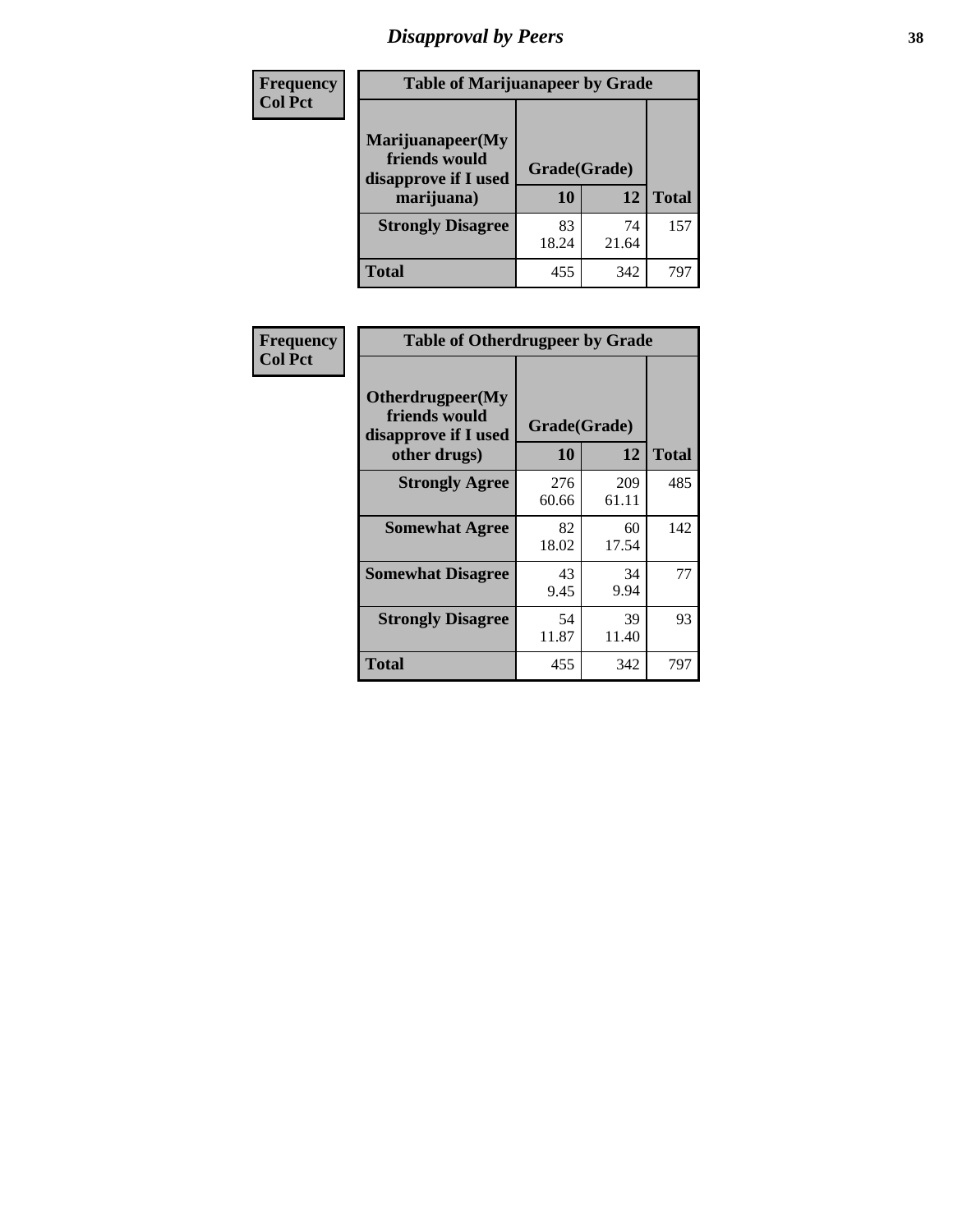# *Disapproval by Peers*

**Frequency**
**Col Pct**

**Table of Marijuanapeer by Grade**

| Marijuanapeer(My friends would disapprove if I used marijuana) | Grade(Grade) | | |
|---|---|---|---|
| | 10 | 12 | Total |
| **Strongly Disagree** | 83<br>18.24 | 74<br>21.64 | 157 |
| **Total** | 455 | 342 | 797 |

**Frequency**
**Col Pct**

**Table of Otherdrugpeer by Grade**

| Otherdrugpeer(My friends would disapprove if I used other drugs) | Grade(Grade) | | |
|---|---|---|---|
| | 10 | 12 | Total |
| **Strongly Agree** | 276<br>60.66 | 209<br>61.11 | 485 |
| **Somewhat Agree** | 82<br>18.02 | 60<br>17.54 | 142 |
| **Somewhat Disagree** | 43<br>9.45 | 34<br>9.94 | 77 |
| **Strongly Disagree** | 54<br>11.87 | 39<br>11.40 | 93 |
| **Total** | 455 | 342 | 797 |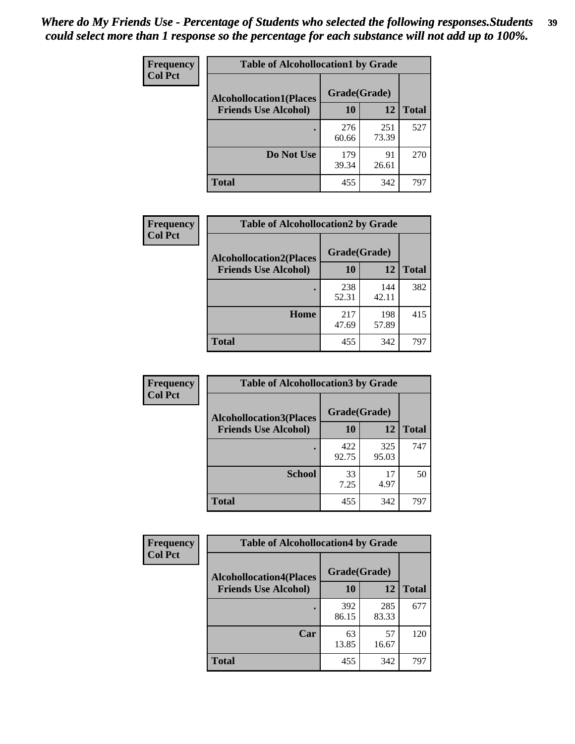*Where do My Friends Use - Percentage of Students who selected the following responses.Students could select more than 1 response so the percentage for each substance will not add up to 100%.*

| Frequency<br>Col Pct | Table of Alcohollocation1 by Grade | | |
|---|---|---|---|
| Alcohollocation1(Places Friends Use Alcohol) | Grade(Grade) | | Total |
| | 10 | 12 | |
| . | 276<br>60.66 | 251<br>73.39 | 527 |
| Do Not Use | 179<br>39.34 | 91<br>26.61 | 270 |
| Total | 455 | 342 | 797 |

| Frequency<br>Col Pct | Table of Alcohollocation2 by Grade | | |
|---|---|---|---|
| Alcohollocation2(Places Friends Use Alcohol) | Grade(Grade) | | Total |
| | 10 | 12 | |
| . | 238<br>52.31 | 144<br>42.11 | 382 |
| Home | 217<br>47.69 | 198<br>57.89 | 415 |
| Total | 455 | 342 | 797 |

| Frequency<br>Col Pct | Table of Alcohollocation3 by Grade | | |
|---|---|---|---|
| Alcohollocation3(Places Friends Use Alcohol) | Grade(Grade) | | Total |
| | 10 | 12 | |
| . | 422<br>92.75 | 325<br>95.03 | 747 |
| School | 33<br>7.25 | 17<br>4.97 | 50 |
| Total | 455 | 342 | 797 |

| Frequency<br>Col Pct | Table of Alcohollocation4 by Grade | | |
|---|---|---|---|
| Alcohollocation4(Places Friends Use Alcohol) | Grade(Grade) | | Total |
| | 10 | 12 | |
| . | 392<br>86.15 | 285<br>83.33 | 677 |
| Car | 63<br>13.85 | 57<br>16.67 | 120 |
| Total | 455 | 342 | 797 |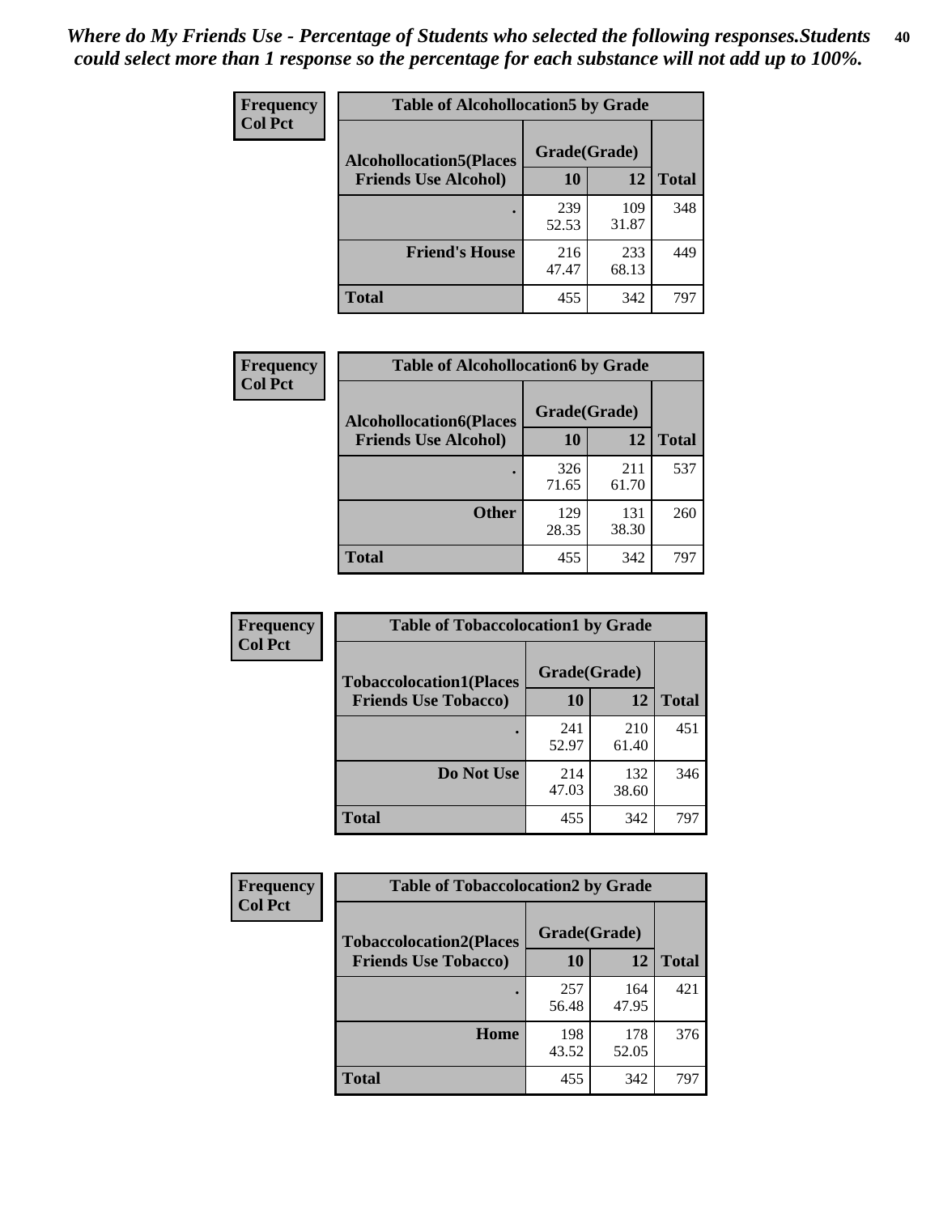*Where do My Friends Use - Percentage of Students who selected the following responses.Students could select more than 1 response so the percentage for each substance will not add up to 100%.*

**Frequency**
**Col Pct**

| Table of Alcohollocation5 by Grade | | | |
|---|---|---|---|
| **Alcohollocation5(Places Friends Use Alcohol)** | **Grade(Grade)** | | |
| | **10** | **12** | **Total** |
| **.** | 239<br>52.53 | 109<br>31.87 | 348 |
| **Friend's House** | 216<br>47.47 | 233<br>68.13 | 449 |
| **Total** | 455 | 342 | 797 |

**Frequency**
**Col Pct**

| Table of Alcohollocation6 by Grade | | | |
|---|---|---|---|
| **Alcohollocation6(Places Friends Use Alcohol)** | **Grade(Grade)** | | |
| | **10** | **12** | **Total** |
| **.** | 326<br>71.65 | 211<br>61.70 | 537 |
| **Other** | 129<br>28.35 | 131<br>38.30 | 260 |
| **Total** | 455 | 342 | 797 |

**Frequency**
**Col Pct**

| Table of Tobaccolocation1 by Grade | | | |
|---|---|---|---|
| **Tobaccolocation1(Places Friends Use Tobacco)** | **Grade(Grade)** | | |
| | **10** | **12** | **Total** |
| **.** | 241<br>52.97 | 210<br>61.40 | 451 |
| **Do Not Use** | 214<br>47.03 | 132<br>38.60 | 346 |
| **Total** | 455 | 342 | 797 |

**Frequency**
**Col Pct**

| Table of Tobaccolocation2 by Grade | | | |
|---|---|---|---|
| **Tobaccolocation2(Places Friends Use Tobacco)** | **Grade(Grade)** | | |
| | **10** | **12** | **Total** |
| **.** | 257<br>56.48 | 164<br>47.95 | 421 |
| **Home** | 198<br>43.52 | 178<br>52.05 | 376 |
| **Total** | 455 | 342 | 797 |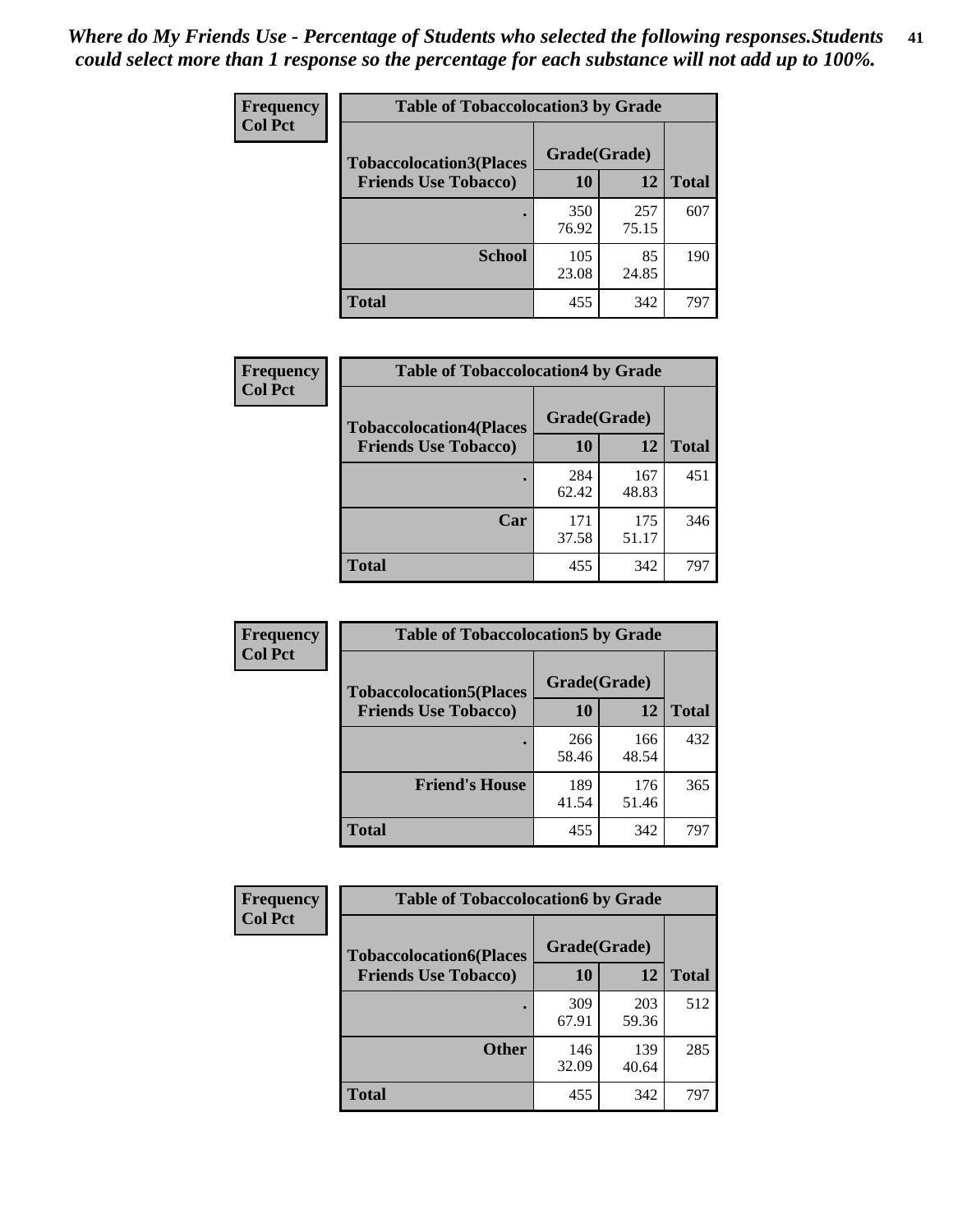*Where do My Friends Use - Percentage of Students who selected the following responses.Students could select more than 1 response so the percentage for each substance will not add up to 100%.*

**Frequency**
**Col Pct**

| Table of Tobaccolocation3 by Grade | | | |
|---|---|---|---|
| **Tobaccolocation3(Places Friends Use Tobacco)** | **Grade(Grade)** | | |
| | **10** | **12** | **Total** |
| **.** | 350<br>76.92 | 257<br>75.15 | 607 |
| **School** | 105<br>23.08 | 85<br>24.85 | 190 |
| **Total** | 455 | 342 | 797 |

**Frequency**
**Col Pct**

| Table of Tobaccolocation4 by Grade | | | |
|---|---|---|---|
| **Tobaccolocation4(Places Friends Use Tobacco)** | **Grade(Grade)** | | |
| | **10** | **12** | **Total** |
| **.** | 284<br>62.42 | 167<br>48.83 | 451 |
| **Car** | 171<br>37.58 | 175<br>51.17 | 346 |
| **Total** | 455 | 342 | 797 |

**Frequency**
**Col Pct**

| Table of Tobaccolocation5 by Grade | | | |
|---|---|---|---|
| **Tobaccolocation5(Places Friends Use Tobacco)** | **Grade(Grade)** | | |
| | **10** | **12** | **Total** |
| **.** | 266<br>58.46 | 166<br>48.54 | 432 |
| **Friend's House** | 189<br>41.54 | 176<br>51.46 | 365 |
| **Total** | 455 | 342 | 797 |

**Frequency**
**Col Pct**

| Table of Tobaccolocation6 by Grade | | | |
|---|---|---|---|
| **Tobaccolocation6(Places Friends Use Tobacco)** | **Grade(Grade)** | | |
| | **10** | **12** | **Total** |
| **.** | 309<br>67.91 | 203<br>59.36 | 512 |
| **Other** | 146<br>32.09 | 139<br>40.64 | 285 |
| **Total** | 455 | 342 | 797 |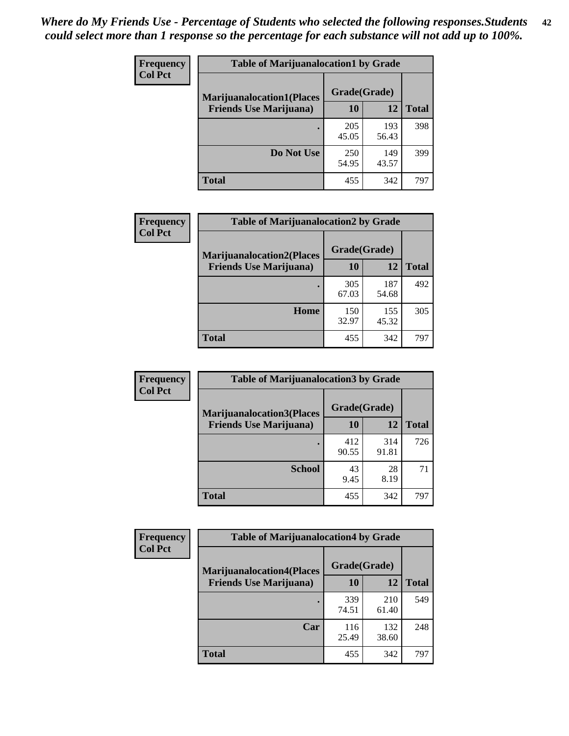*Where do My Friends Use - Percentage of Students who selected the following responses.Students could select more than 1 response so the percentage for each substance will not add up to 100%.*

**Frequency**
**Col Pct**

| Table of Marijuanalocation1 by Grade | | | |
|---|---|---|---|
| **Marijuanalocation1(Places Friends Use Marijuana)** | **Grade(Grade)** | | |
| | **10** | **12** | **Total** |
| **.** | 205<br>45.05 | 193<br>56.43 | 398 |
| **Do Not Use** | 250<br>54.95 | 149<br>43.57 | 399 |
| **Total** | 455 | 342 | 797 |

**Frequency**
**Col Pct**

| Table of Marijuanalocation2 by Grade | | | |
|---|---|---|---|
| **Marijuanalocation2(Places Friends Use Marijuana)** | **Grade(Grade)** | | |
| | **10** | **12** | **Total** |
| **.** | 305<br>67.03 | 187<br>54.68 | 492 |
| **Home** | 150<br>32.97 | 155<br>45.32 | 305 |
| **Total** | 455 | 342 | 797 |

**Frequency**
**Col Pct**

| Table of Marijuanalocation3 by Grade | | | |
|---|---|---|---|
| **Marijuanalocation3(Places Friends Use Marijuana)** | **Grade(Grade)** | | |
| | **10** | **12** | **Total** |
| **.** | 412<br>90.55 | 314<br>91.81 | 726 |
| **School** | 43<br>9.45 | 28<br>8.19 | 71 |
| **Total** | 455 | 342 | 797 |

**Frequency**
**Col Pct**

| Table of Marijuanalocation4 by Grade | | | |
|---|---|---|---|
| **Marijuanalocation4(Places Friends Use Marijuana)** | **Grade(Grade)** | | |
| | **10** | **12** | **Total** |
| **.** | 339<br>74.51 | 210<br>61.40 | 549 |
| **Car** | 116<br>25.49 | 132<br>38.60 | 248 |
| **Total** | 455 | 342 | 797 |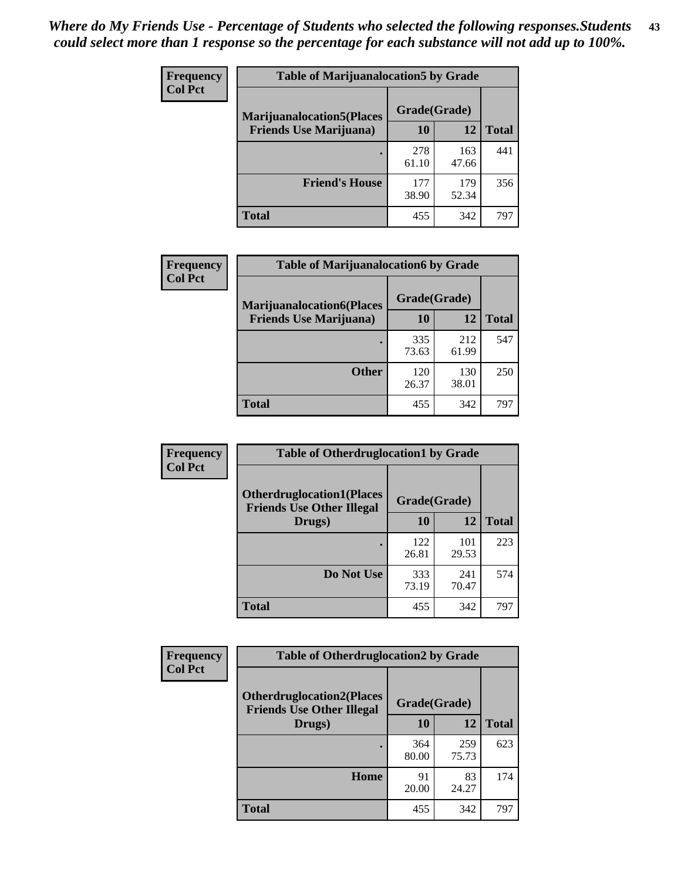*Where do My Friends Use - Percentage of Students who selected the following responses.Students could select more than 1 response so the percentage for each substance will not add up to 100%.*

**Frequency**
**Col Pct**

| Table of Marijuanalocation5 by Grade | | | |
|---|---|---|---|
| Marijuanalocation5(Places Friends Use Marijuana) | Grade(Grade) | | Total |
| | 10 | 12 | |
| . | 278<br>61.10 | 163<br>47.66 | 441 |
| Friend's House | 177<br>38.90 | 179<br>52.34 | 356 |
| Total | 455 | 342 | 797 |

**Frequency**
**Col Pct**

| Table of Marijuanalocation6 by Grade | | | |
|---|---|---|---|
| Marijuanalocation6(Places Friends Use Marijuana) | Grade(Grade) | | Total |
| | 10 | 12 | |
| . | 335<br>73.63 | 212<br>61.99 | 547 |
| Other | 120<br>26.37 | 130<br>38.01 | 250 |
| Total | 455 | 342 | 797 |

**Frequency**
**Col Pct**

| Table of Otherdruglocation1 by Grade | | | |
|---|---|---|---|
| Otherdruglocation1(Places Friends Use Other Illegal Drugs) | Grade(Grade) | | Total |
| | 10 | 12 | |
| . | 122<br>26.81 | 101<br>29.53 | 223 |
| Do Not Use | 333<br>73.19 | 241<br>70.47 | 574 |
| Total | 455 | 342 | 797 |

**Frequency**
**Col Pct**

| Table of Otherdruglocation2 by Grade | | | |
|---|---|---|---|
| Otherdruglocation2(Places Friends Use Other Illegal Drugs) | Grade(Grade) | | Total |
| | 10 | 12 | |
| . | 364<br>80.00 | 259<br>75.73 | 623 |
| Home | 91<br>20.00 | 83<br>24.27 | 174 |
| Total | 455 | 342 | 797 |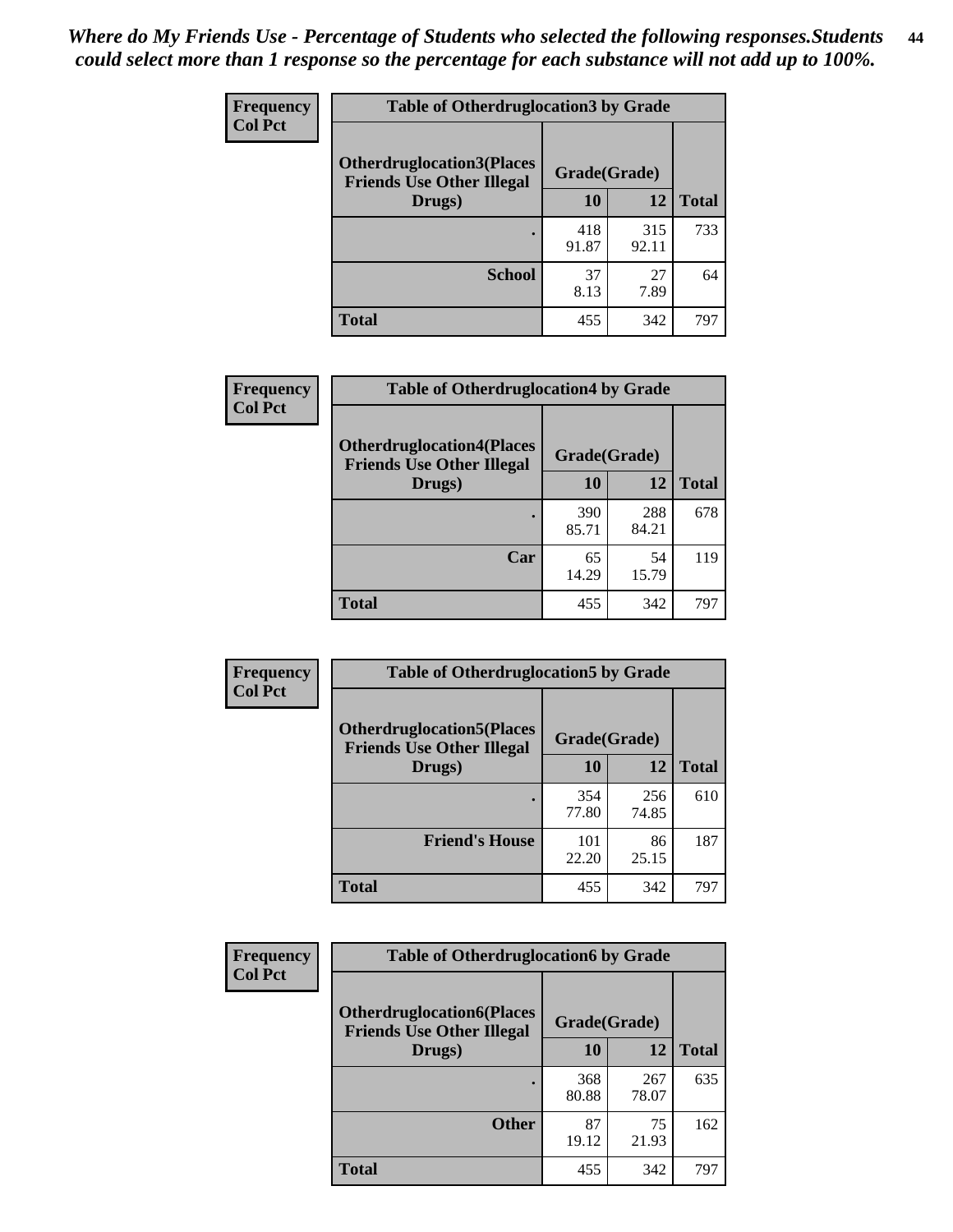*Where do My Friends Use - Percentage of Students who selected the following responses.Students could select more than 1 response so the percentage for each substance will not add up to 100%.*

**Frequency**
**Col Pct**

| Table of Otherdruglocation3 by Grade | | | |
|---|---|---|---|
| Otherdruglocation3(Places Friends Use Other Illegal Drugs) | Grade(Grade) | | Total |
| | 10 | 12 | |
| . | 418<br>91.87 | 315<br>92.11 | 733 |
| School | 37<br>8.13 | 27<br>7.89 | 64 |
| Total | 455 | 342 | 797 |

**Frequency**
**Col Pct**

| Table of Otherdruglocation4 by Grade | | | |
|---|---|---|---|
| Otherdruglocation4(Places Friends Use Other Illegal Drugs) | Grade(Grade) | | Total |
| | 10 | 12 | |
| . | 390<br>85.71 | 288<br>84.21 | 678 |
| Car | 65<br>14.29 | 54<br>15.79 | 119 |
| Total | 455 | 342 | 797 |

**Frequency**
**Col Pct**

| Table of Otherdruglocation5 by Grade | | | |
|---|---|---|---|
| Otherdruglocation5(Places Friends Use Other Illegal Drugs) | Grade(Grade) | | Total |
| | 10 | 12 | |
| . | 354<br>77.80 | 256<br>74.85 | 610 |
| Friend's House | 101<br>22.20 | 86<br>25.15 | 187 |
| Total | 455 | 342 | 797 |

**Frequency**
**Col Pct**

| Table of Otherdruglocation6 by Grade | | | |
|---|---|---|---|
| Otherdruglocation6(Places Friends Use Other Illegal Drugs) | Grade(Grade) | | Total |
| | 10 | 12 | |
| . | 368<br>80.88 | 267<br>78.07 | 635 |
| Other | 87<br>19.12 | 75<br>21.93 | 162 |
| Total | 455 | 342 | 797 |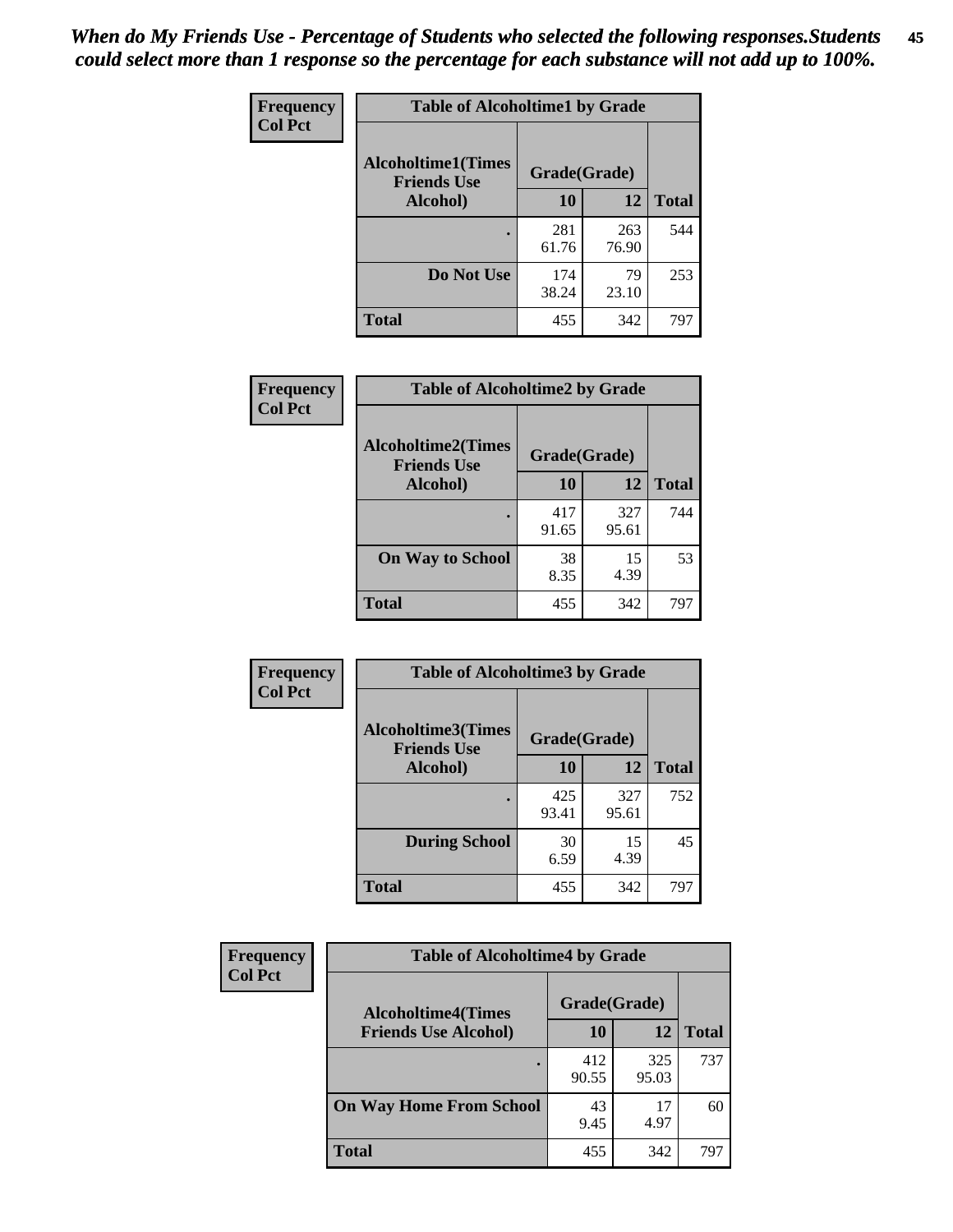*When do My Friends Use - Percentage of Students who selected the following responses.Students could select more than 1 response so the percentage for each substance will not add up to 100%.*

**Frequency**
**Col Pct**

| Table of Alcoholtime1 by Grade | | | |
|---|---|---|---|
| Alcoholtime1(Times Friends Use Alcohol) | Grade(Grade) | | Total |
| | 10 | 12 | |
| . | 281<br>61.76 | 263<br>76.90 | 544 |
| Do Not Use | 174<br>38.24 | 79<br>23.10 | 253 |
| Total | 455 | 342 | 797 |

**Frequency**
**Col Pct**

| Table of Alcoholtime2 by Grade | | | |
|---|---|---|---|
| Alcoholtime2(Times Friends Use Alcohol) | Grade(Grade) | | Total |
| | 10 | 12 | |
| . | 417<br>91.65 | 327<br>95.61 | 744 |
| On Way to School | 38<br>8.35 | 15<br>4.39 | 53 |
| Total | 455 | 342 | 797 |

**Frequency**
**Col Pct**

| Table of Alcoholtime3 by Grade | | | |
|---|---|---|---|
| Alcoholtime3(Times Friends Use Alcohol) | Grade(Grade) | | Total |
| | 10 | 12 | |
| . | 425<br>93.41 | 327<br>95.61 | 752 |
| During School | 30<br>6.59 | 15<br>4.39 | 45 |
| Total | 455 | 342 | 797 |

**Frequency**
**Col Pct**

| Table of Alcoholtime4 by Grade | | | |
|---|---|---|---|
| Alcoholtime4(Times Friends Use Alcohol) | Grade(Grade) | | Total |
| | 10 | 12 | |
| . | 412<br>90.55 | 325<br>95.03 | 737 |
| On Way Home From School | 43<br>9.45 | 17<br>4.97 | 60 |
| Total | 455 | 342 | 797 |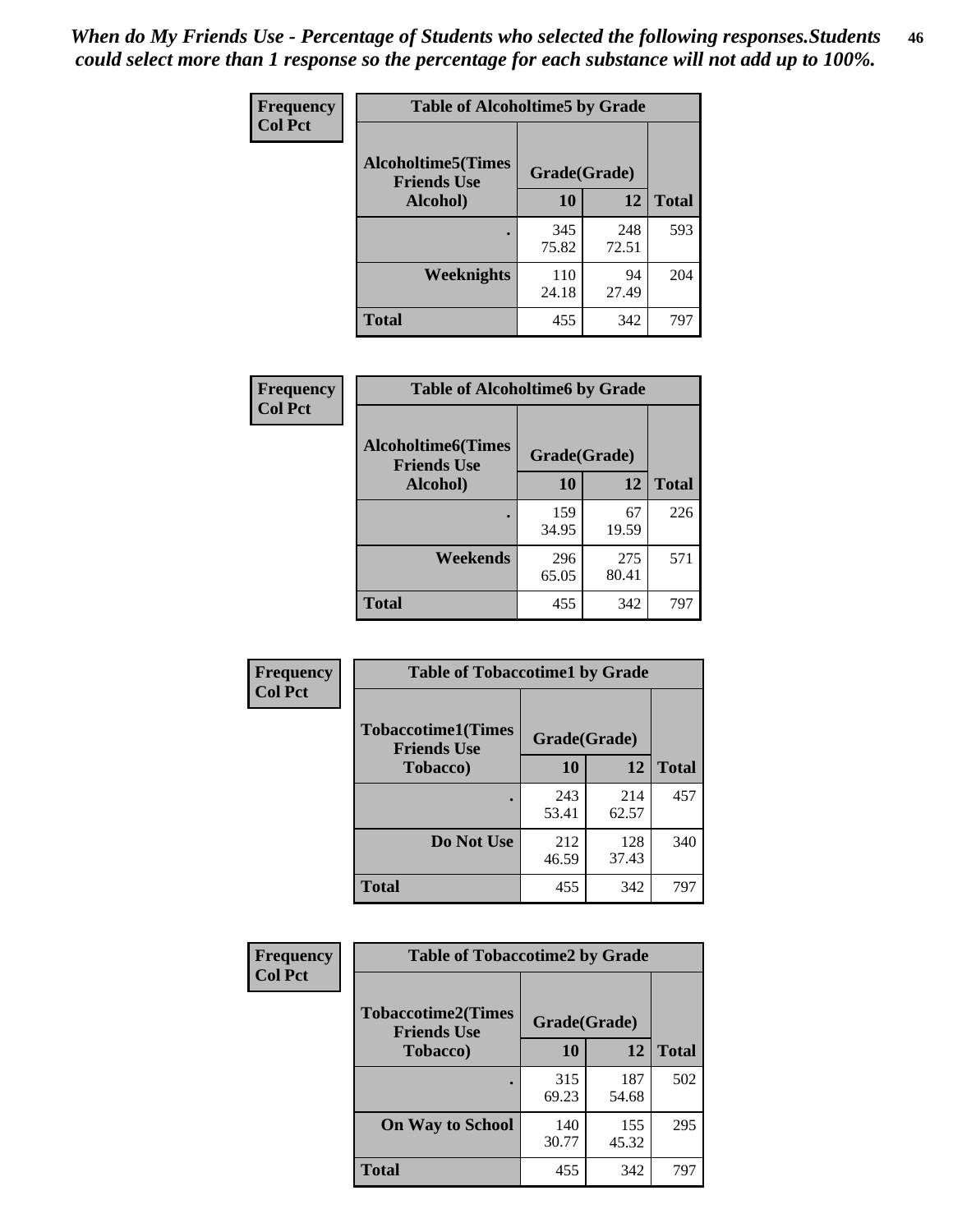*When do My Friends Use - Percentage of Students who selected the following responses.Students could select more than 1 response so the percentage for each substance will not add up to 100%.*

**Frequency / Col Pct**

| Table of Alcoholtime5 by Grade | | | |
|---|---|---|---|
| Alcoholtime5(Times Friends Use Alcohol) | Grade(Grade) | | Total |
| | 10 | 12 | |
| . | 345<br>75.82 | 248<br>72.51 | 593 |
| Weeknights | 110<br>24.18 | 94<br>27.49 | 204 |
| Total | 455 | 342 | 797 |

**Frequency / Col Pct**

| Table of Alcoholtime6 by Grade | | | |
|---|---|---|---|
| Alcoholtime6(Times Friends Use Alcohol) | Grade(Grade) | | Total |
| | 10 | 12 | |
| . | 159<br>34.95 | 67<br>19.59 | 226 |
| Weekends | 296<br>65.05 | 275<br>80.41 | 571 |
| Total | 455 | 342 | 797 |

**Frequency / Col Pct**

| Table of Tobaccotime1 by Grade | | | |
|---|---|---|---|
| Tobaccotime1(Times Friends Use Tobacco) | Grade(Grade) | | Total |
| | 10 | 12 | |
| . | 243<br>53.41 | 214<br>62.57 | 457 |
| Do Not Use | 212<br>46.59 | 128<br>37.43 | 340 |
| Total | 455 | 342 | 797 |

**Frequency / Col Pct**

| Table of Tobaccotime2 by Grade | | | |
|---|---|---|---|
| Tobaccotime2(Times Friends Use Tobacco) | Grade(Grade) | | Total |
| | 10 | 12 | |
| . | 315<br>69.23 | 187<br>54.68 | 502 |
| On Way to School | 140<br>30.77 | 155<br>45.32 | 295 |
| Total | 455 | 342 | 797 |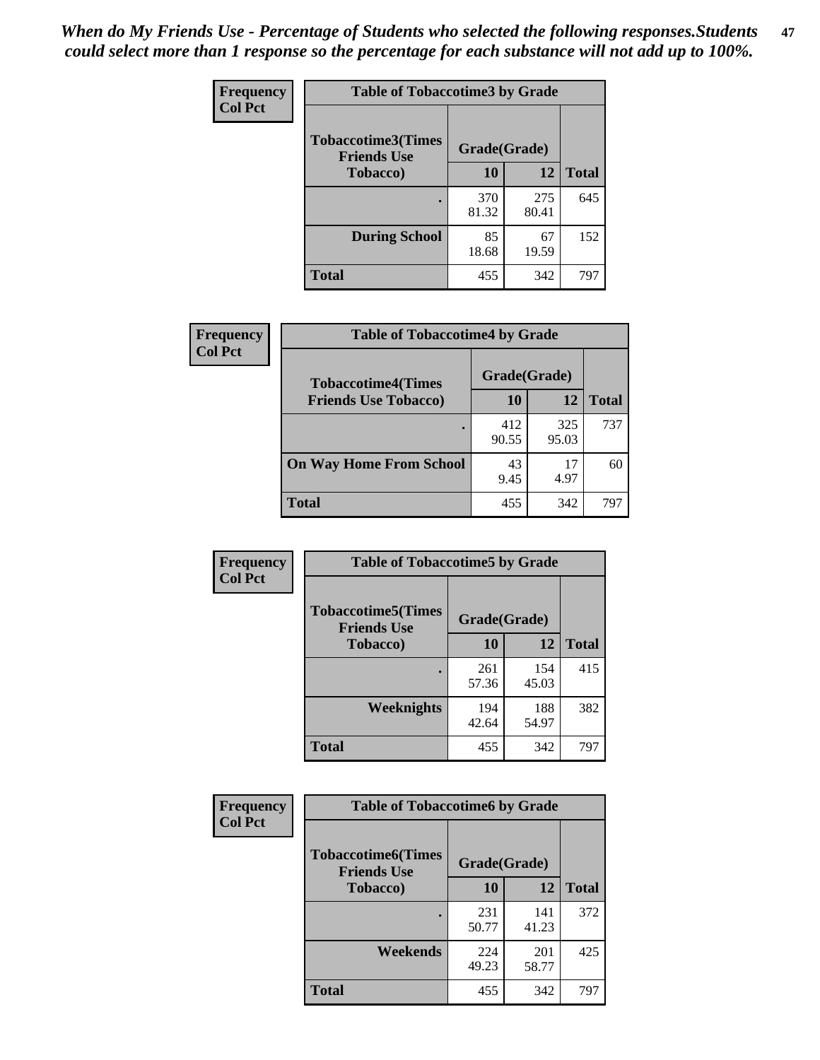*When do My Friends Use - Percentage of Students who selected the following responses.Students could select more than 1 response so the percentage for each substance will not add up to 100%.*

| Frequency<br>Col Pct | Table of Tobaccotime3 by Grade | | |
|---|---|---|---|
| Tobaccotime3(Times Friends Use Tobacco) | Grade(Grade) | | |
| | 10 | 12 | Total |
| . | 370<br>81.32 | 275<br>80.41 | 645 |
| During School | 85<br>18.68 | 67<br>19.59 | 152 |
| Total | 455 | 342 | 797 |

| Frequency<br>Col Pct | Table of Tobaccotime4 by Grade | | |
|---|---|---|---|
| Tobaccotime4(Times Friends Use Tobacco) | Grade(Grade) | | |
| | 10 | 12 | Total |
| . | 412<br>90.55 | 325<br>95.03 | 737 |
| On Way Home From School | 43<br>9.45 | 17<br>4.97 | 60 |
| Total | 455 | 342 | 797 |

| Frequency<br>Col Pct | Table of Tobaccotime5 by Grade | | |
|---|---|---|---|
| Tobaccotime5(Times Friends Use Tobacco) | Grade(Grade) | | |
| | 10 | 12 | Total |
| . | 261<br>57.36 | 154<br>45.03 | 415 |
| Weeknights | 194<br>42.64 | 188<br>54.97 | 382 |
| Total | 455 | 342 | 797 |

| Frequency<br>Col Pct | Table of Tobaccotime6 by Grade | | |
|---|---|---|---|
| Tobaccotime6(Times Friends Use Tobacco) | Grade(Grade) | | |
| | 10 | 12 | Total |
| . | 231<br>50.77 | 141<br>41.23 | 372 |
| Weekends | 224<br>49.23 | 201<br>58.77 | 425 |
| Total | 455 | 342 | 797 |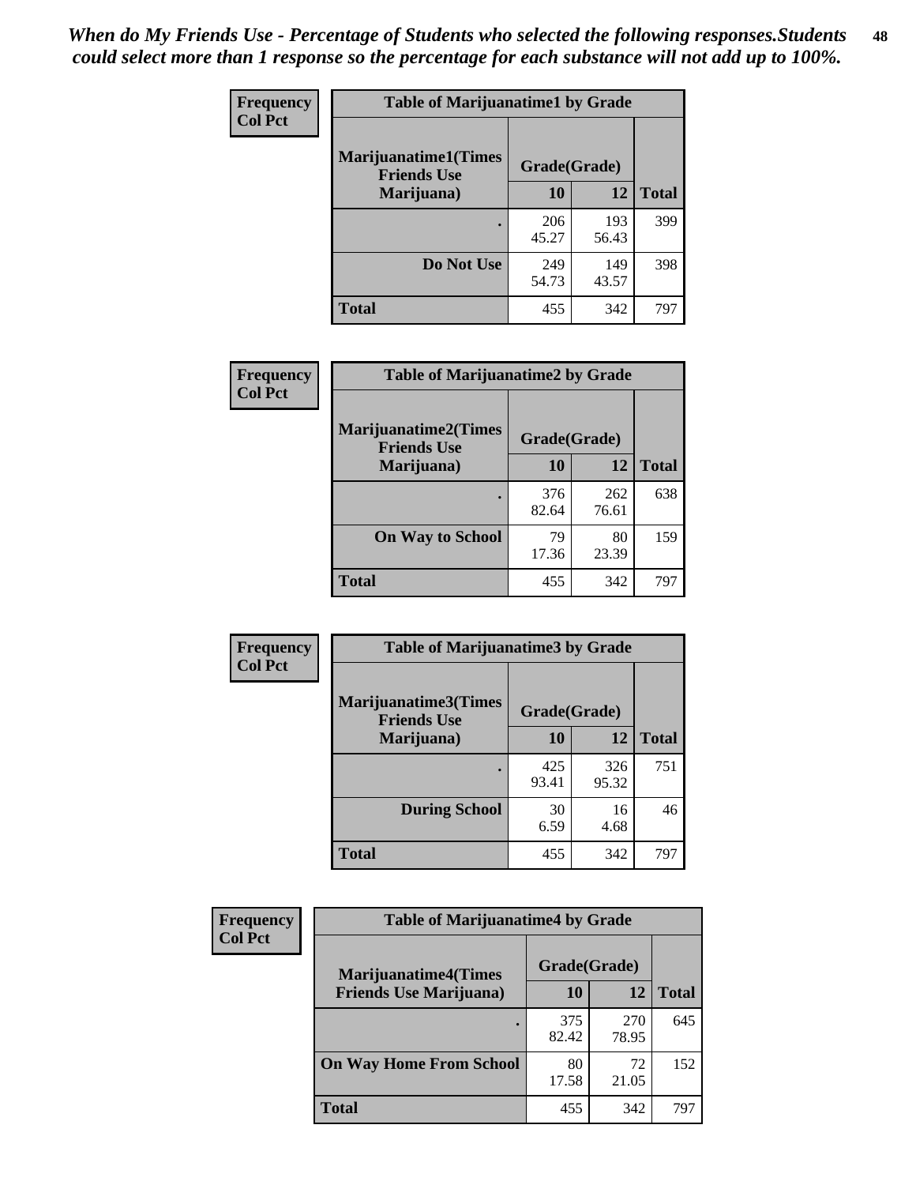*When do My Friends Use - Percentage of Students who selected the following responses.Students could select more than 1 response so the percentage for each substance will not add up to 100%.*

**Frequency**
**Col Pct**

| Table of Marijuanatime1 by Grade | | | |
|---|---|---|---|
| **Marijuanatime1(Times Friends Use Marijuana)** | **Grade(Grade)** | | |
| | **10** | **12** | **Total** |
| **.** | 206<br>45.27 | 193<br>56.43 | 399 |
| **Do Not Use** | 249<br>54.73 | 149<br>43.57 | 398 |
| **Total** | 455 | 342 | 797 |

**Frequency**
**Col Pct**

| Table of Marijuanatime2 by Grade | | | |
|---|---|---|---|
| **Marijuanatime2(Times Friends Use Marijuana)** | **Grade(Grade)** | | |
| | **10** | **12** | **Total** |
| **.** | 376<br>82.64 | 262<br>76.61 | 638 |
| **On Way to School** | 79<br>17.36 | 80<br>23.39 | 159 |
| **Total** | 455 | 342 | 797 |

**Frequency**
**Col Pct**

| Table of Marijuanatime3 by Grade | | | |
|---|---|---|---|
| **Marijuanatime3(Times Friends Use Marijuana)** | **Grade(Grade)** | | |
| | **10** | **12** | **Total** |
| **.** | 425<br>93.41 | 326<br>95.32 | 751 |
| **During School** | 30<br>6.59 | 16<br>4.68 | 46 |
| **Total** | 455 | 342 | 797 |

**Frequency**
**Col Pct**

| Table of Marijuanatime4 by Grade | | | |
|---|---|---|---|
| **Marijuanatime4(Times Friends Use Marijuana)** | **Grade(Grade)** | | |
| | **10** | **12** | **Total** |
| **.** | 375<br>82.42 | 270<br>78.95 | 645 |
| **On Way Home From School** | 80<br>17.58 | 72<br>21.05 | 152 |
| **Total** | 455 | 342 | 797 |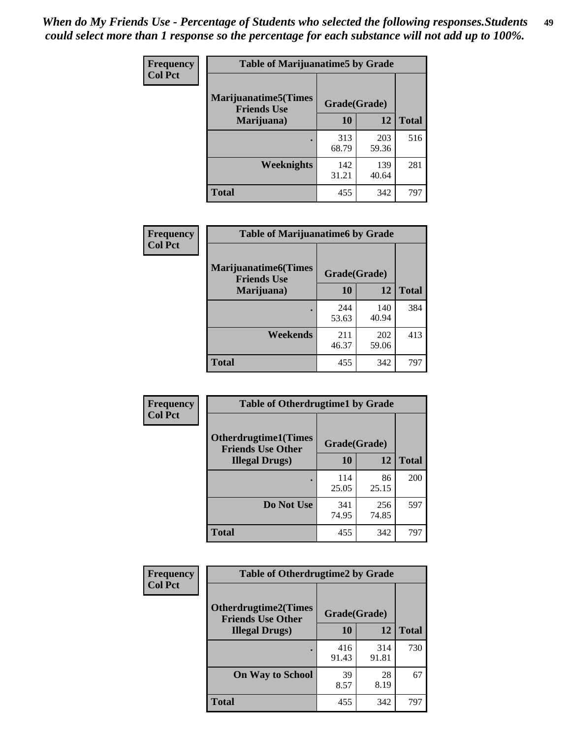*When do My Friends Use - Percentage of Students who selected the following responses.Students could select more than 1 response so the percentage for each substance will not add up to 100%.*

**Frequency**
**Col Pct**

| Table of Marijuanatime5 by Grade | | | |
|---|---|---|---|
| Marijuanatime5(Times Friends Use Marijuana) | Grade(Grade) | | Total |
| | 10 | 12 | |
| . | 313<br>68.79 | 203<br>59.36 | 516 |
| Weeknights | 142<br>31.21 | 139<br>40.64 | 281 |
| Total | 455 | 342 | 797 |

**Frequency**
**Col Pct**

| Table of Marijuanatime6 by Grade | | | |
|---|---|---|---|
| Marijuanatime6(Times Friends Use Marijuana) | Grade(Grade) | | Total |
| | 10 | 12 | |
| . | 244<br>53.63 | 140<br>40.94 | 384 |
| Weekends | 211<br>46.37 | 202<br>59.06 | 413 |
| Total | 455 | 342 | 797 |

**Frequency**
**Col Pct**

| Table of Otherdrugtime1 by Grade | | | |
|---|---|---|---|
| Otherdrugtime1(Times Friends Use Other Illegal Drugs) | Grade(Grade) | | Total |
| | 10 | 12 | |
| . | 114<br>25.05 | 86<br>25.15 | 200 |
| Do Not Use | 341<br>74.95 | 256<br>74.85 | 597 |
| Total | 455 | 342 | 797 |

**Frequency**
**Col Pct**

| Table of Otherdrugtime2 by Grade | | | |
|---|---|---|---|
| Otherdrugtime2(Times Friends Use Other Illegal Drugs) | Grade(Grade) | | Total |
| | 10 | 12 | |
| . | 416<br>91.43 | 314<br>91.81 | 730 |
| On Way to School | 39<br>8.57 | 28<br>8.19 | 67 |
| Total | 455 | 342 | 797 |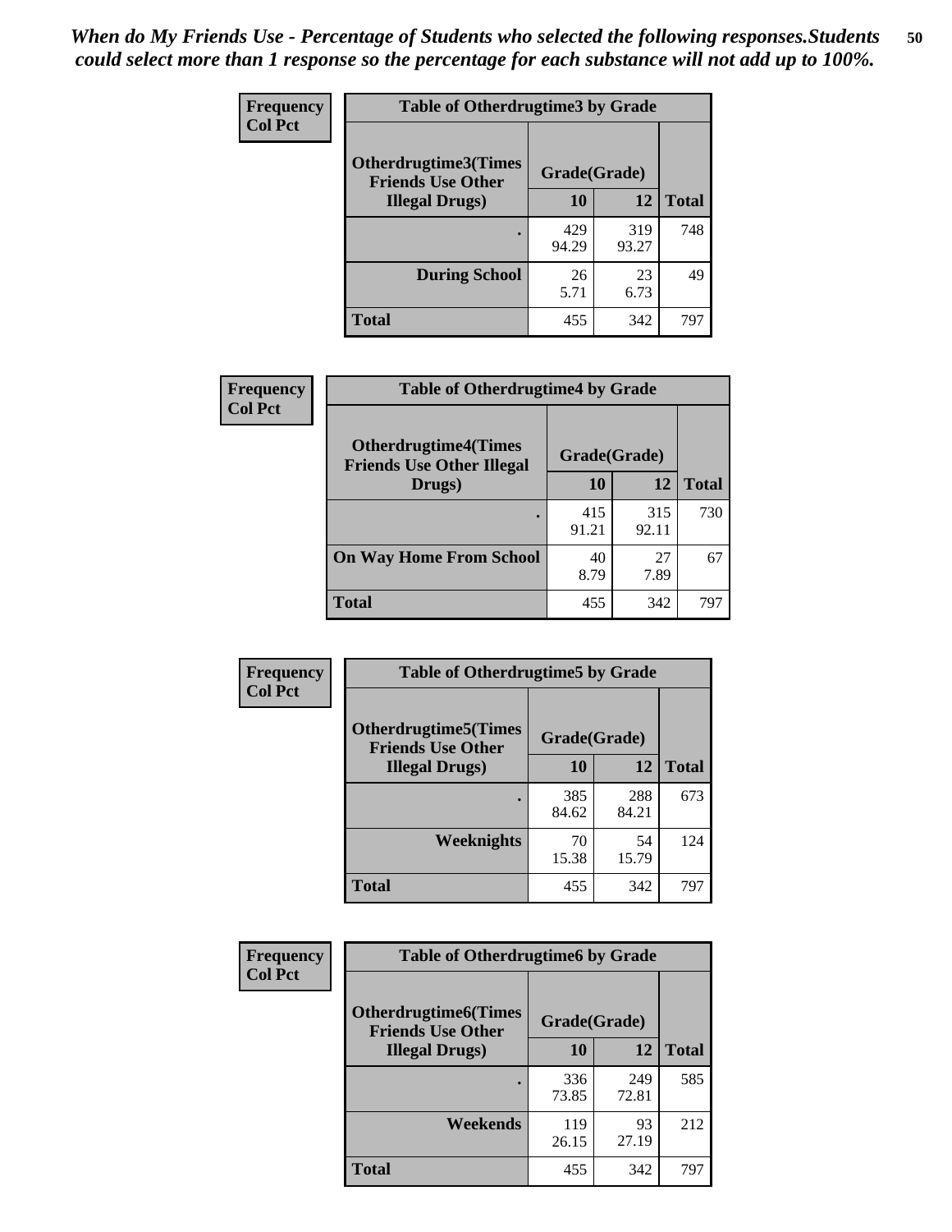*When do My Friends Use - Percentage of Students who selected the following responses.Students could select more than 1 response so the percentage for each substance will not add up to 100%.*

**Frequency**
**Col Pct**

| Table of Otherdrugtime3 by Grade | | | |
|---|---|---|---|
| **Otherdrugtime3(Times Friends Use Other Illegal Drugs)** | **Grade(Grade)** | | **Total** |
| | **10** | **12** | |
| **.** | 429<br>94.29 | 319<br>93.27 | 748 |
| **During School** | 26<br>5.71 | 23<br>6.73 | 49 |
| **Total** | 455 | 342 | 797 |

**Frequency**
**Col Pct**

| Table of Otherdrugtime4 by Grade | | | |
|---|---|---|---|
| **Otherdrugtime4(Times Friends Use Other Illegal Drugs)** | **Grade(Grade)** | | **Total** |
| | **10** | **12** | |
| **.** | 415<br>91.21 | 315<br>92.11 | 730 |
| **On Way Home From School** | 40<br>8.79 | 27<br>7.89 | 67 |
| **Total** | 455 | 342 | 797 |

**Frequency**
**Col Pct**

| Table of Otherdrugtime5 by Grade | | | |
|---|---|---|---|
| **Otherdrugtime5(Times Friends Use Other Illegal Drugs)** | **Grade(Grade)** | | **Total** |
| | **10** | **12** | |
| **.** | 385<br>84.62 | 288<br>84.21 | 673 |
| **Weeknights** | 70<br>15.38 | 54<br>15.79 | 124 |
| **Total** | 455 | 342 | 797 |

**Frequency**
**Col Pct**

| Table of Otherdrugtime6 by Grade | | | |
|---|---|---|---|
| **Otherdrugtime6(Times Friends Use Other Illegal Drugs)** | **Grade(Grade)** | | **Total** |
| | **10** | **12** | |
| **.** | 336<br>73.85 | 249<br>72.81 | 585 |
| **Weekends** | 119<br>26.15 | 93<br>27.19 | 212 |
| **Total** | 455 | 342 | 797 |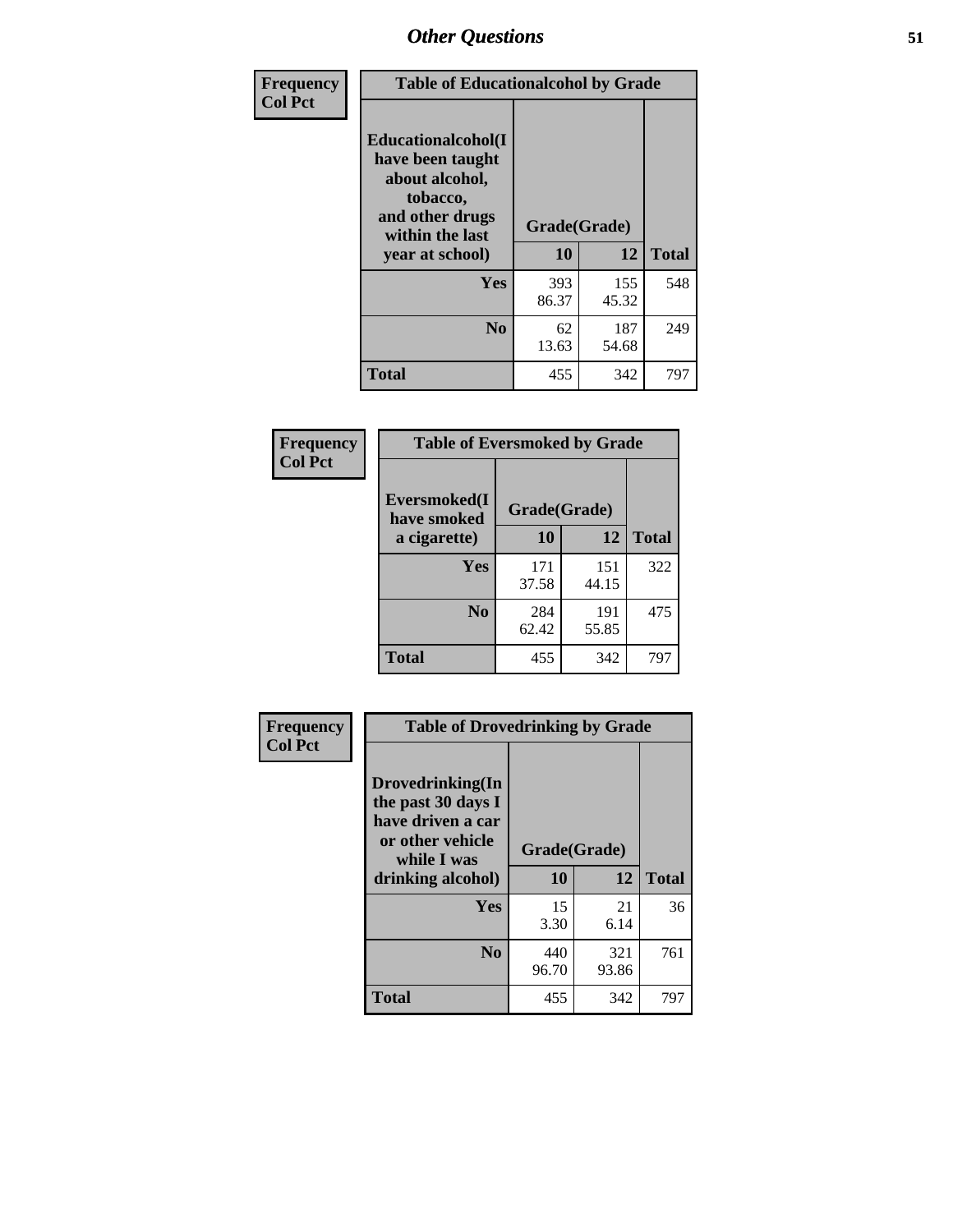# Other Questions

**Frequency**
**Col Pct**

| Table of Educationalalcohol by Grade | | | |
|---|---|---|---|
| Educationalalcohol(I have been taught about alcohol, tobacco, and other drugs within the last year at school) | Grade(Grade) | | |
| | 10 | 12 | Total |
| Yes | 393<br>86.37 | 155<br>45.32 | 548 |
| No | 62<br>13.63 | 187<br>54.68 | 249 |
| Total | 455 | 342 | 797 |

**Frequency**
**Col Pct**

| Table of Eversmoked by Grade | | | |
|---|---|---|---|
| Eversmoked(I have smoked a cigarette) | Grade(Grade) | | |
| | 10 | 12 | Total |
| Yes | 171<br>37.58 | 151<br>44.15 | 322 |
| No | 284<br>62.42 | 191<br>55.85 | 475 |
| Total | 455 | 342 | 797 |

**Frequency**
**Col Pct**

| Table of Drovedrinking by Grade | | | |
|---|---|---|---|
| Drovedrinking(In the past 30 days I have driven a car or other vehicle while I was drinking alcohol) | Grade(Grade) | | |
| | 10 | 12 | Total |
| Yes | 15<br>3.30 | 21<br>6.14 | 36 |
| No | 440<br>96.70 | 321<br>93.86 | 761 |
| Total | 455 | 342 | 797 |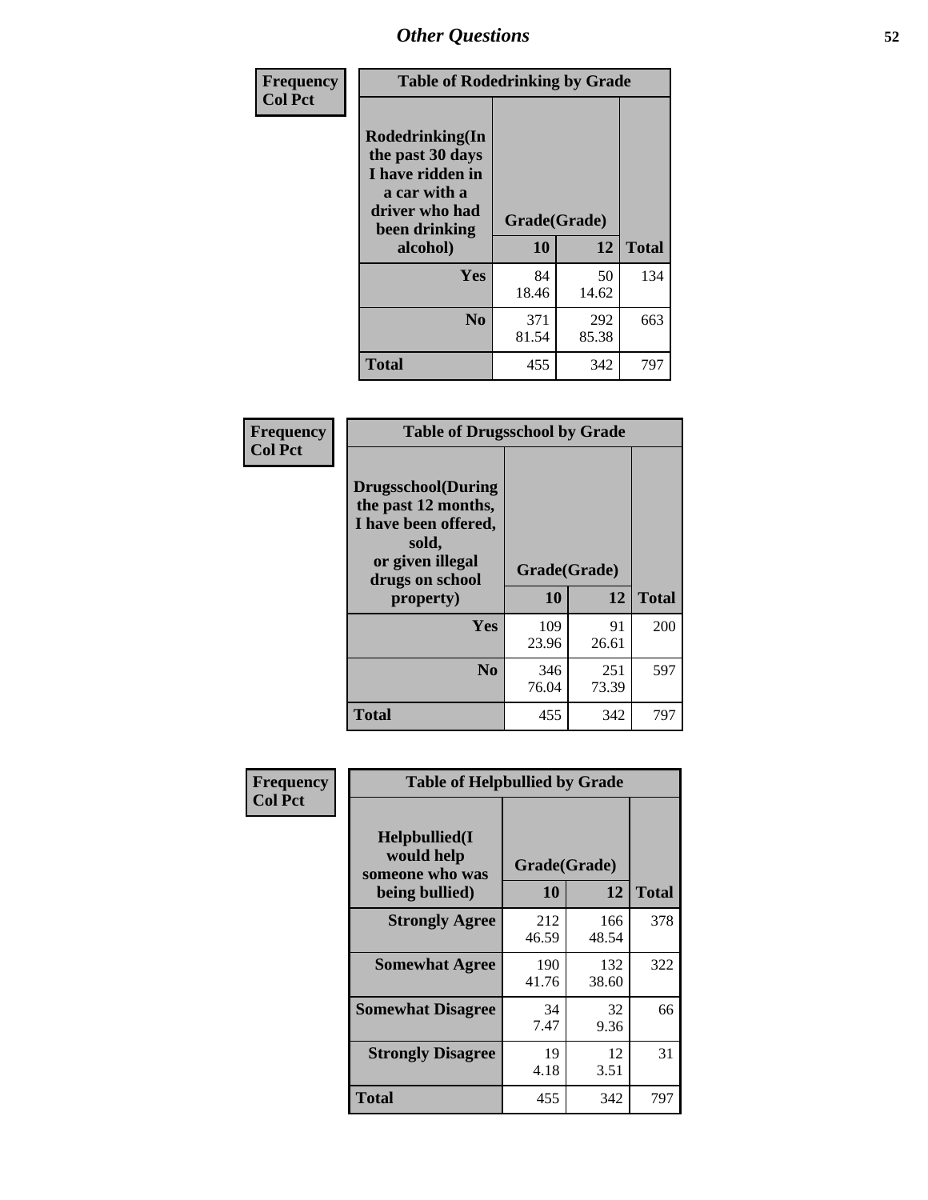# Other Questions

**Frequency**
**Col Pct**

**Table of Rodedrinking by Grade**

| Rodedrinking(In the past 30 days I have ridden in a car with a driver who had been drinking alcohol) | Grade(Grade) | | Total |
|---|---|---|---|
| | 10 | 12 | |
| Yes | 84<br>18.46 | 50<br>14.62 | 134 |
| No | 371<br>81.54 | 292<br>85.38 | 663 |
| Total | 455 | 342 | 797 |

**Frequency**
**Col Pct**

**Table of Drugsschool by Grade**

| Drugsschool(During the past 12 months, I have been offered, sold, or given illegal drugs on school property) | Grade(Grade) | | Total |
|---|---|---|---|
| | 10 | 12 | |
| Yes | 109<br>23.96 | 91<br>26.61 | 200 |
| No | 346<br>76.04 | 251<br>73.39 | 597 |
| Total | 455 | 342 | 797 |

**Frequency**
**Col Pct**

**Table of Helpbullied by Grade**

| Helpbullied(I would help someone who was being bullied) | Grade(Grade) | | Total |
|---|---|---|---|
| | 10 | 12 | |
| Strongly Agree | 212<br>46.59 | 166<br>48.54 | 378 |
| Somewhat Agree | 190<br>41.76 | 132<br>38.60 | 322 |
| Somewhat Disagree | 34<br>7.47 | 32<br>9.36 | 66 |
| Strongly Disagree | 19<br>4.18 | 12<br>3.51 | 31 |
| Total | 455 | 342 | 797 |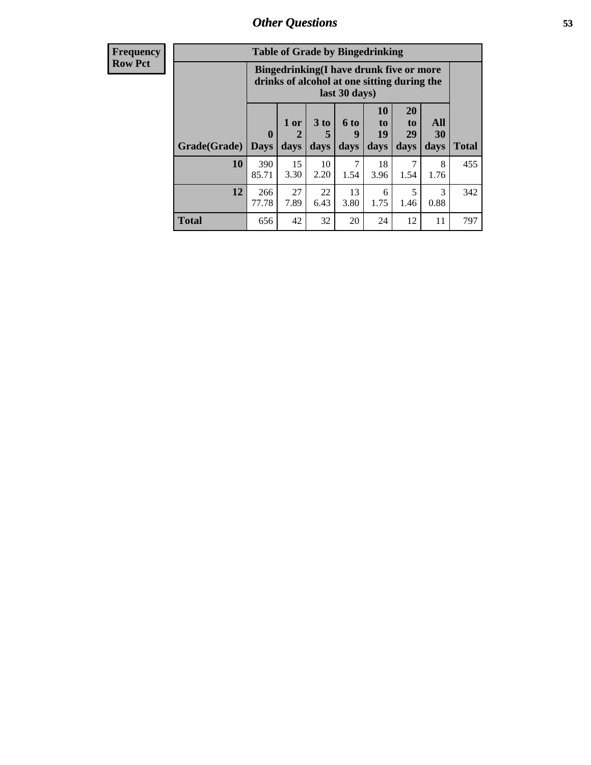| Frequency<br>Row Pct |
|---|

**Table of Grade by Bingedrinking**

| Grade(Grade) | Bingedrinking(I have drunk five or more drinks of alcohol at one sitting during the last 30 days) | | | | | | | Total |
|---|---|---|---|---|---|---|---|---|
| | 0 Days | 1 or 2 days | 3 to 5 days | 6 to 9 days | 10 to 19 days | 20 to 29 days | All 30 days | |
| **10** | 390<br>85.71 | 15<br>3.30 | 10<br>2.20 | 7<br>1.54 | 18<br>3.96 | 7<br>1.54 | 8<br>1.76 | 455 |
| **12** | 266<br>77.78 | 27<br>7.89 | 22<br>6.43 | 13<br>3.80 | 6<br>1.75 | 5<br>1.46 | 3<br>0.88 | 342 |
| **Total** | 656 | 42 | 32 | 20 | 24 | 12 | 11 | 797 |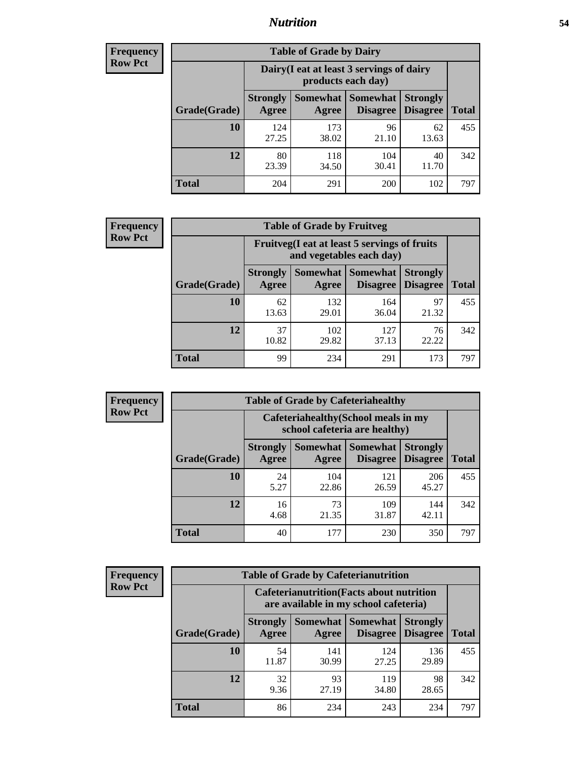## Nutrition

**Frequency**
**Row Pct**

| Table of Grade by Dairy | | | | | |
|---|---|---|---|---|---|
| | Dairy(I eat at least 3 servings of dairy products each day) | | | | |
| Grade(Grade) | Strongly Agree | Somewhat Agree | Somewhat Disagree | Strongly Disagree | Total |
| 10 | 124<br>27.25 | 173<br>38.02 | 96<br>21.10 | 62<br>13.63 | 455 |
| 12 | 80<br>23.39 | 118<br>34.50 | 104<br>30.41 | 40<br>11.70 | 342 |
| Total | 204 | 291 | 200 | 102 | 797 |

**Frequency**
**Row Pct**

| Table of Grade by Fruitveg | | | | | |
|---|---|---|---|---|---|
| | Fruitveg(I eat at least 5 servings of fruits and vegetables each day) | | | | |
| Grade(Grade) | Strongly Agree | Somewhat Agree | Somewhat Disagree | Strongly Disagree | Total |
| 10 | 62<br>13.63 | 132<br>29.01 | 164<br>36.04 | 97<br>21.32 | 455 |
| 12 | 37<br>10.82 | 102<br>29.82 | 127<br>37.13 | 76<br>22.22 | 342 |
| Total | 99 | 234 | 291 | 173 | 797 |

**Frequency**
**Row Pct**

| Table of Grade by Cafeteriahealthy | | | | | |
|---|---|---|---|---|---|
| | Cafeteriahealthy(School meals in my school cafeteria are healthy) | | | | |
| Grade(Grade) | Strongly Agree | Somewhat Agree | Somewhat Disagree | Strongly Disagree | Total |
| 10 | 24<br>5.27 | 104<br>22.86 | 121<br>26.59 | 206<br>45.27 | 455 |
| 12 | 16<br>4.68 | 73<br>21.35 | 109<br>31.87 | 144<br>42.11 | 342 |
| Total | 40 | 177 | 230 | 350 | 797 |

**Frequency**
**Row Pct**

| Table of Grade by Cafeterianutrition | | | | | |
|---|---|---|---|---|---|
| | Cafeterianutrition(Facts about nutrition are available in my school cafeteria) | | | | |
| Grade(Grade) | Strongly Agree | Somewhat Agree | Somewhat Disagree | Strongly Disagree | Total |
| 10 | 54<br>11.87 | 141<br>30.99 | 124<br>27.25 | 136<br>29.89 | 455 |
| 12 | 32<br>9.36 | 93<br>27.19 | 119<br>34.80 | 98<br>28.65 | 342 |
| Total | 86 | 234 | 243 | 234 | 797 |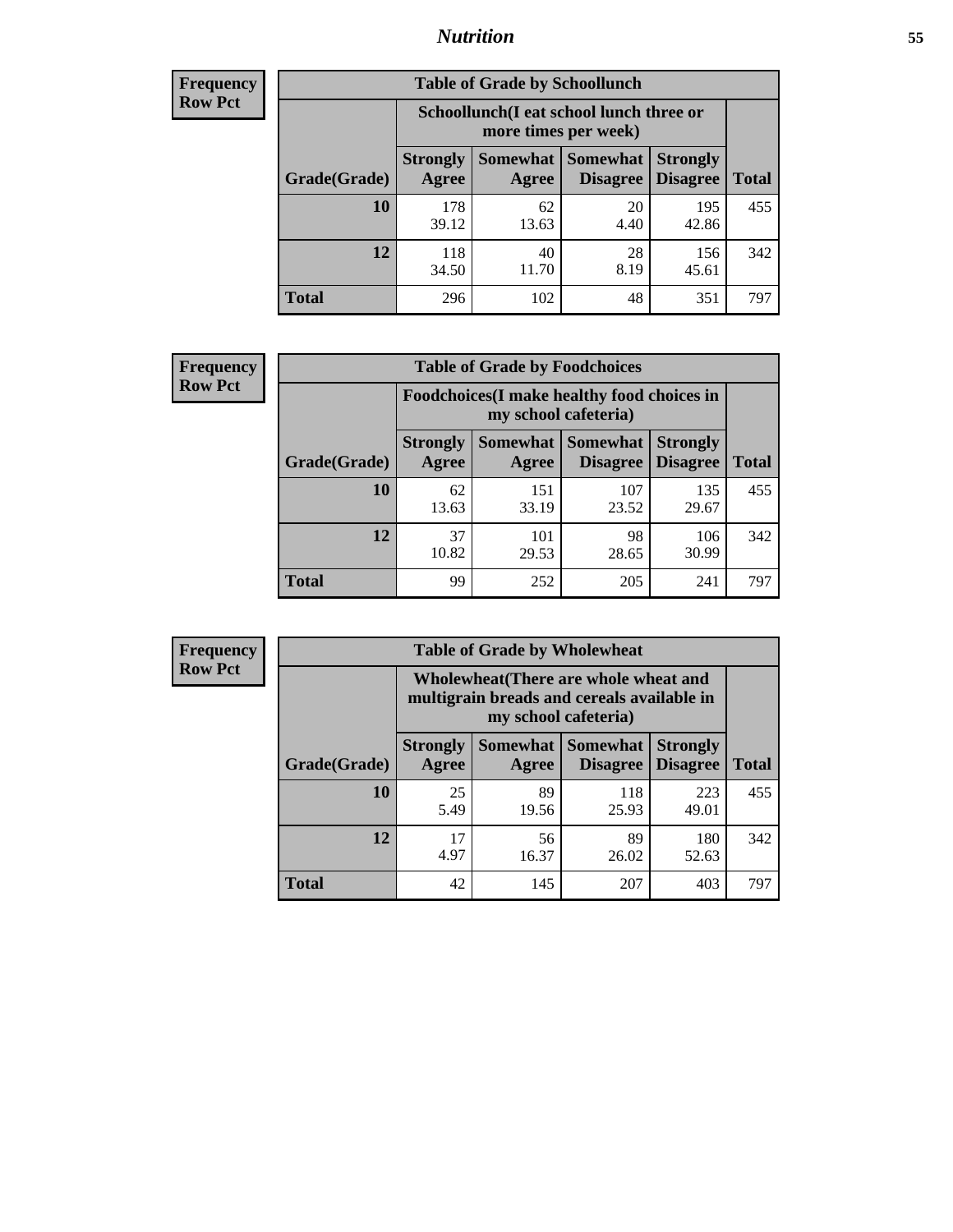**Frequency**
**Row Pct**

| Table of Grade by Schoollunch | | | | | |
|---|---|---|---|---|---|
| | Schoollunch(I eat school lunch three or more times per week) | | | | |
| Grade(Grade) | Strongly Agree | Somewhat Agree | Somewhat Disagree | Strongly Disagree | Total |
| **10** | 178<br>39.12 | 62<br>13.63 | 20<br>4.40 | 195<br>42.86 | 455 |
| **12** | 118<br>34.50 | 40<br>11.70 | 28<br>8.19 | 156<br>45.61 | 342 |
| **Total** | 296 | 102 | 48 | 351 | 797 |

**Frequency**
**Row Pct**

| Table of Grade by Foodchoices | | | | | |
|---|---|---|---|---|---|
| | Foodchoices(I make healthy food choices in my school cafeteria) | | | | |
| Grade(Grade) | Strongly Agree | Somewhat Agree | Somewhat Disagree | Strongly Disagree | Total |
| **10** | 62<br>13.63 | 151<br>33.19 | 107<br>23.52 | 135<br>29.67 | 455 |
| **12** | 37<br>10.82 | 101<br>29.53 | 98<br>28.65 | 106<br>30.99 | 342 |
| **Total** | 99 | 252 | 205 | 241 | 797 |

**Frequency**
**Row Pct**

| Table of Grade by Wholewheat | | | | | |
|---|---|---|---|---|---|
| | Wholewheat(There are whole wheat and multigrain breads and cereals available in my school cafeteria) | | | | |
| Grade(Grade) | Strongly Agree | Somewhat Agree | Somewhat Disagree | Strongly Disagree | Total |
| **10** | 25<br>5.49 | 89<br>19.56 | 118<br>25.93 | 223<br>49.01 | 455 |
| **12** | 17<br>4.97 | 56<br>16.37 | 89<br>26.02 | 180<br>52.63 | 342 |
| **Total** | 42 | 145 | 207 | 403 | 797 |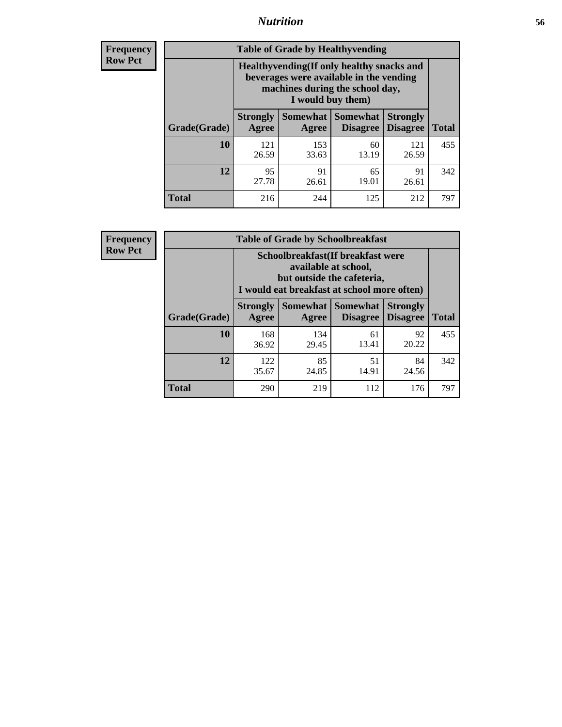**Frequency**
**Row Pct**

| Table of Grade by Healthyvending | | | | | |
|---|---|---|---|---|---|
| | Healthyvending(If only healthy snacks and beverages were available in the vending machines during the school day, I would buy them) | | | | |
| Grade(Grade) | Strongly Agree | Somewhat Agree | Somewhat Disagree | Strongly Disagree | Total |
| **10** | 121<br>26.59 | 153<br>33.63 | 60<br>13.19 | 121<br>26.59 | 455 |
| **12** | 95<br>27.78 | 91<br>26.61 | 65<br>19.01 | 91<br>26.61 | 342 |
| **Total** | 216 | 244 | 125 | 212 | 797 |

**Frequency**
**Row Pct**

| Table of Grade by Schoolbreakfast | | | | | |
|---|---|---|---|---|---|
| | Schoolbreakfast(If breakfast were available at school, but outside the cafeteria, I would eat breakfast at school more often) | | | | |
| Grade(Grade) | Strongly Agree | Somewhat Agree | Somewhat Disagree | Strongly Disagree | Total |
| **10** | 168<br>36.92 | 134<br>29.45 | 61<br>13.41 | 92<br>20.22 | 455 |
| **12** | 122<br>35.67 | 85<br>24.85 | 51<br>14.91 | 84<br>24.56 | 342 |
| **Total** | 290 | 219 | 112 | 176 | 797 |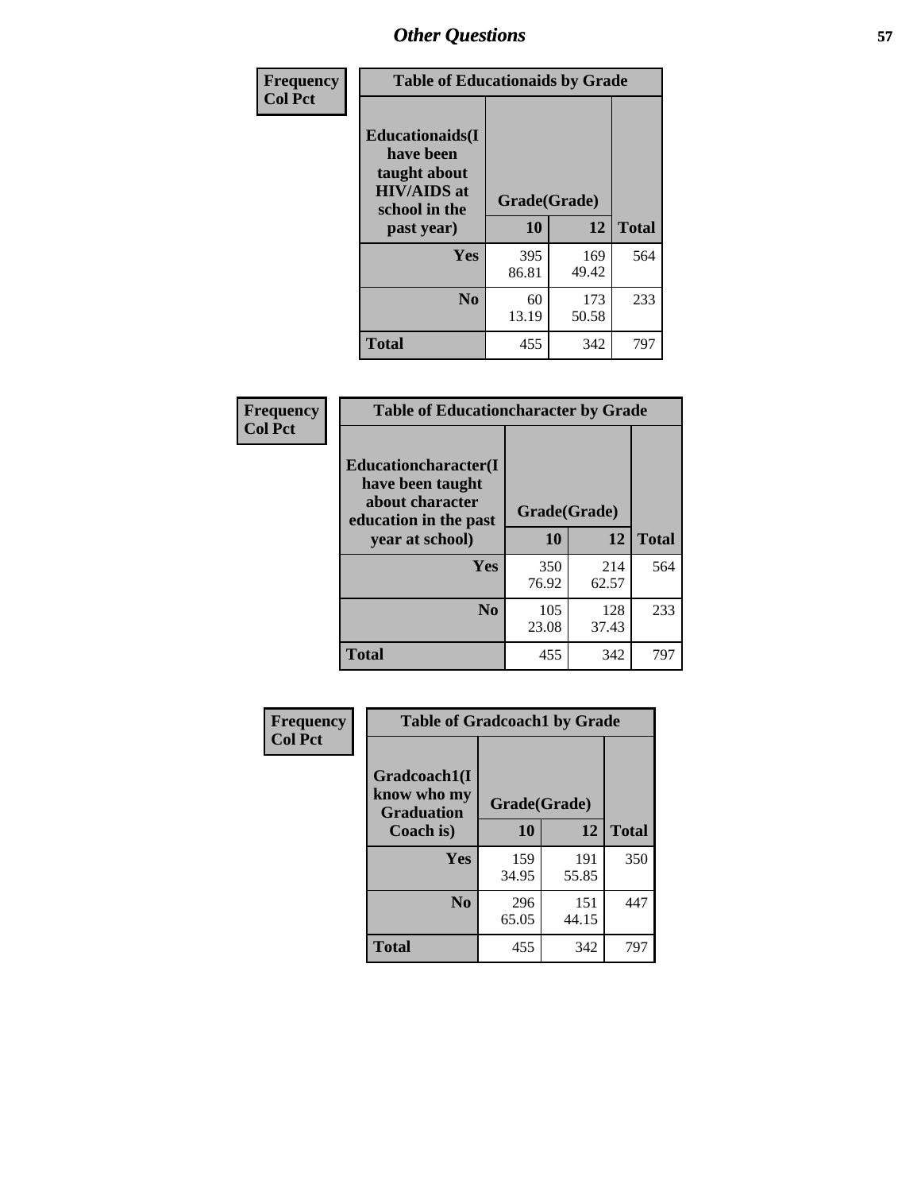## Other Questions

**Frequency Col Pct**

| Table of Educationaids by Grade | | | |
|---|---|---|---|
| Educationaids(I have been taught about HIV/AIDS at school in the past year) | Grade(Grade) | | |
| | 10 | 12 | Total |
| Yes | 395<br>86.81 | 169<br>49.42 | 564 |
| No | 60<br>13.19 | 173<br>50.58 | 233 |
| Total | 455 | 342 | 797 |

**Frequency Col Pct**

| Table of Educationcharacter by Grade | | | |
|---|---|---|---|
| Educationcharacter(I have been taught about character education in the past year at school) | Grade(Grade) | | |
| | 10 | 12 | Total |
| Yes | 350<br>76.92 | 214<br>62.57 | 564 |
| No | 105<br>23.08 | 128<br>37.43 | 233 |
| Total | 455 | 342 | 797 |

**Frequency Col Pct**

| Table of Gradcoach1 by Grade | | | |
|---|---|---|---|
| Gradcoach1(I know who my Graduation Coach is) | Grade(Grade) | | |
| | 10 | 12 | Total |
| Yes | 159<br>34.95 | 191<br>55.85 | 350 |
| No | 296<br>65.05 | 151<br>44.15 | 447 |
| Total | 455 | 342 | 797 |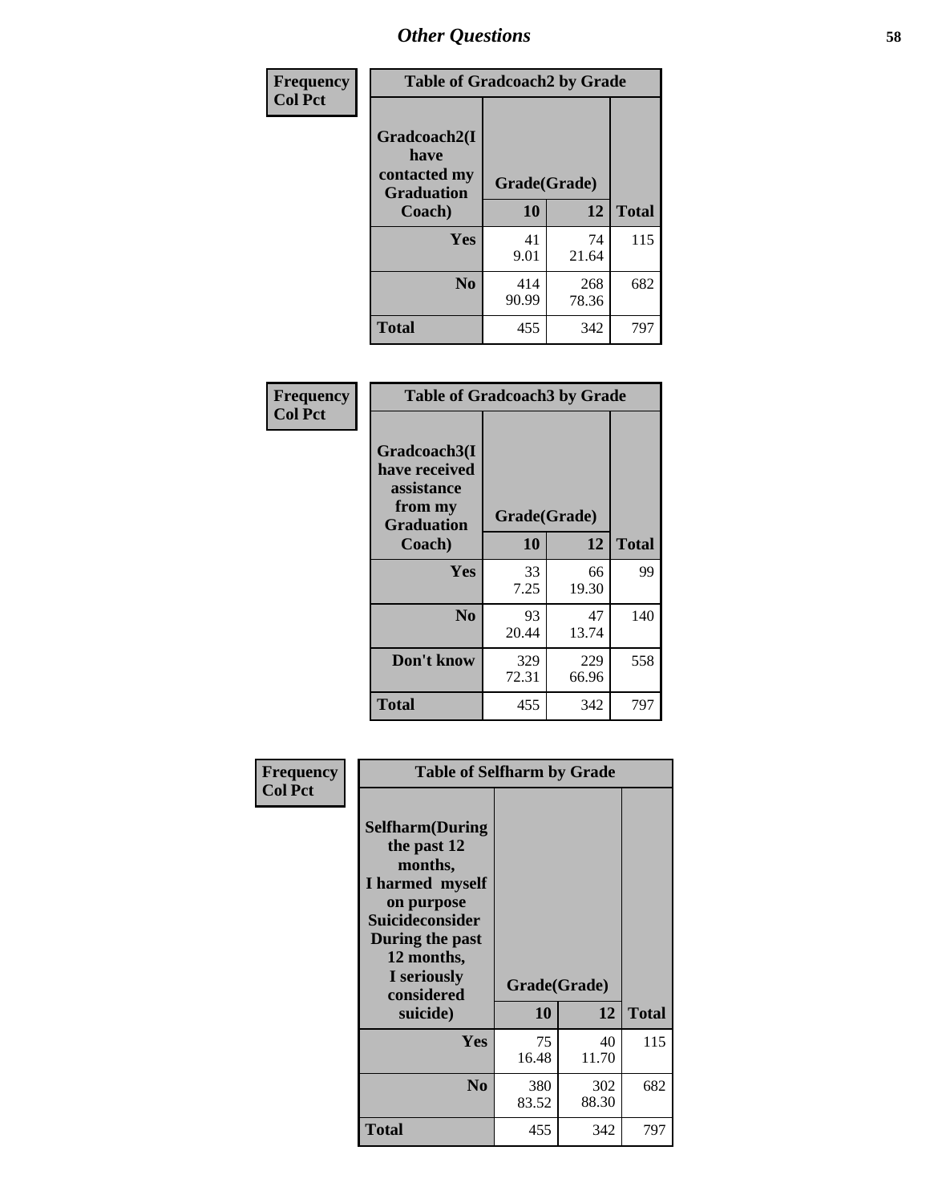# Other Questions

Frequency
Col Pct

| Table of Gradcoach2 by Grade | | | |
|---|---|---|---|
| Gradcoach2(I have contacted my Graduation Coach) | Grade(Grade) | | |
| | 10 | 12 | Total |
| Yes | 41<br>9.01 | 74<br>21.64 | 115 |
| No | 414<br>90.99 | 268<br>78.36 | 682 |
| Total | 455 | 342 | 797 |

Frequency
Col Pct

| Table of Gradcoach3 by Grade | | | |
|---|---|---|---|
| Gradcoach3(I have received assistance from my Graduation Coach) | Grade(Grade) | | |
| | 10 | 12 | Total |
| Yes | 33<br>7.25 | 66<br>19.30 | 99 |
| No | 93<br>20.44 | 47<br>13.74 | 140 |
| Don't know | 329<br>72.31 | 229<br>66.96 | 558 |
| Total | 455 | 342 | 797 |

Frequency
Col Pct

| Table of Selfharm by Grade | | | |
|---|---|---|---|
| Selfharm(During the past 12 months, I harmed myself on purpose Suicideconsider During the past 12 months, I seriously considered suicide) | Grade(Grade) | | |
| | 10 | 12 | Total |
| Yes | 75<br>16.48 | 40<br>11.70 | 115 |
| No | 380<br>83.52 | 302<br>88.30 | 682 |
| Total | 455 | 342 | 797 |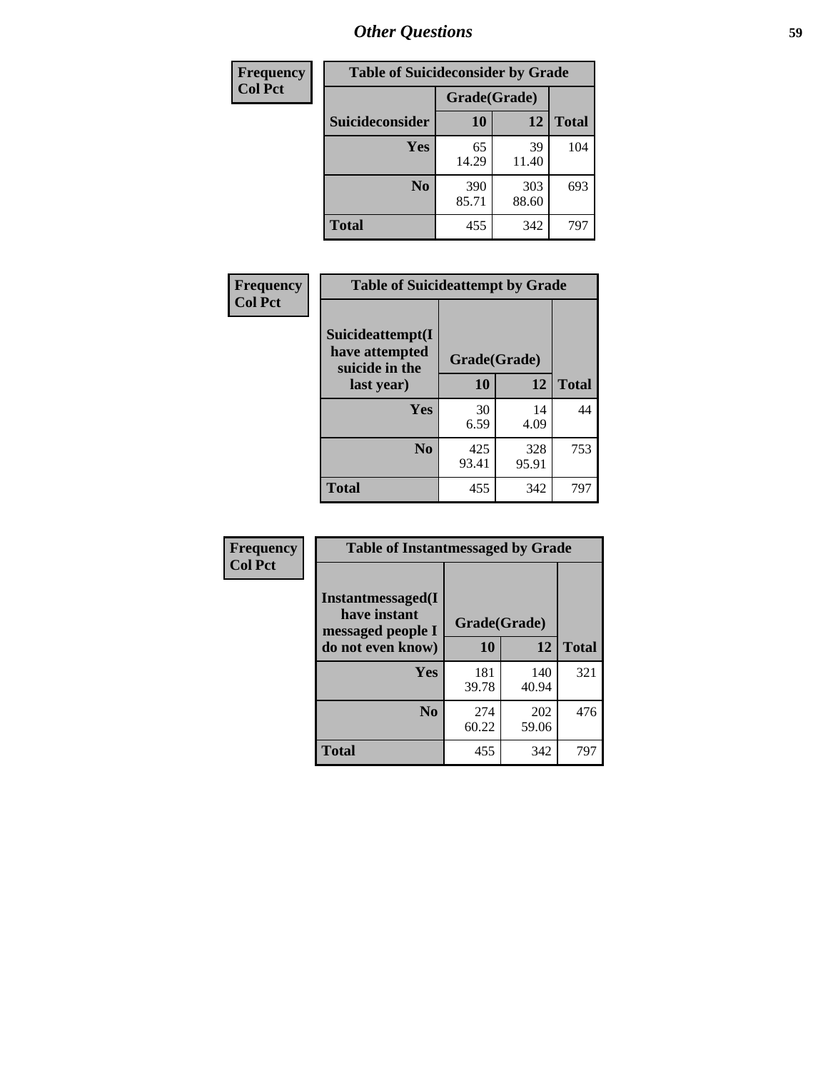## Other Questions

| Frequency<br>Col Pct |
|---|

| Table of Suicideconsider by Grade | | | |
|---|---|---|---|
| | Grade(Grade) | | |
| Suicideconsider | 10 | 12 | Total |
| Yes | 65<br>14.29 | 39<br>11.40 | 104 |
| No | 390<br>85.71 | 303<br>88.60 | 693 |
| Total | 455 | 342 | 797 |

| Frequency<br>Col Pct |
|---|

| Table of Suicideattempt by Grade | | | |
|---|---|---|---|
| Suicideattempt(I have attempted suicide in the last year) | Grade(Grade) | | |
| | 10 | 12 | Total |
| Yes | 30<br>6.59 | 14<br>4.09 | 44 |
| No | 425<br>93.41 | 328<br>95.91 | 753 |
| Total | 455 | 342 | 797 |

| Frequency<br>Col Pct |
|---|

| Table of Instantmessaged by Grade | | | |
|---|---|---|---|
| Instantmessaged(I have instant messaged people I do not even know) | Grade(Grade) | | |
| | 10 | 12 | Total |
| Yes | 181<br>39.78 | 140<br>40.94 | 321 |
| No | 274<br>60.22 | 202<br>59.06 | 476 |
| Total | 455 | 342 | 797 |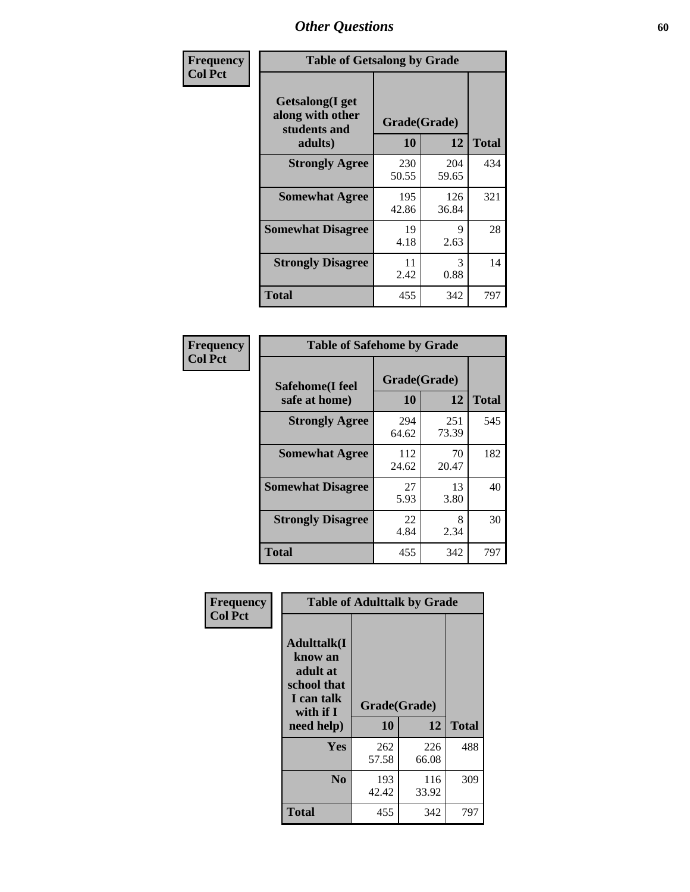# Other Questions

**Frequency**
**Col Pct**

**Table of Getsalong by Grade**

| Getsalong(I get along with other students and adults) | Grade(Grade) | | Total |
|---|---|---|---|
| | 10 | 12 | |
| **Strongly Agree** | 230<br>50.55 | 204<br>59.65 | 434 |
| **Somewhat Agree** | 195<br>42.86 | 126<br>36.84 | 321 |
| **Somewhat Disagree** | 19<br>4.18 | 9<br>2.63 | 28 |
| **Strongly Disagree** | 11<br>2.42 | 3<br>0.88 | 14 |
| **Total** | 455 | 342 | 797 |

**Frequency**
**Col Pct**

**Table of Safehome by Grade**

| Safehome(I feel safe at home) | Grade(Grade) | | Total |
|---|---|---|---|
| | 10 | 12 | |
| **Strongly Agree** | 294<br>64.62 | 251<br>73.39 | 545 |
| **Somewhat Agree** | 112<br>24.62 | 70<br>20.47 | 182 |
| **Somewhat Disagree** | 27<br>5.93 | 13<br>3.80 | 40 |
| **Strongly Disagree** | 22<br>4.84 | 8<br>2.34 | 30 |
| **Total** | 455 | 342 | 797 |

**Frequency**
**Col Pct**

**Table of Adulttalk by Grade**

| Adulttalk(I know an adult at school that I can talk with if I need help) | Grade(Grade) | | Total |
|---|---|---|---|
| | 10 | 12 | |
| **Yes** | 262<br>57.58 | 226<br>66.08 | 488 |
| **No** | 193<br>42.42 | 116<br>33.92 | 309 |
| **Total** | 455 | 342 | 797 |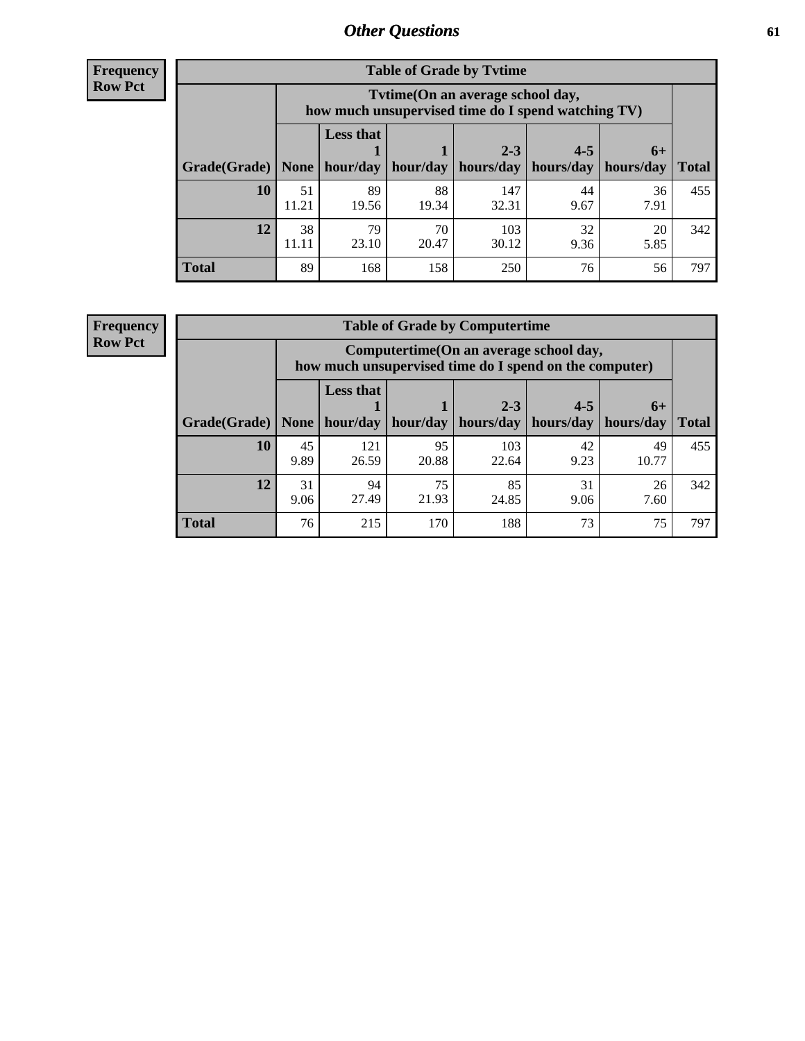## Other Questions

**Frequency**
**Row Pct**

**Table of Grade by Tvtime**

| Grade(Grade) | Tvtime(On an average school day, how much unsupervised time do I spend watching TV) | | | | | | Total |
|---|---|---|---|---|---|---|---|
| | None | Less that 1 hour/day | 1 hour/day | 2-3 hours/day | 4-5 hours/day | 6+ hours/day | |
| **10** | 51<br>11.21 | 89<br>19.56 | 88<br>19.34 | 147<br>32.31 | 44<br>9.67 | 36<br>7.91 | 455 |
| **12** | 38<br>11.11 | 79<br>23.10 | 70<br>20.47 | 103<br>30.12 | 32<br>9.36 | 20<br>5.85 | 342 |
| **Total** | 89 | 168 | 158 | 250 | 76 | 56 | 797 |

**Frequency**
**Row Pct**

**Table of Grade by Computertime**

| Grade(Grade) | Computertime(On an average school day, how much unsupervised time do I spend on the computer) | | | | | | Total |
|---|---|---|---|---|---|---|---|
| | None | Less that 1 hour/day | 1 hour/day | 2-3 hours/day | 4-5 hours/day | 6+ hours/day | |
| **10** | 45<br>9.89 | 121<br>26.59 | 95<br>20.88 | 103<br>22.64 | 42<br>9.23 | 49<br>10.77 | 455 |
| **12** | 31<br>9.06 | 94<br>27.49 | 75<br>21.93 | 85<br>24.85 | 31<br>9.06 | 26<br>7.60 | 342 |
| **Total** | 76 | 215 | 170 | 188 | 73 | 75 | 797 |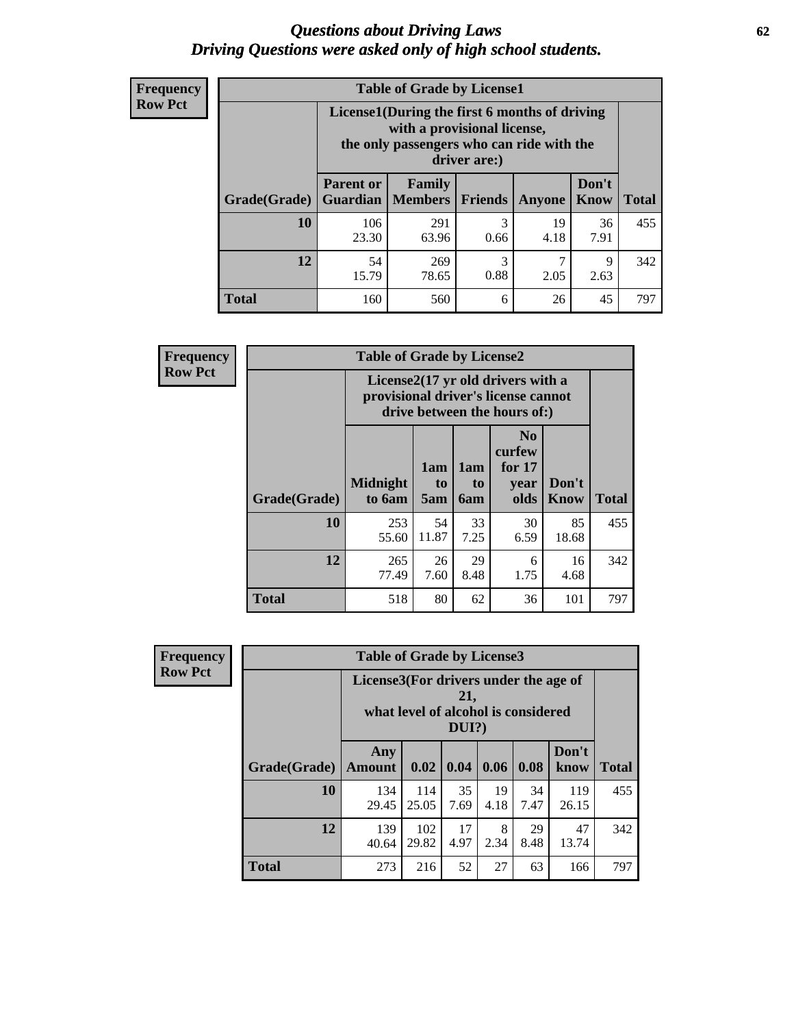# *Questions about Driving Laws*
## *Driving Questions were asked only of high school students.*

**Frequency**
**Row Pct**

**Table of Grade by License1**

| Grade(Grade) | License1(During the first 6 months of driving with a provisional license, the only passengers who can ride with the driver are:) | | | | | Total |
|---|---|---|---|---|---|---|
| | Parent or Guardian | Family Members | Friends | Anyone | Don't Know | |
| **10** | 106<br>23.30 | 291<br>63.96 | 3<br>0.66 | 19<br>4.18 | 36<br>7.91 | 455 |
| **12** | 54<br>15.79 | 269<br>78.65 | 3<br>0.88 | 7<br>2.05 | 9<br>2.63 | 342 |
| **Total** | 160 | 560 | 6 | 26 | 45 | 797 |

**Frequency**
**Row Pct**

**Table of Grade by License2**

| Grade(Grade) | License2(17 yr old drivers with a provisional driver's license cannot drive between the hours of:) | | | | | Total |
|---|---|---|---|---|---|---|
| | Midnight to 6am | 1am to 5am | 1am to 6am | No curfew for 17 year olds | Don't Know | |
| **10** | 253<br>55.60 | 54<br>11.87 | 33<br>7.25 | 30<br>6.59 | 85<br>18.68 | 455 |
| **12** | 265<br>77.49 | 26<br>7.60 | 29<br>8.48 | 6<br>1.75 | 16<br>4.68 | 342 |
| **Total** | 518 | 80 | 62 | 36 | 101 | 797 |

**Frequency**
**Row Pct**

**Table of Grade by License3**

| Grade(Grade) | License3(For drivers under the age of 21, what level of alcohol is considered DUI?) | | | | | | Total |
|---|---|---|---|---|---|---|---|
| | Any Amount | 0.02 | 0.04 | 0.06 | 0.08 | Don't know | |
| **10** | 134<br>29.45 | 114<br>25.05 | 35<br>7.69 | 19<br>4.18 | 34<br>7.47 | 119<br>26.15 | 455 |
| **12** | 139<br>40.64 | 102<br>29.82 | 17<br>4.97 | 8<br>2.34 | 29<br>8.48 | 47<br>13.74 | 342 |
| **Total** | 273 | 216 | 52 | 27 | 63 | 166 | 797 |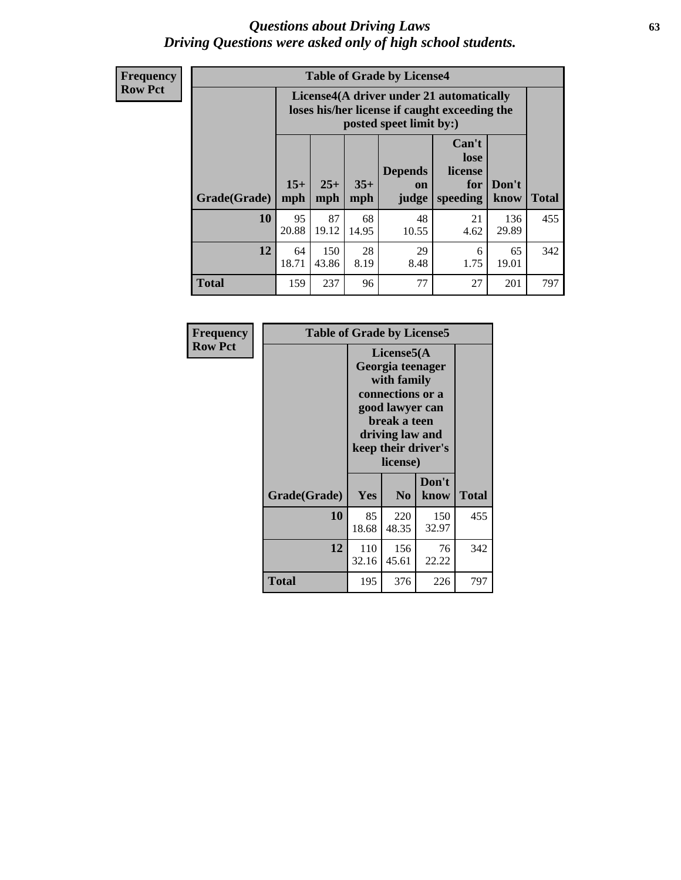# *Questions about Driving Laws*
# *Driving Questions were asked only of high school students.*

**Frequency**
**Row Pct**

**Table of Grade by License4**

| Grade(Grade) | License4(A driver under 21 automatically loses his/her license if caught exceeding the posted speet limit by:) | | | | | | Total |
|---|---|---|---|---|---|---|---|
| | 15+ mph | 25+ mph | 35+ mph | Depends on judge | Can't lose license for speeding | Don't know | |
| **10** | 95<br>20.88 | 87<br>19.12 | 68<br>14.95 | 48<br>10.55 | 21<br>4.62 | 136<br>29.89 | 455 |
| **12** | 64<br>18.71 | 150<br>43.86 | 28<br>8.19 | 29<br>8.48 | 6<br>1.75 | 65<br>19.01 | 342 |
| **Total** | 159 | 237 | 96 | 77 | 27 | 201 | 797 |

**Frequency**
**Row Pct**

**Table of Grade by License5**

| Grade(Grade) | License5(A Georgia teenager with family connections or a good lawyer can break a teen driving law and keep their driver's license) | | | Total |
|---|---|---|---|---|
| | Yes | No | Don't know | |
| **10** | 85<br>18.68 | 220<br>48.35 | 150<br>32.97 | 455 |
| **12** | 110<br>32.16 | 156<br>45.61 | 76<br>22.22 | 342 |
| **Total** | 195 | 376 | 226 | 797 |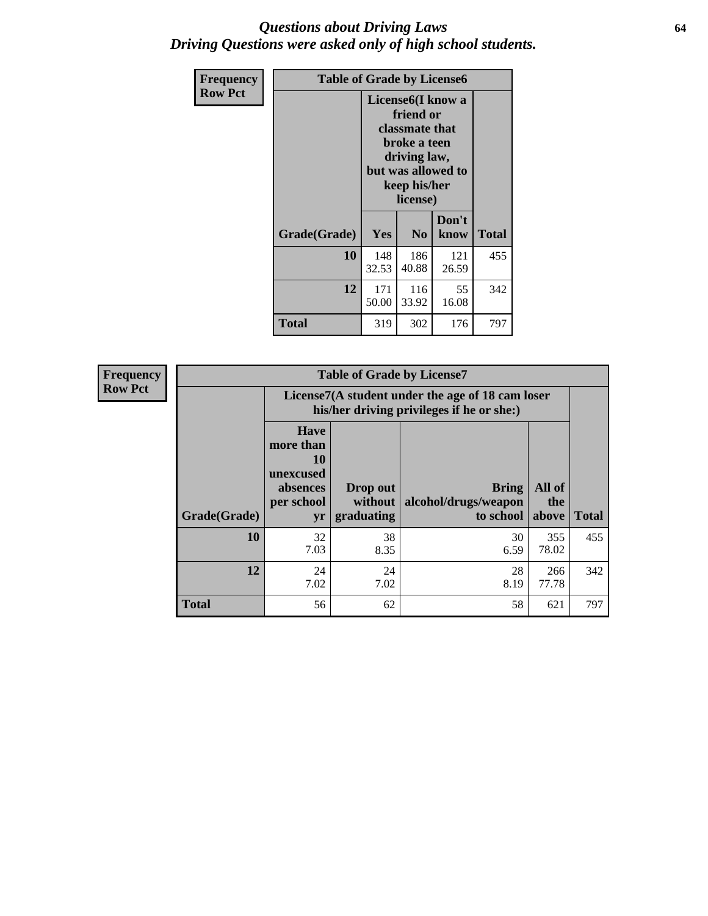# *Questions about Driving Laws*
# *Driving Questions were asked only of high school students.*

**Frequency**
**Row Pct**

**Table of Grade by License6**

| Grade(Grade) | License6(I know a friend or classmate that broke a teen driving law, but was allowed to keep his/her license) | | | Total |
|---|---|---|---|---|
| | Yes | No | Don't know | |
| 10 | 148<br>32.53 | 186<br>40.88 | 121<br>26.59 | 455 |
| 12 | 171<br>50.00 | 116<br>33.92 | 55<br>16.08 | 342 |
| Total | 319 | 302 | 176 | 797 |

**Frequency**
**Row Pct**

**Table of Grade by License7**

| Grade(Grade) | License7(A student under the age of 18 cam loser his/her driving privileges if he or she:) | | | | Total |
|---|---|---|---|---|---|
| | Have more than 10 unexcused absences per school yr | Drop out without graduating | Bring alcohol/drugs/weapon to school | All of the above | |
| 10 | 32<br>7.03 | 38<br>8.35 | 30<br>6.59 | 355<br>78.02 | 455 |
| 12 | 24<br>7.02 | 24<br>7.02 | 28<br>8.19 | 266<br>77.78 | 342 |
| Total | 56 | 62 | 58 | 621 | 797 |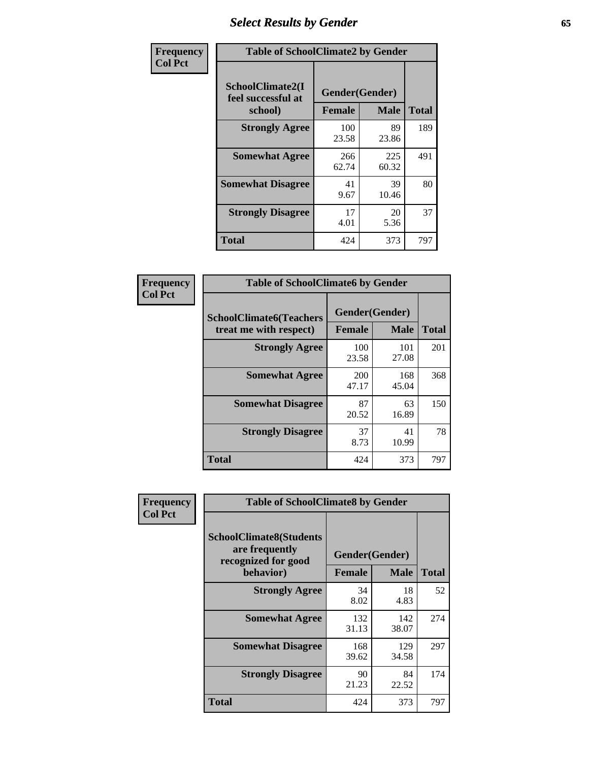# Select Results by Gender

**Frequency / Col Pct**

| Table of SchoolClimate2 by Gender | | | |
|---|---|---|---|
| SchoolClimate2(I feel successful at school) | Gender(Gender) | | |
| | Female | Male | Total |
| **Strongly Agree** | 100<br>23.58 | 89<br>23.86 | 189 |
| **Somewhat Agree** | 266<br>62.74 | 225<br>60.32 | 491 |
| **Somewhat Disagree** | 41<br>9.67 | 39<br>10.46 | 80 |
| **Strongly Disagree** | 17<br>4.01 | 20<br>5.36 | 37 |
| **Total** | 424 | 373 | 797 |

**Frequency / Col Pct**

| Table of SchoolClimate6 by Gender | | | |
|---|---|---|---|
| SchoolClimate6(Teachers treat me with respect) | Gender(Gender) | | |
| | Female | Male | Total |
| **Strongly Agree** | 100<br>23.58 | 101<br>27.08 | 201 |
| **Somewhat Agree** | 200<br>47.17 | 168<br>45.04 | 368 |
| **Somewhat Disagree** | 87<br>20.52 | 63<br>16.89 | 150 |
| **Strongly Disagree** | 37<br>8.73 | 41<br>10.99 | 78 |
| **Total** | 424 | 373 | 797 |

**Frequency / Col Pct**

| Table of SchoolClimate8 by Gender | | | |
|---|---|---|---|
| SchoolClimate8(Students are frequently recognized for good behavior) | Gender(Gender) | | |
| | Female | Male | Total |
| **Strongly Agree** | 34<br>8.02 | 18<br>4.83 | 52 |
| **Somewhat Agree** | 132<br>31.13 | 142<br>38.07 | 274 |
| **Somewhat Disagree** | 168<br>39.62 | 129<br>34.58 | 297 |
| **Strongly Disagree** | 90<br>21.23 | 84<br>22.52 | 174 |
| **Total** | 424 | 373 | 797 |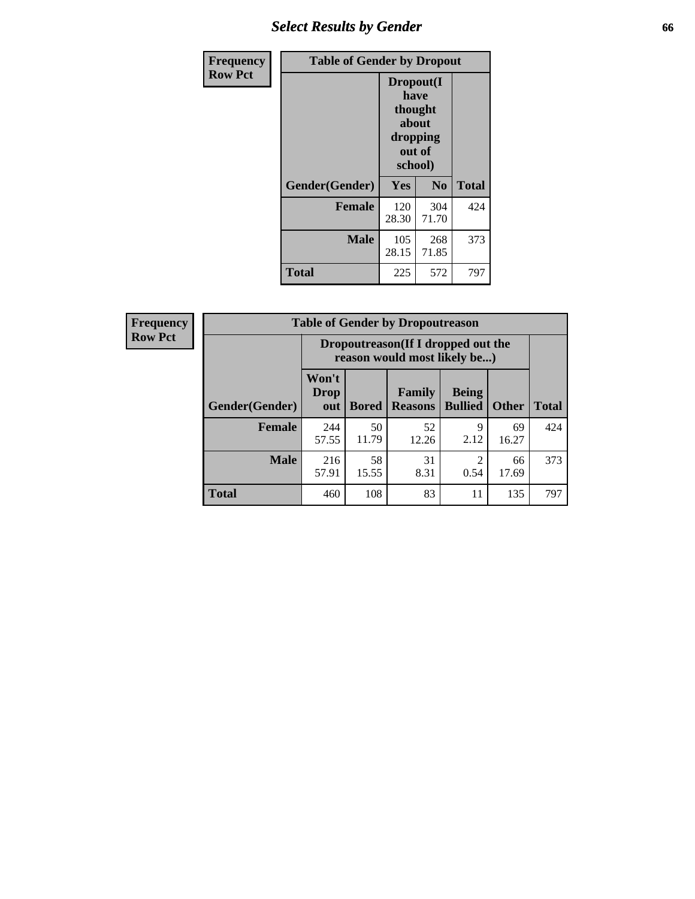## Select Results by Gender

**Frequency**
**Row Pct**

| Table of Gender by Dropout | | | |
|---|---|---|---|
| | Dropout(I have thought about dropping out of school) | | |
| Gender(Gender) | Yes | No | Total |
| **Female** | 120<br>28.30 | 304<br>71.70 | 424 |
| **Male** | 105<br>28.15 | 268<br>71.85 | 373 |
| **Total** | 225 | 572 | 797 |

**Frequency**
**Row Pct**

| Table of Gender by Dropoutreason | | | | | | |
|---|---|---|---|---|---|---|
| | Dropoutreason(If I dropped out the reason would most likely be...) | | | | | |
| Gender(Gender) | Won't Drop out | Bored | Family Reasons | Being Bullied | Other | Total |
| **Female** | 244<br>57.55 | 50<br>11.79 | 52<br>12.26 | 9<br>2.12 | 69<br>16.27 | 424 |
| **Male** | 216<br>57.91 | 58<br>15.55 | 31<br>8.31 | 2<br>0.54 | 66<br>17.69 | 373 |
| **Total** | 460 | 108 | 83 | 11 | 135 | 797 |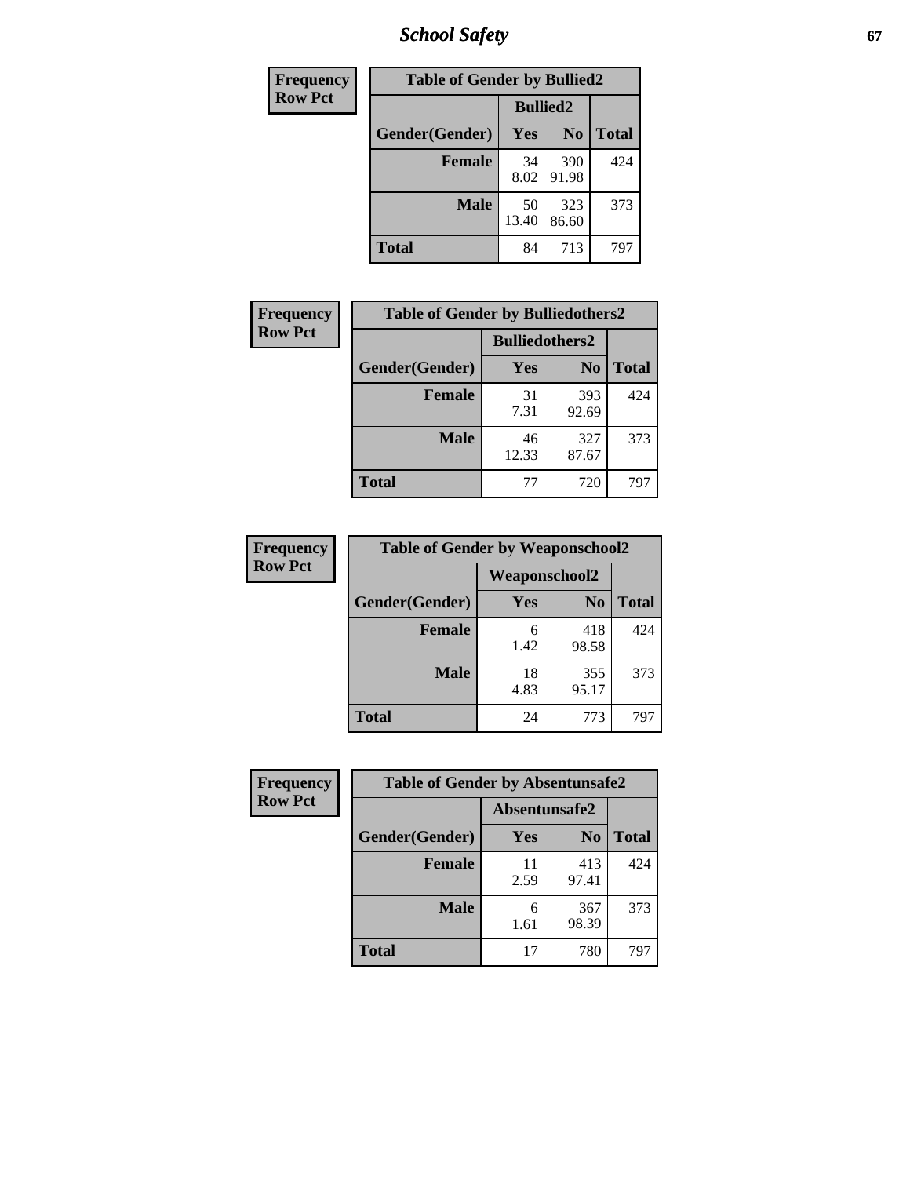# School Safety

| Frequency Row Pct | Table of Gender by Bullied2 | | |
|---|---|---|---|
| | Bullied2 | | |
| Gender(Gender) | Yes | No | Total |
| Female | 34<br>8.02 | 390<br>91.98 | 424 |
| Male | 50<br>13.40 | 323<br>86.60 | 373 |
| Total | 84 | 713 | 797 |

| Frequency Row Pct | Table of Gender by Bulliedothers2 | | |
|---|---|---|---|
| | Bulliedothers2 | | |
| Gender(Gender) | Yes | No | Total |
| Female | 31<br>7.31 | 393<br>92.69 | 424 |
| Male | 46<br>12.33 | 327<br>87.67 | 373 |
| Total | 77 | 720 | 797 |

| Frequency Row Pct | Table of Gender by Weaponschool2 | | |
|---|---|---|---|
| | Weaponschool2 | | |
| Gender(Gender) | Yes | No | Total |
| Female | 6<br>1.42 | 418<br>98.58 | 424 |
| Male | 18<br>4.83 | 355<br>95.17 | 373 |
| Total | 24 | 773 | 797 |

| Frequency Row Pct | Table of Gender by Absentunsafe2 | | |
|---|---|---|---|
| | Absentunsafe2 | | |
| Gender(Gender) | Yes | No | Total |
| Female | 11<br>2.59 | 413<br>97.41 | 424 |
| Male | 6<br>1.61 | 367<br>98.39 | 373 |
| Total | 17 | 780 | 797 |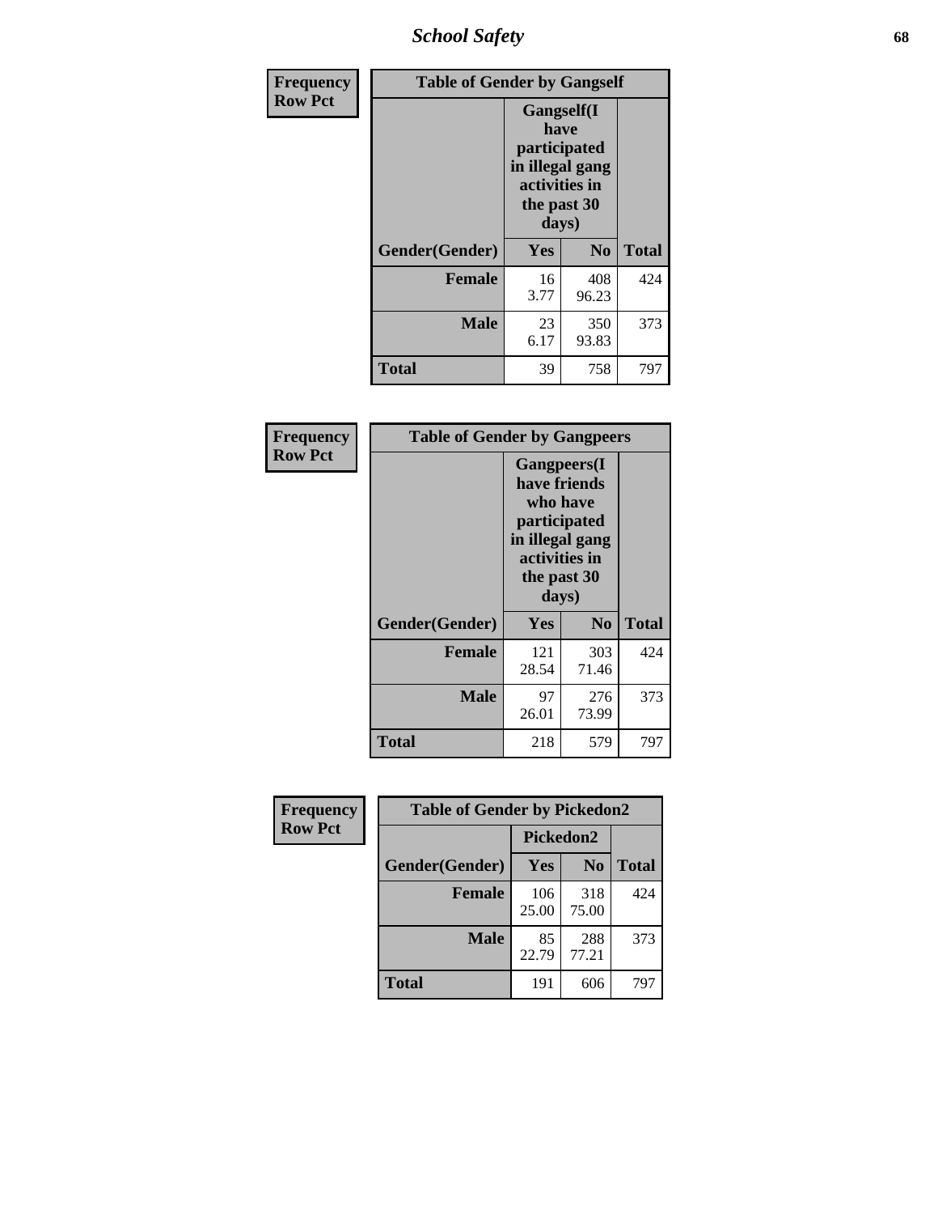# School Safety

**Frequency Row Pct**

| Table of Gender by Gangself | | | |
|---|---|---|---|
| | Gangself(I have participated in illegal gang activities in the past 30 days) | | |
| Gender(Gender) | Yes | No | Total |
| Female | 16<br>3.77 | 408<br>96.23 | 424 |
| Male | 23<br>6.17 | 350<br>93.83 | 373 |
| Total | 39 | 758 | 797 |

**Frequency Row Pct**

| Table of Gender by Gangpeers | | | |
|---|---|---|---|
| | Gangpeers(I have friends who have participated in illegal gang activities in the past 30 days) | | |
| Gender(Gender) | Yes | No | Total |
| Female | 121<br>28.54 | 303<br>71.46 | 424 |
| Male | 97<br>26.01 | 276<br>73.99 | 373 |
| Total | 218 | 579 | 797 |

**Frequency Row Pct**

| Table of Gender by Pickedon2 | | | |
|---|---|---|---|
| | Pickedon2 | | |
| Gender(Gender) | Yes | No | Total |
| Female | 106<br>25.00 | 318<br>75.00 | 424 |
| Male | 85<br>22.79 | 288<br>77.21 | 373 |
| Total | 191 | 606 | 797 |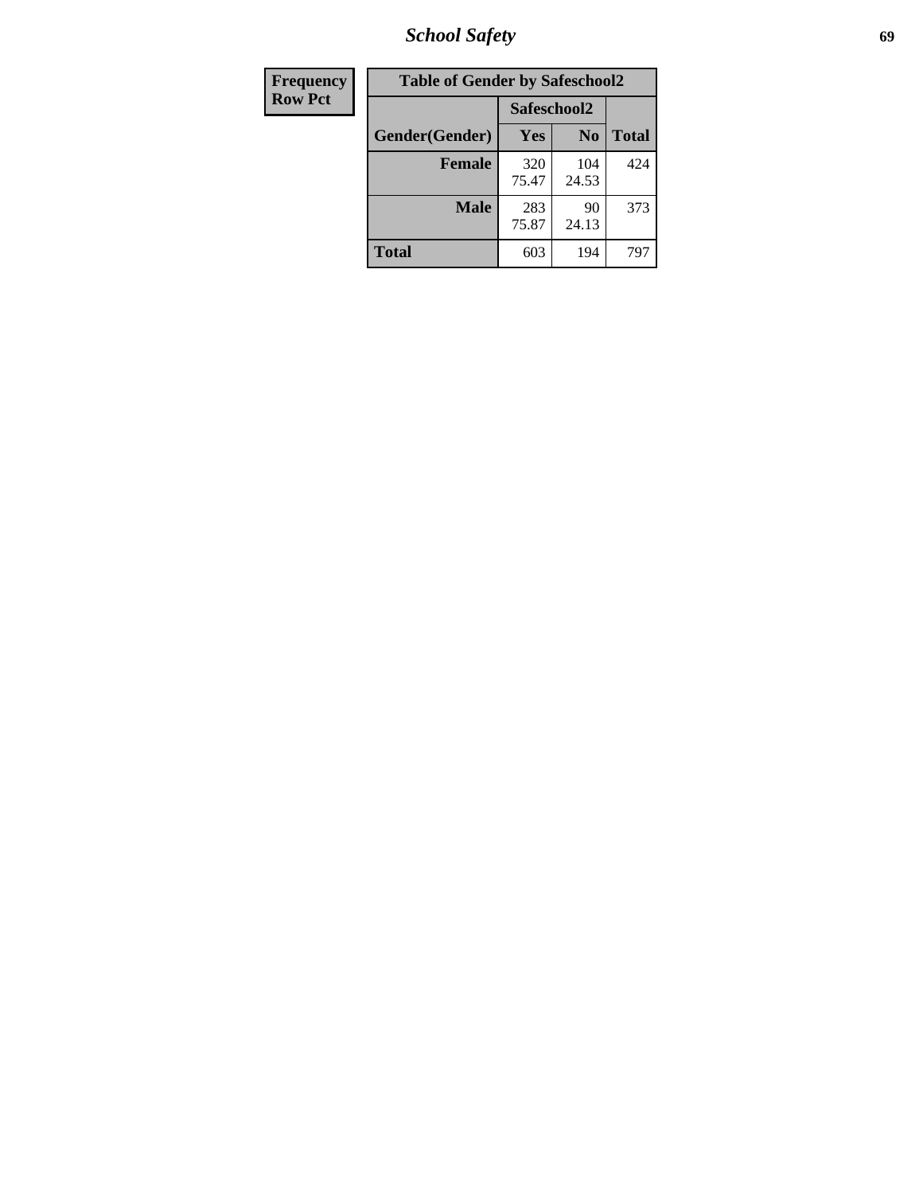| Frequency<br>Row Pct |
|---|

**Table of Gender by Safeschool2**

| Gender(Gender) | Safeschool2 Yes | Safeschool2 No | Total |
|---|---|---|---|
| **Female** | 320<br>75.47 | 104<br>24.53 | 424 |
| **Male** | 283<br>75.87 | 90<br>24.13 | 373 |
| **Total** | 603 | 194 | 797 |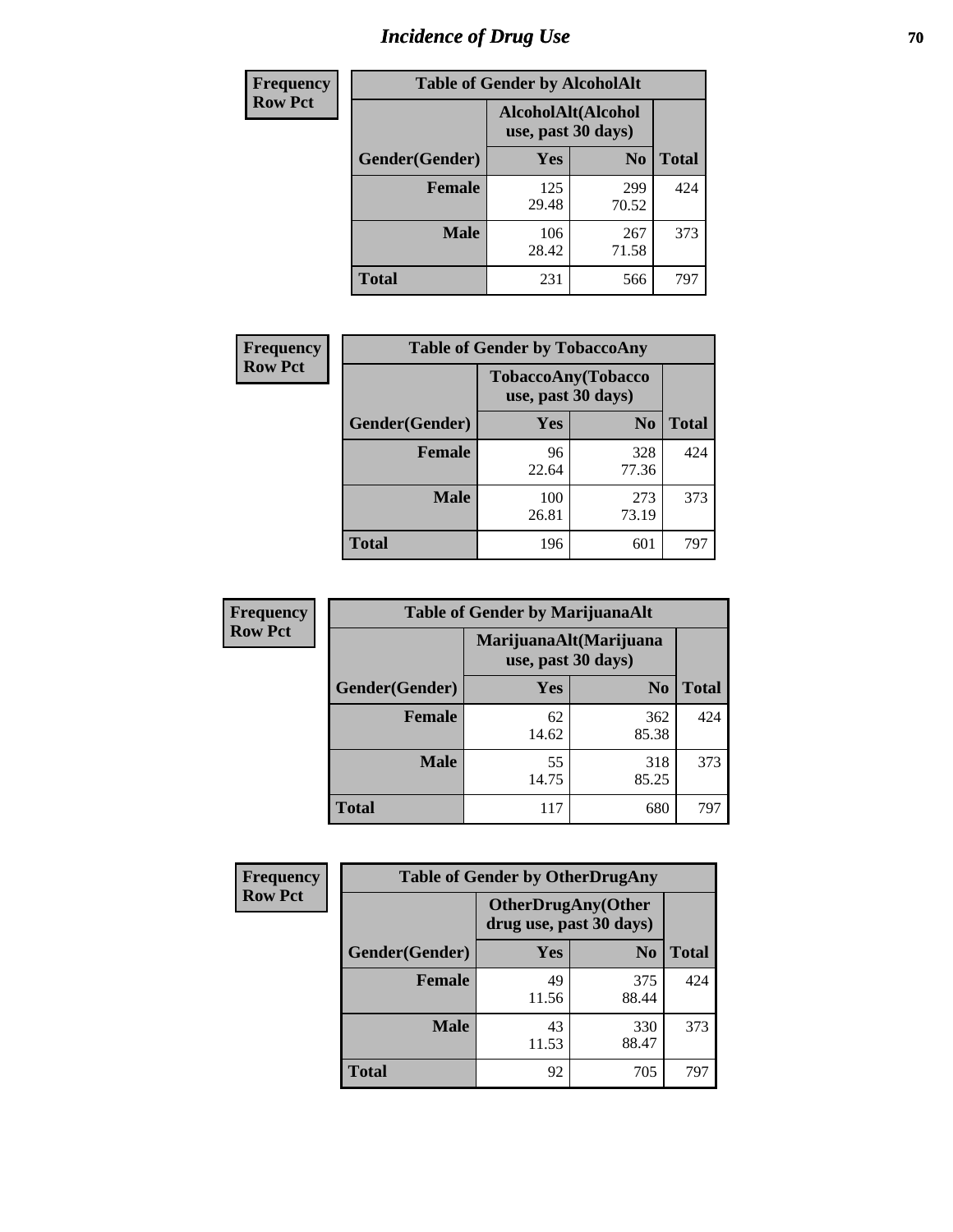# Incidence of Drug Use

**Frequency**
**Row Pct**

| Table of Gender by AlcoholAlt | | | |
|---|---|---|---|
| | AlcoholAlt(Alcohol use, past 30 days) | | |
| Gender(Gender) | Yes | No | Total |
| Female | 125<br>29.48 | 299<br>70.52 | 424 |
| Male | 106<br>28.42 | 267<br>71.58 | 373 |
| Total | 231 | 566 | 797 |

**Frequency**
**Row Pct**

| Table of Gender by TobaccoAny | | | |
|---|---|---|---|
| | TobaccoAny(Tobacco use, past 30 days) | | |
| Gender(Gender) | Yes | No | Total |
| Female | 96<br>22.64 | 328<br>77.36 | 424 |
| Male | 100<br>26.81 | 273<br>73.19 | 373 |
| Total | 196 | 601 | 797 |

**Frequency**
**Row Pct**

| Table of Gender by MarijuanaAlt | | | |
|---|---|---|---|
| | MarijuanaAlt(Marijuana use, past 30 days) | | |
| Gender(Gender) | Yes | No | Total |
| Female | 62<br>14.62 | 362<br>85.38 | 424 |
| Male | 55<br>14.75 | 318<br>85.25 | 373 |
| Total | 117 | 680 | 797 |

**Frequency**
**Row Pct**

| Table of Gender by OtherDrugAny | | | |
|---|---|---|---|
| | OtherDrugAny(Other drug use, past 30 days) | | |
| Gender(Gender) | Yes | No | Total |
| Female | 49<br>11.56 | 375<br>88.44 | 424 |
| Male | 43<br>11.53 | 330<br>88.47 | 373 |
| Total | 92 | 705 | 797 |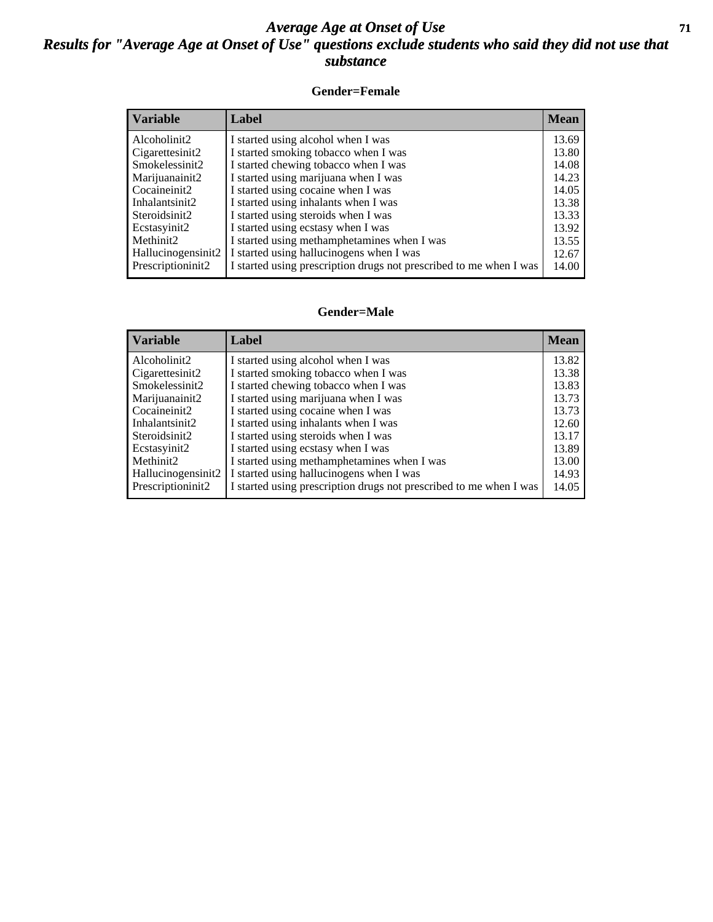# Average Age at Onset of Use

## Results for "Average Age at Onset of Use" questions exclude students who said they did not use that substance

### Gender=Female

| Variable | Label | Mean |
|---|---|---|
| Alcoholinit2 | I started using alcohol when I was | 13.69 |
| Cigarettesinit2 | I started smoking tobacco when I was | 13.80 |
| Smokelessinit2 | I started chewing tobacco when I was | 14.08 |
| Marijuanainit2 | I started using marijuana when I was | 14.23 |
| Cocaineinit2 | I started using cocaine when I was | 14.05 |
| Inhalantsinit2 | I started using inhalants when I was | 13.38 |
| Steroidsinit2 | I started using steroids when I was | 13.33 |
| Ecstasyinit2 | I started using ecstasy when I was | 13.92 |
| Methinit2 | I started using methamphetamines when I was | 13.55 |
| Hallucinogensinit2 | I started using hallucinogens when I was | 12.67 |
| Prescriptioninit2 | I started using prescription drugs not prescribed to me when I was | 14.00 |

### Gender=Male

| Variable | Label | Mean |
|---|---|---|
| Alcoholinit2 | I started using alcohol when I was | 13.82 |
| Cigarettesinit2 | I started smoking tobacco when I was | 13.38 |
| Smokelessinit2 | I started chewing tobacco when I was | 13.83 |
| Marijuanainit2 | I started using marijuana when I was | 13.73 |
| Cocaineinit2 | I started using cocaine when I was | 13.73 |
| Inhalantsinit2 | I started using inhalants when I was | 12.60 |
| Steroidsinit2 | I started using steroids when I was | 13.17 |
| Ecstasyinit2 | I started using ecstasy when I was | 13.89 |
| Methinit2 | I started using methamphetamines when I was | 13.00 |
| Hallucinogensinit2 | I started using hallucinogens when I was | 14.93 |
| Prescriptioninit2 | I started using prescription drugs not prescribed to me when I was | 14.05 |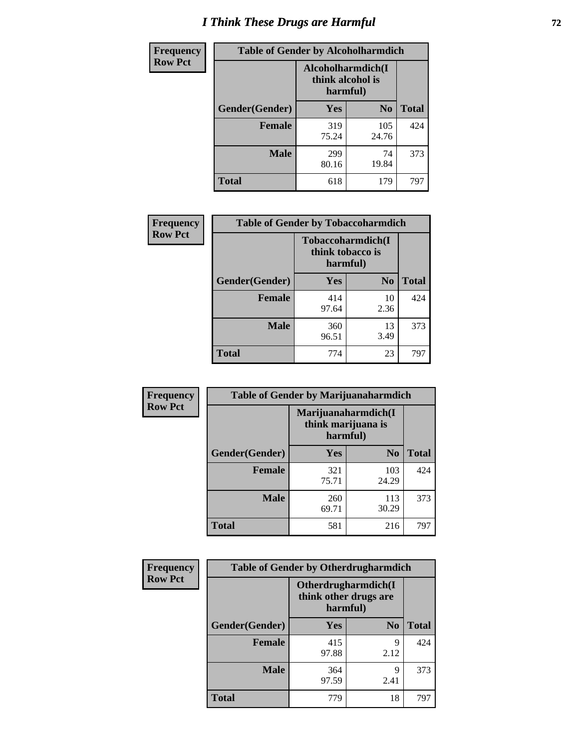# I Think These Drugs are Harmful

| Frequency Row Pct | Table of Gender by Alcoholharmdich | | |
|---|---|---|---|
| | Alcoholharmdich(I think alcohol is harmful) | | |
| Gender(Gender) | Yes | No | Total |
| Female | 319<br>75.24 | 105<br>24.76 | 424 |
| Male | 299<br>80.16 | 74<br>19.84 | 373 |
| Total | 618 | 179 | 797 |

| Frequency Row Pct | Table of Gender by Tobaccoharmdich | | |
|---|---|---|---|
| | Tobaccoharmdich(I think tobacco is harmful) | | |
| Gender(Gender) | Yes | No | Total |
| Female | 414<br>97.64 | 10<br>2.36 | 424 |
| Male | 360<br>96.51 | 13<br>3.49 | 373 |
| Total | 774 | 23 | 797 |

| Frequency Row Pct | Table of Gender by Marijuanaharmdich | | |
|---|---|---|---|
| | Marijuanaharmdich(I think marijuana is harmful) | | |
| Gender(Gender) | Yes | No | Total |
| Female | 321<br>75.71 | 103<br>24.29 | 424 |
| Male | 260<br>69.71 | 113<br>30.29 | 373 |
| Total | 581 | 216 | 797 |

| Frequency Row Pct | Table of Gender by Otherdrugharmdich | | |
|---|---|---|---|
| | Otherdrugharmdich(I think other drugs are harmful) | | |
| Gender(Gender) | Yes | No | Total |
| Female | 415<br>97.88 | 9<br>2.12 | 424 |
| Male | 364<br>97.59 | 9<br>2.41 | 373 |
| Total | 779 | 18 | 797 |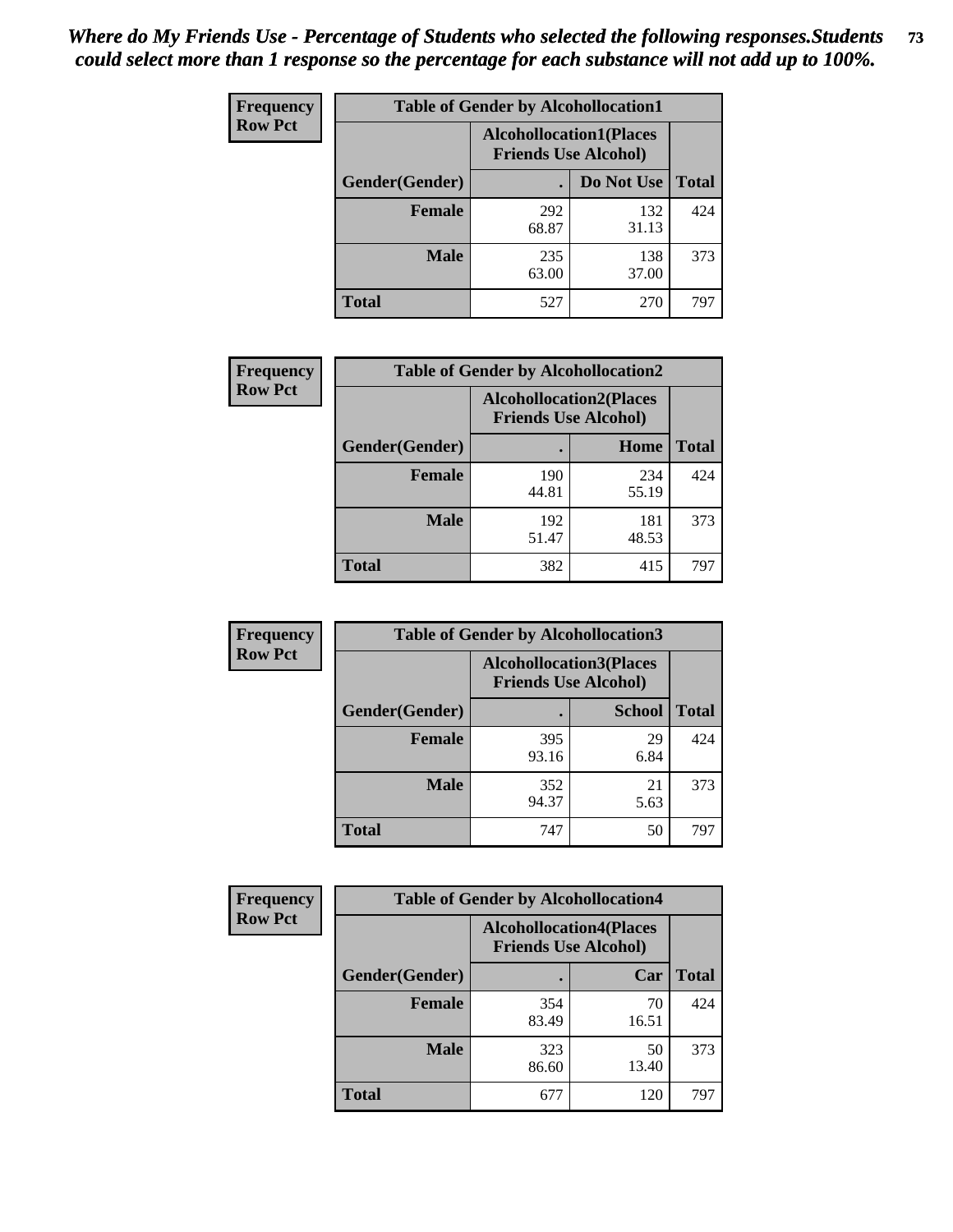*Where do My Friends Use - Percentage of Students who selected the following responses.Students could select more than 1 response so the percentage for each substance will not add up to 100%.*

**Frequency**
**Row Pct**

| Table of Gender by Alcohollocation1 | | | |
|---|---|---|---|
| | Alcohollocation1(Places Friends Use Alcohol) | | |
| Gender(Gender) | . | Do Not Use | Total |
| Female | 292<br>68.87 | 132<br>31.13 | 424 |
| Male | 235<br>63.00 | 138<br>37.00 | 373 |
| Total | 527 | 270 | 797 |

**Frequency**
**Row Pct**

| Table of Gender by Alcohollocation2 | | | |
|---|---|---|---|
| | Alcohollocation2(Places Friends Use Alcohol) | | |
| Gender(Gender) | . | Home | Total |
| Female | 190<br>44.81 | 234<br>55.19 | 424 |
| Male | 192<br>51.47 | 181<br>48.53 | 373 |
| Total | 382 | 415 | 797 |

**Frequency**
**Row Pct**

| Table of Gender by Alcohollocation3 | | | |
|---|---|---|---|
| | Alcohollocation3(Places Friends Use Alcohol) | | |
| Gender(Gender) | . | School | Total |
| Female | 395<br>93.16 | 29<br>6.84 | 424 |
| Male | 352<br>94.37 | 21<br>5.63 | 373 |
| Total | 747 | 50 | 797 |

**Frequency**
**Row Pct**

| Table of Gender by Alcohollocation4 | | | |
|---|---|---|---|
| | Alcohollocation4(Places Friends Use Alcohol) | | |
| Gender(Gender) | . | Car | Total |
| Female | 354<br>83.49 | 70<br>16.51 | 424 |
| Male | 323<br>86.60 | 50<br>13.40 | 373 |
| Total | 677 | 120 | 797 |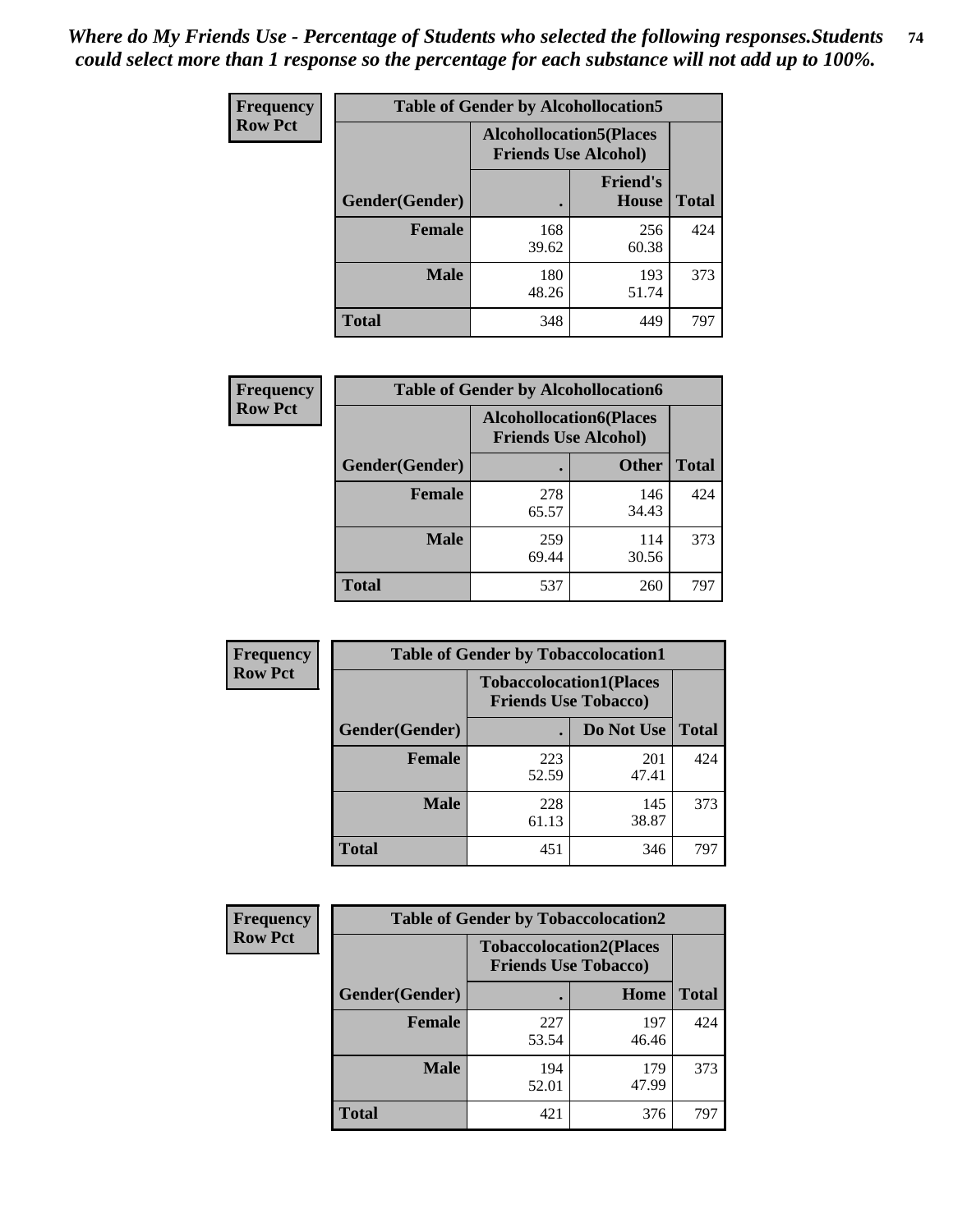*Where do My Friends Use - Percentage of Students who selected the following responses.Students could select more than 1 response so the percentage for each substance will not add up to 100%.*

| Frequency Row Pct | Table of Gender by Alcohollocation5 | | |
|---|---|---|---|
| | Alcohollocation5(Places Friends Use Alcohol) | | |
| Gender(Gender) | . | Friend's House | Total |
| Female | 168<br>39.62 | 256<br>60.38 | 424 |
| Male | 180<br>48.26 | 193<br>51.74 | 373 |
| Total | 348 | 449 | 797 |

| Frequency Row Pct | Table of Gender by Alcohollocation6 | | |
|---|---|---|---|
| | Alcohollocation6(Places Friends Use Alcohol) | | |
| Gender(Gender) | . | Other | Total |
| Female | 278<br>65.57 | 146<br>34.43 | 424 |
| Male | 259<br>69.44 | 114<br>30.56 | 373 |
| Total | 537 | 260 | 797 |

| Frequency Row Pct | Table of Gender by Tobaccolocation1 | | |
|---|---|---|---|
| | Tobaccolocation1(Places Friends Use Tobacco) | | |
| Gender(Gender) | . | Do Not Use | Total |
| Female | 223<br>52.59 | 201<br>47.41 | 424 |
| Male | 228<br>61.13 | 145<br>38.87 | 373 |
| Total | 451 | 346 | 797 |

| Frequency Row Pct | Table of Gender by Tobaccolocation2 | | |
|---|---|---|---|
| | Tobaccolocation2(Places Friends Use Tobacco) | | |
| Gender(Gender) | . | Home | Total |
| Female | 227<br>53.54 | 197<br>46.46 | 424 |
| Male | 194<br>52.01 | 179<br>47.99 | 373 |
| Total | 421 | 376 | 797 |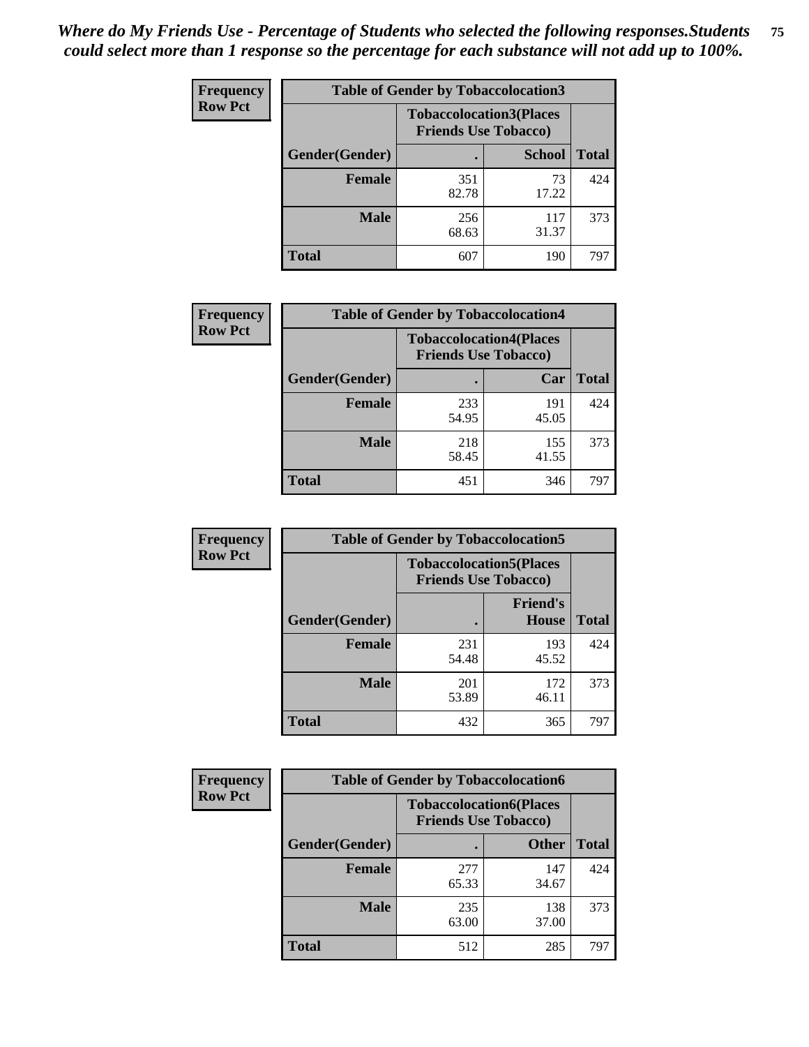*Where do My Friends Use - Percentage of Students who selected the following responses.Students could select more than 1 response so the percentage for each substance will not add up to 100%.*

**Frequency Row Pct**

| Table of Gender by Tobaccolocation3 | | | |
|---|---|---|---|
| | Tobaccolocation3(Places Friends Use Tobacco) | | |
| Gender(Gender) | . | School | Total |
| Female | 351<br>82.78 | 73<br>17.22 | 424 |
| Male | 256<br>68.63 | 117<br>31.37 | 373 |
| Total | 607 | 190 | 797 |

**Frequency Row Pct**

| Table of Gender by Tobaccolocation4 | | | |
|---|---|---|---|
| | Tobaccolocation4(Places Friends Use Tobacco) | | |
| Gender(Gender) | . | Car | Total |
| Female | 233<br>54.95 | 191<br>45.05 | 424 |
| Male | 218<br>58.45 | 155<br>41.55 | 373 |
| Total | 451 | 346 | 797 |

**Frequency Row Pct**

| Table of Gender by Tobaccolocation5 | | | |
|---|---|---|---|
| | Tobaccolocation5(Places Friends Use Tobacco) | | |
| Gender(Gender) | . | Friend's House | Total |
| Female | 231<br>54.48 | 193<br>45.52 | 424 |
| Male | 201<br>53.89 | 172<br>46.11 | 373 |
| Total | 432 | 365 | 797 |

**Frequency Row Pct**

| Table of Gender by Tobaccolocation6 | | | |
|---|---|---|---|
| | Tobaccolocation6(Places Friends Use Tobacco) | | |
| Gender(Gender) | . | Other | Total |
| Female | 277<br>65.33 | 147<br>34.67 | 424 |
| Male | 235<br>63.00 | 138<br>37.00 | 373 |
| Total | 512 | 285 | 797 |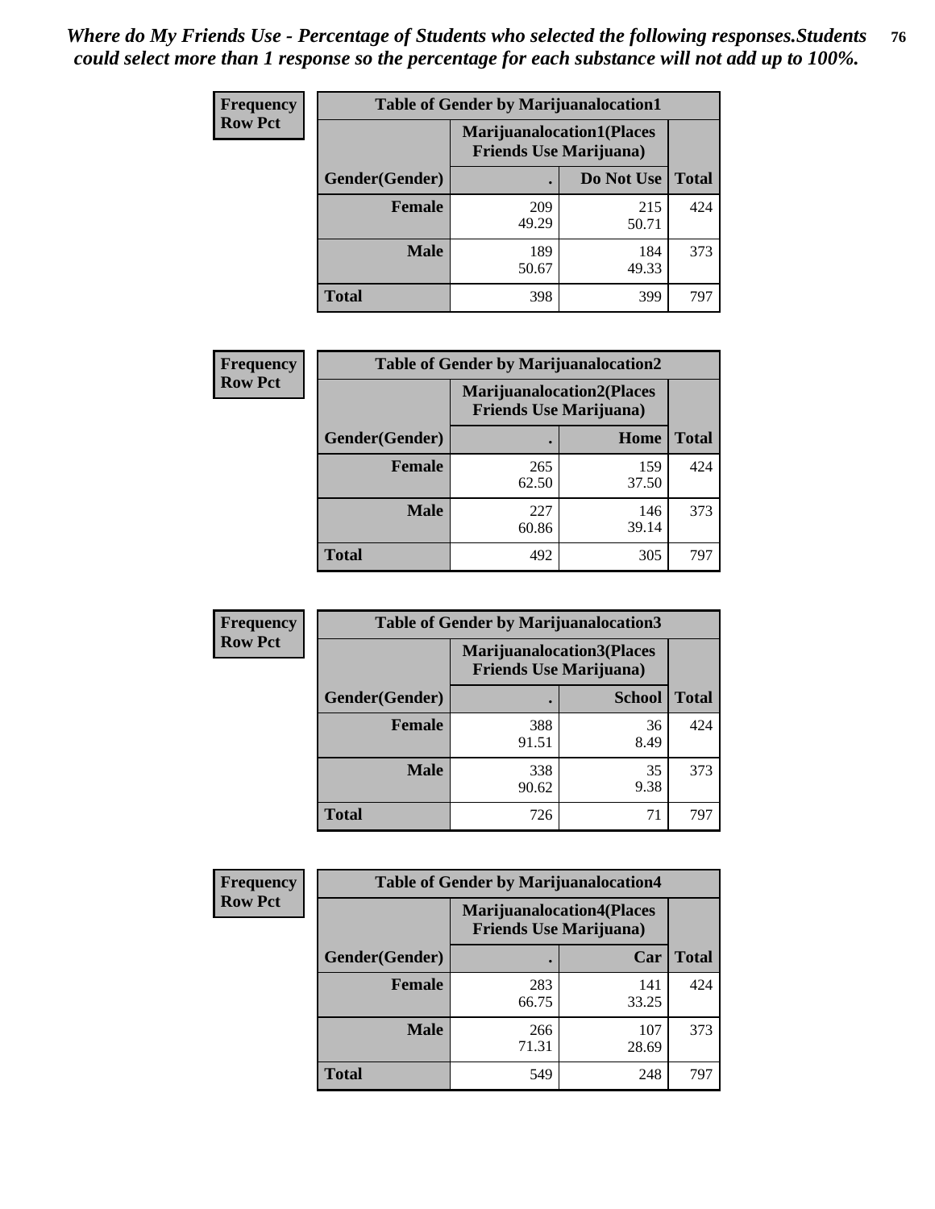*Where do My Friends Use - Percentage of Students who selected the following responses.Students could select more than 1 response so the percentage for each substance will not add up to 100%.*

**Frequency**
**Row Pct**

| Table of Gender by Marijuanalocation1 | | | |
|---|---|---|---|
| | Marijuanalocation1(Places Friends Use Marijuana) | | |
| Gender(Gender) | . | Do Not Use | Total |
| **Female** | 209<br>49.29 | 215<br>50.71 | 424 |
| **Male** | 189<br>50.67 | 184<br>49.33 | 373 |
| **Total** | 398 | 399 | 797 |

**Frequency**
**Row Pct**

| Table of Gender by Marijuanalocation2 | | | |
|---|---|---|---|
| | Marijuanalocation2(Places Friends Use Marijuana) | | |
| Gender(Gender) | . | Home | Total |
| **Female** | 265<br>62.50 | 159<br>37.50 | 424 |
| **Male** | 227<br>60.86 | 146<br>39.14 | 373 |
| **Total** | 492 | 305 | 797 |

**Frequency**
**Row Pct**

| Table of Gender by Marijuanalocation3 | | | |
|---|---|---|---|
| | Marijuanalocation3(Places Friends Use Marijuana) | | |
| Gender(Gender) | . | School | Total |
| **Female** | 388<br>91.51 | 36<br>8.49 | 424 |
| **Male** | 338<br>90.62 | 35<br>9.38 | 373 |
| **Total** | 726 | 71 | 797 |

**Frequency**
**Row Pct**

| Table of Gender by Marijuanalocation4 | | | |
|---|---|---|---|
| | Marijuanalocation4(Places Friends Use Marijuana) | | |
| Gender(Gender) | . | Car | Total |
| **Female** | 283<br>66.75 | 141<br>33.25 | 424 |
| **Male** | 266<br>71.31 | 107<br>28.69 | 373 |
| **Total** | 549 | 248 | 797 |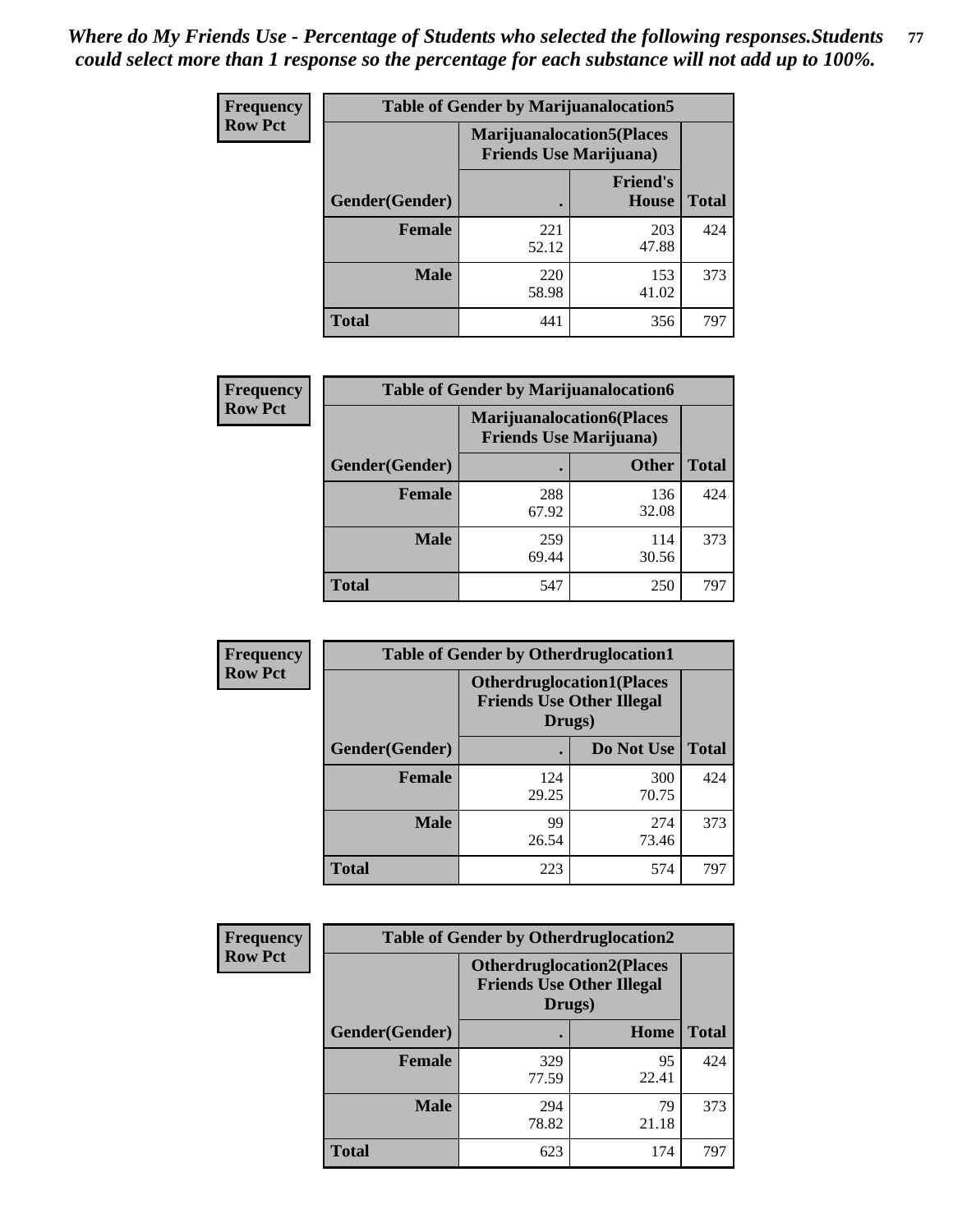*Where do My Friends Use - Percentage of Students who selected the following responses.Students could select more than 1 response so the percentage for each substance will not add up to 100%.*

**Frequency Row Pct**

| Table of Gender by Marijuanalocation5 | | | |
|---|---|---|---|
| | Marijuanalocation5(Places Friends Use Marijuana) | | |
| Gender(Gender) | . | Friend's House | Total |
| **Female** | 221<br>52.12 | 203<br>47.88 | 424 |
| **Male** | 220<br>58.98 | 153<br>41.02 | 373 |
| **Total** | 441 | 356 | 797 |

**Frequency Row Pct**

| Table of Gender by Marijuanalocation6 | | | |
|---|---|---|---|
| | Marijuanalocation6(Places Friends Use Marijuana) | | |
| Gender(Gender) | . | Other | Total |
| **Female** | 288<br>67.92 | 136<br>32.08 | 424 |
| **Male** | 259<br>69.44 | 114<br>30.56 | 373 |
| **Total** | 547 | 250 | 797 |

**Frequency Row Pct**

| Table of Gender by Otherdruglocation1 | | | |
|---|---|---|---|
| | Otherdruglocation1(Places Friends Use Other Illegal Drugs) | | |
| Gender(Gender) | . | Do Not Use | Total |
| **Female** | 124<br>29.25 | 300<br>70.75 | 424 |
| **Male** | 99<br>26.54 | 274<br>73.46 | 373 |
| **Total** | 223 | 574 | 797 |

**Frequency Row Pct**

| Table of Gender by Otherdruglocation2 | | | |
|---|---|---|---|
| | Otherdruglocation2(Places Friends Use Other Illegal Drugs) | | |
| Gender(Gender) | . | Home | Total |
| **Female** | 329<br>77.59 | 95<br>22.41 | 424 |
| **Male** | 294<br>78.82 | 79<br>21.18 | 373 |
| **Total** | 623 | 174 | 797 |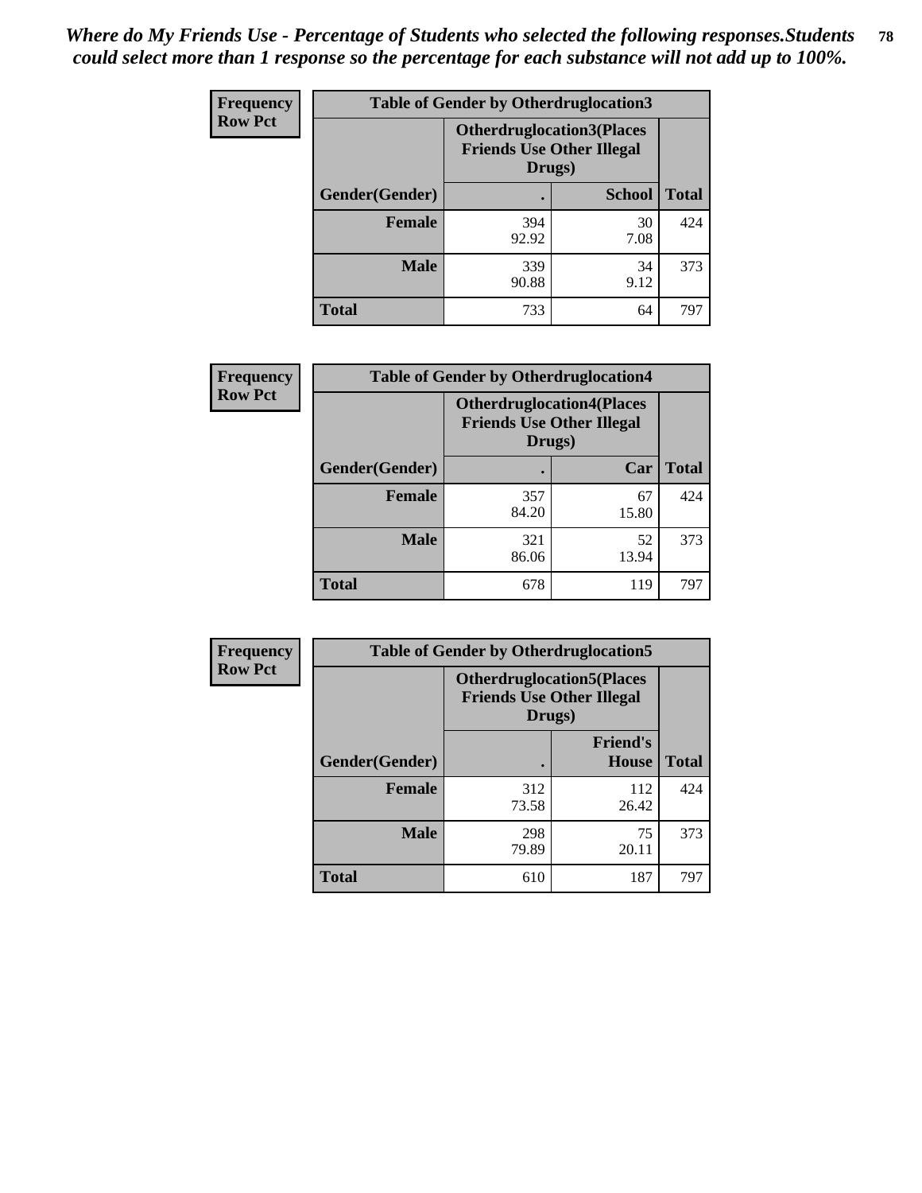*Where do My Friends Use - Percentage of Students who selected the following responses.Students could select more than 1 response so the percentage for each substance will not add up to 100%.*

**Frequency**
**Row Pct**

| Table of Gender by Otherdruglocation3 | | | |
|---|---|---|---|
| | Otherdruglocation3(Places Friends Use Other Illegal Drugs) | | |
| Gender(Gender) | . | School | Total |
| Female | 394<br>92.92 | 30<br>7.08 | 424 |
| Male | 339<br>90.88 | 34<br>9.12 | 373 |
| Total | 733 | 64 | 797 |

**Frequency**
**Row Pct**

| Table of Gender by Otherdruglocation4 | | | |
|---|---|---|---|
| | Otherdruglocation4(Places Friends Use Other Illegal Drugs) | | |
| Gender(Gender) | . | Car | Total |
| Female | 357<br>84.20 | 67<br>15.80 | 424 |
| Male | 321<br>86.06 | 52<br>13.94 | 373 |
| Total | 678 | 119 | 797 |

**Frequency**
**Row Pct**

| Table of Gender by Otherdruglocation5 | | | |
|---|---|---|---|
| | Otherdruglocation5(Places Friends Use Other Illegal Drugs) | | |
| Gender(Gender) | . | Friend's House | Total |
| Female | 312<br>73.58 | 112<br>26.42 | 424 |
| Male | 298<br>79.89 | 75<br>20.11 | 373 |
| Total | 610 | 187 | 797 |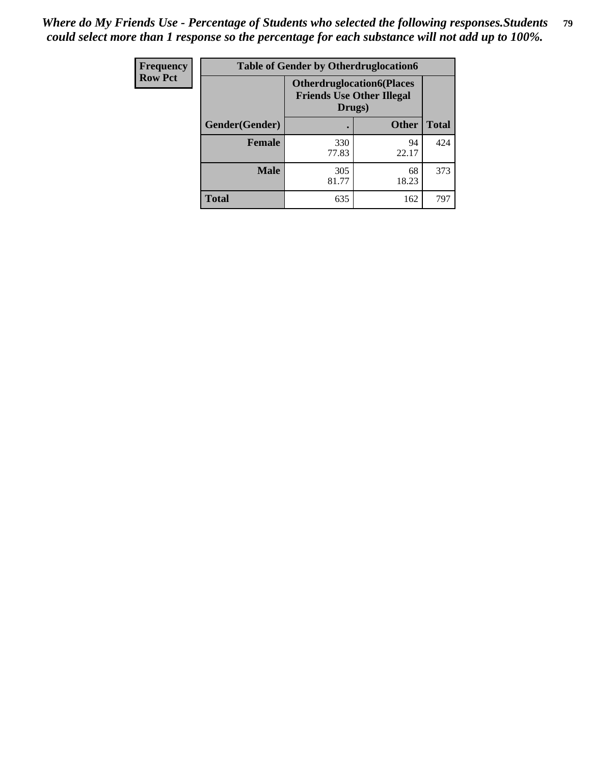*Where do My Friends Use - Percentage of Students who selected the following responses.Students could select more than 1 response so the percentage for each substance will not add up to 100%.*

| Frequency<br>Row Pct | Table of Gender by Otherdruglocation6 | | |
|---|---|---|---|
| | Otherdruglocation6(Places Friends Use Other Illegal Drugs) | | |
| Gender(Gender) | . | Other | Total |
| Female | 330<br>77.83 | 94<br>22.17 | 424 |
| Male | 305<br>81.77 | 68<br>18.23 | 373 |
| Total | 635 | 162 | 797 |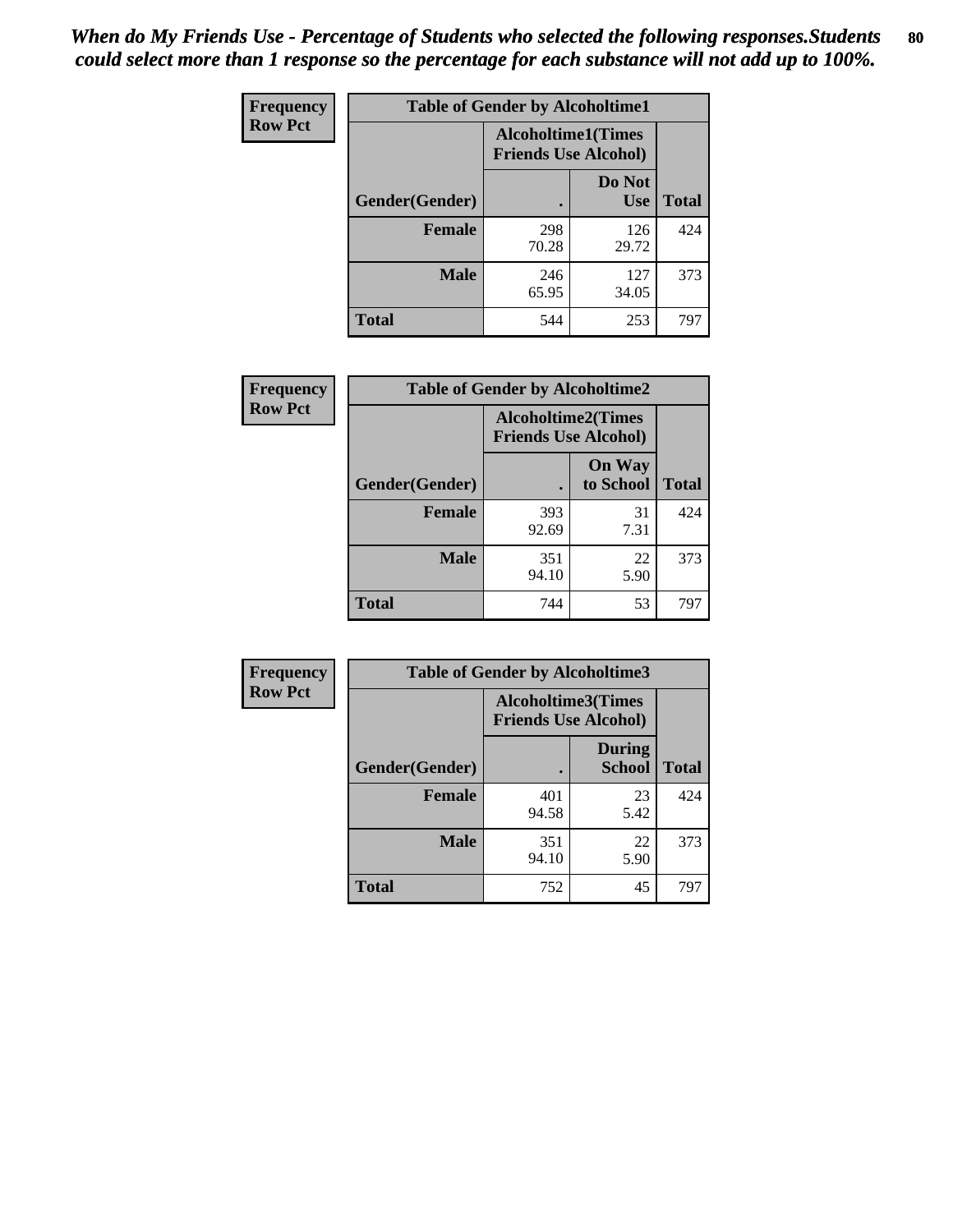*When do My Friends Use - Percentage of Students who selected the following responses.Students could select more than 1 response so the percentage for each substance will not add up to 100%.*

**Frequency**
**Row Pct**

| Table of Gender by Alcoholtime1 | | | |
|---|---|---|---|
| | Alcoholtime1(Times Friends Use Alcohol) | | |
| Gender(Gender) | . | Do Not Use | Total |
| **Female** | 298<br>70.28 | 126<br>29.72 | 424 |
| **Male** | 246<br>65.95 | 127<br>34.05 | 373 |
| **Total** | 544 | 253 | 797 |

**Frequency**
**Row Pct**

| Table of Gender by Alcoholtime2 | | | |
|---|---|---|---|
| | Alcoholtime2(Times Friends Use Alcohol) | | |
| Gender(Gender) | . | On Way to School | Total |
| **Female** | 393<br>92.69 | 31<br>7.31 | 424 |
| **Male** | 351<br>94.10 | 22<br>5.90 | 373 |
| **Total** | 744 | 53 | 797 |

**Frequency**
**Row Pct**

| Table of Gender by Alcoholtime3 | | | |
|---|---|---|---|
| | Alcoholtime3(Times Friends Use Alcohol) | | |
| Gender(Gender) | . | During School | Total |
| **Female** | 401<br>94.58 | 23<br>5.42 | 424 |
| **Male** | 351<br>94.10 | 22<br>5.90 | 373 |
| **Total** | 752 | 45 | 797 |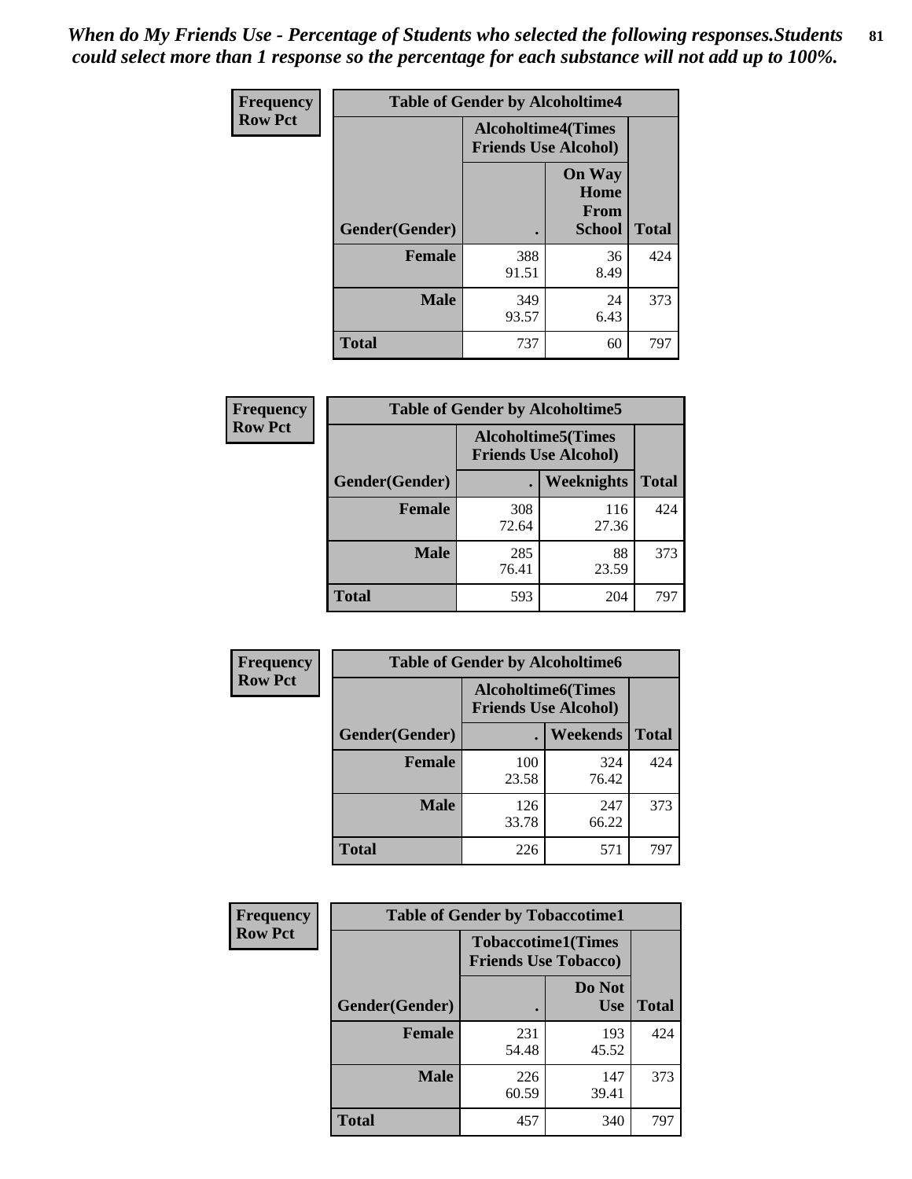*When do My Friends Use - Percentage of Students who selected the following responses.Students could select more than 1 response so the percentage for each substance will not add up to 100%.*

**Frequency**
**Row Pct**

| Table of Gender by Alcoholtime4 | | | |
|---|---|---|---|
| | Alcoholtime4(Times Friends Use Alcohol) | | |
| Gender(Gender) | . | On Way Home From School | Total |
| **Female** | 388<br>91.51 | 36<br>8.49 | 424 |
| **Male** | 349<br>93.57 | 24<br>6.43 | 373 |
| **Total** | 737 | 60 | 797 |

**Frequency**
**Row Pct**

| Table of Gender by Alcoholtime5 | | | |
|---|---|---|---|
| | Alcoholtime5(Times Friends Use Alcohol) | | |
| Gender(Gender) | . | Weeknights | Total |
| **Female** | 308<br>72.64 | 116<br>27.36 | 424 |
| **Male** | 285<br>76.41 | 88<br>23.59 | 373 |
| **Total** | 593 | 204 | 797 |

**Frequency**
**Row Pct**

| Table of Gender by Alcoholtime6 | | | |
|---|---|---|---|
| | Alcoholtime6(Times Friends Use Alcohol) | | |
| Gender(Gender) | . | Weekends | Total |
| **Female** | 100<br>23.58 | 324<br>76.42 | 424 |
| **Male** | 126<br>33.78 | 247<br>66.22 | 373 |
| **Total** | 226 | 571 | 797 |

**Frequency**
**Row Pct**

| Table of Gender by Tobaccotime1 | | | |
|---|---|---|---|
| | Tobaccotime1(Times Friends Use Tobacco) | | |
| Gender(Gender) | . | Do Not Use | Total |
| **Female** | 231<br>54.48 | 193<br>45.52 | 424 |
| **Male** | 226<br>60.59 | 147<br>39.41 | 373 |
| **Total** | 457 | 340 | 797 |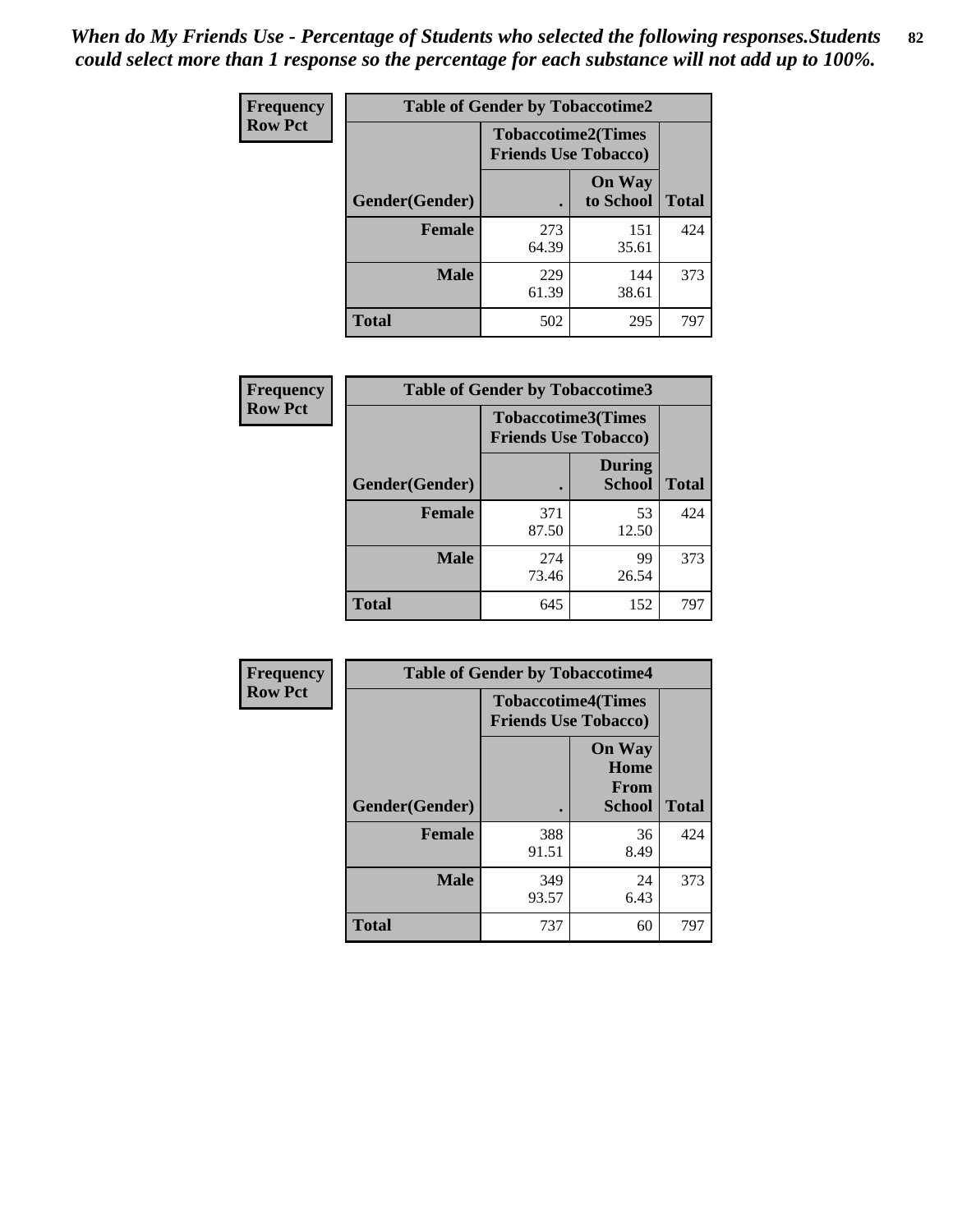*When do My Friends Use - Percentage of Students who selected the following responses.Students could select more than 1 response so the percentage for each substance will not add up to 100%.*

**Frequency**
**Row Pct**

| Table of Gender by Tobaccotime2 | | | |
|---|---|---|---|
| | Tobaccotime2(Times Friends Use Tobacco) | | |
| Gender(Gender) | . | On Way to School | Total |
| **Female** | 273<br>64.39 | 151<br>35.61 | 424 |
| **Male** | 229<br>61.39 | 144<br>38.61 | 373 |
| **Total** | 502 | 295 | 797 |

**Frequency**
**Row Pct**

| Table of Gender by Tobaccotime3 | | | |
|---|---|---|---|
| | Tobaccotime3(Times Friends Use Tobacco) | | |
| Gender(Gender) | . | During School | Total |
| **Female** | 371<br>87.50 | 53<br>12.50 | 424 |
| **Male** | 274<br>73.46 | 99<br>26.54 | 373 |
| **Total** | 645 | 152 | 797 |

**Frequency**
**Row Pct**

| Table of Gender by Tobaccotime4 | | | |
|---|---|---|---|
| | Tobaccotime4(Times Friends Use Tobacco) | | |
| Gender(Gender) | . | On Way Home From School | Total |
| **Female** | 388<br>91.51 | 36<br>8.49 | 424 |
| **Male** | 349<br>93.57 | 24<br>6.43 | 373 |
| **Total** | 737 | 60 | 797 |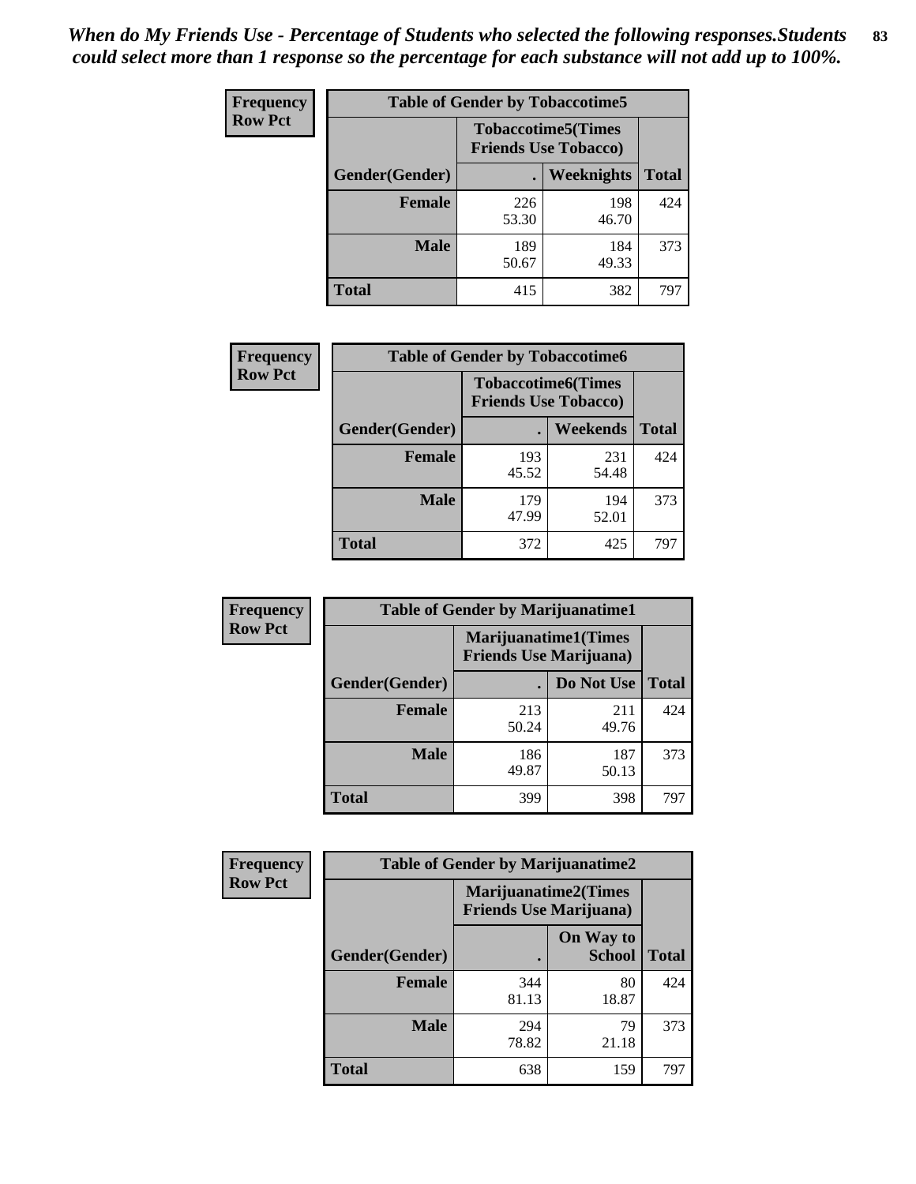*When do My Friends Use - Percentage of Students who selected the following responses.Students could select more than 1 response so the percentage for each substance will not add up to 100%.*

**Frequency**
**Row Pct**

| Table of Gender by Tobaccotime5 | | | |
|---|---|---|---|
| | Tobaccotime5(Times Friends Use Tobacco) | | |
| Gender(Gender) | . | Weeknights | Total |
| **Female** | 226<br>53.30 | 198<br>46.70 | 424 |
| **Male** | 189<br>50.67 | 184<br>49.33 | 373 |
| **Total** | 415 | 382 | 797 |

**Frequency**
**Row Pct**

| Table of Gender by Tobaccotime6 | | | |
|---|---|---|---|
| | Tobaccotime6(Times Friends Use Tobacco) | | |
| Gender(Gender) | . | Weekends | Total |
| **Female** | 193<br>45.52 | 231<br>54.48 | 424 |
| **Male** | 179<br>47.99 | 194<br>52.01 | 373 |
| **Total** | 372 | 425 | 797 |

**Frequency**
**Row Pct**

| Table of Gender by Marijuanatime1 | | | |
|---|---|---|---|
| | Marijuanatime1(Times Friends Use Marijuana) | | |
| Gender(Gender) | . | Do Not Use | Total |
| **Female** | 213<br>50.24 | 211<br>49.76 | 424 |
| **Male** | 186<br>49.87 | 187<br>50.13 | 373 |
| **Total** | 399 | 398 | 797 |

**Frequency**
**Row Pct**

| Table of Gender by Marijuanatime2 | | | |
|---|---|---|---|
| | Marijuanatime2(Times Friends Use Marijuana) | | |
| Gender(Gender) | . | On Way to School | Total |
| **Female** | 344<br>81.13 | 80<br>18.87 | 424 |
| **Male** | 294<br>78.82 | 79<br>21.18 | 373 |
| **Total** | 638 | 159 | 797 |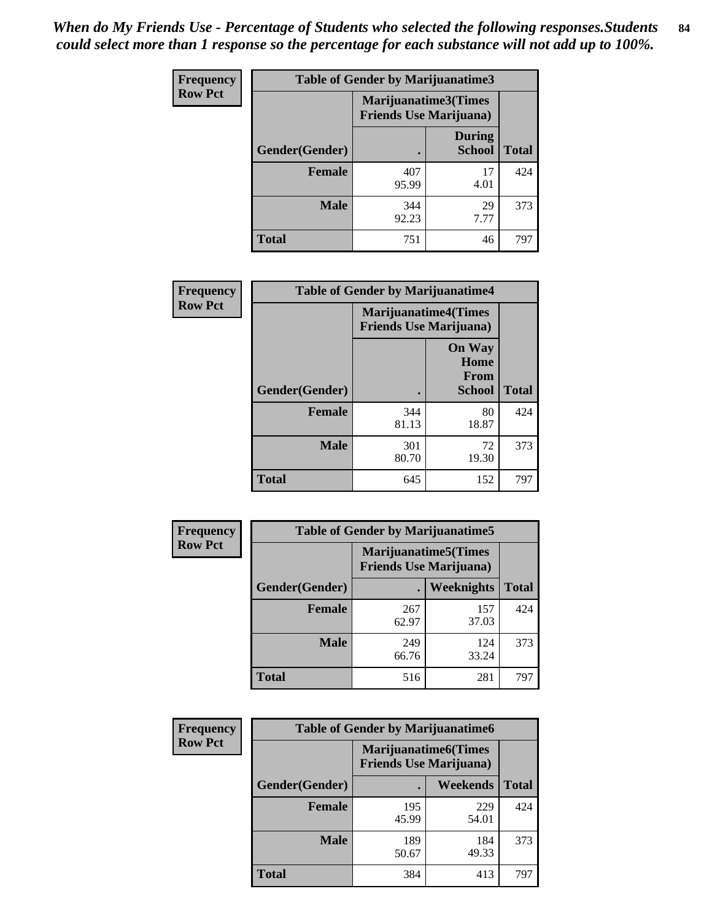*When do My Friends Use - Percentage of Students who selected the following responses.Students could select more than 1 response so the percentage for each substance will not add up to 100%.*

**Frequency**
**Row Pct**

| Table of Gender by Marijuanatime3 | | | |
|---|---|---|---|
| | Marijuanatime3(Times Friends Use Marijuana) | | |
| Gender(Gender) | . | During School | Total |
| **Female** | 407<br>95.99 | 17<br>4.01 | 424 |
| **Male** | 344<br>92.23 | 29<br>7.77 | 373 |
| **Total** | 751 | 46 | 797 |

**Frequency**
**Row Pct**

| Table of Gender by Marijuanatime4 | | | |
|---|---|---|---|
| | Marijuanatime4(Times Friends Use Marijuana) | | |
| Gender(Gender) | . | On Way Home From School | Total |
| **Female** | 344<br>81.13 | 80<br>18.87 | 424 |
| **Male** | 301<br>80.70 | 72<br>19.30 | 373 |
| **Total** | 645 | 152 | 797 |

**Frequency**
**Row Pct**

| Table of Gender by Marijuanatime5 | | | |
|---|---|---|---|
| | Marijuanatime5(Times Friends Use Marijuana) | | |
| Gender(Gender) | . | Weeknights | Total |
| **Female** | 267<br>62.97 | 157<br>37.03 | 424 |
| **Male** | 249<br>66.76 | 124<br>33.24 | 373 |
| **Total** | 516 | 281 | 797 |

**Frequency**
**Row Pct**

| Table of Gender by Marijuanatime6 | | | |
|---|---|---|---|
| | Marijuanatime6(Times Friends Use Marijuana) | | |
| Gender(Gender) | . | Weekends | Total |
| **Female** | 195<br>45.99 | 229<br>54.01 | 424 |
| **Male** | 189<br>50.67 | 184<br>49.33 | 373 |
| **Total** | 384 | 413 | 797 |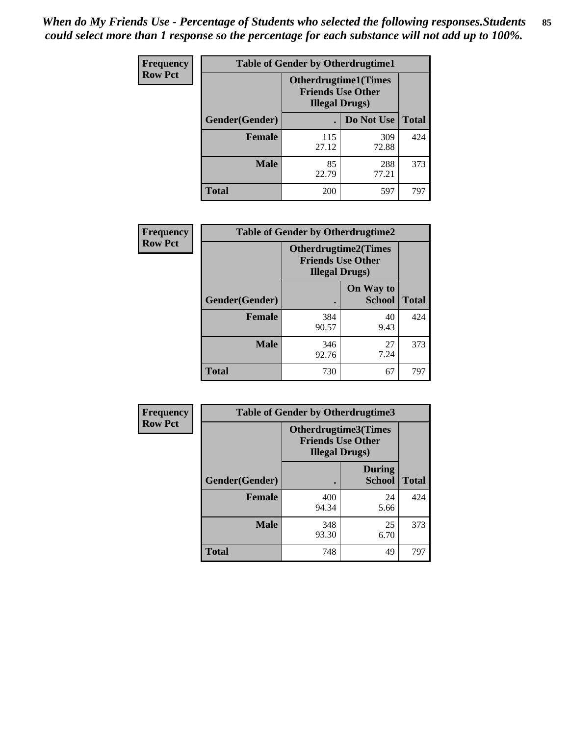*When do My Friends Use - Percentage of Students who selected the following responses.Students could select more than 1 response so the percentage for each substance will not add up to 100%.*

**Frequency**
**Row Pct**

| Table of Gender by Otherdrugtime1 | | | |
|---|---|---|---|
| | Otherdrugtime1(Times Friends Use Other Illegal Drugs) | | |
| Gender(Gender) | . | Do Not Use | Total |
| **Female** | 115<br>27.12 | 309<br>72.88 | 424 |
| **Male** | 85<br>22.79 | 288<br>77.21 | 373 |
| **Total** | 200 | 597 | 797 |

**Frequency**
**Row Pct**

| Table of Gender by Otherdrugtime2 | | | |
|---|---|---|---|
| | Otherdrugtime2(Times Friends Use Other Illegal Drugs) | | |
| Gender(Gender) | . | On Way to School | Total |
| **Female** | 384<br>90.57 | 40<br>9.43 | 424 |
| **Male** | 346<br>92.76 | 27<br>7.24 | 373 |
| **Total** | 730 | 67 | 797 |

**Frequency**
**Row Pct**

| Table of Gender by Otherdrugtime3 | | | |
|---|---|---|---|
| | Otherdrugtime3(Times Friends Use Other Illegal Drugs) | | |
| Gender(Gender) | . | During School | Total |
| **Female** | 400<br>94.34 | 24<br>5.66 | 424 |
| **Male** | 348<br>93.30 | 25<br>6.70 | 373 |
| **Total** | 748 | 49 | 797 |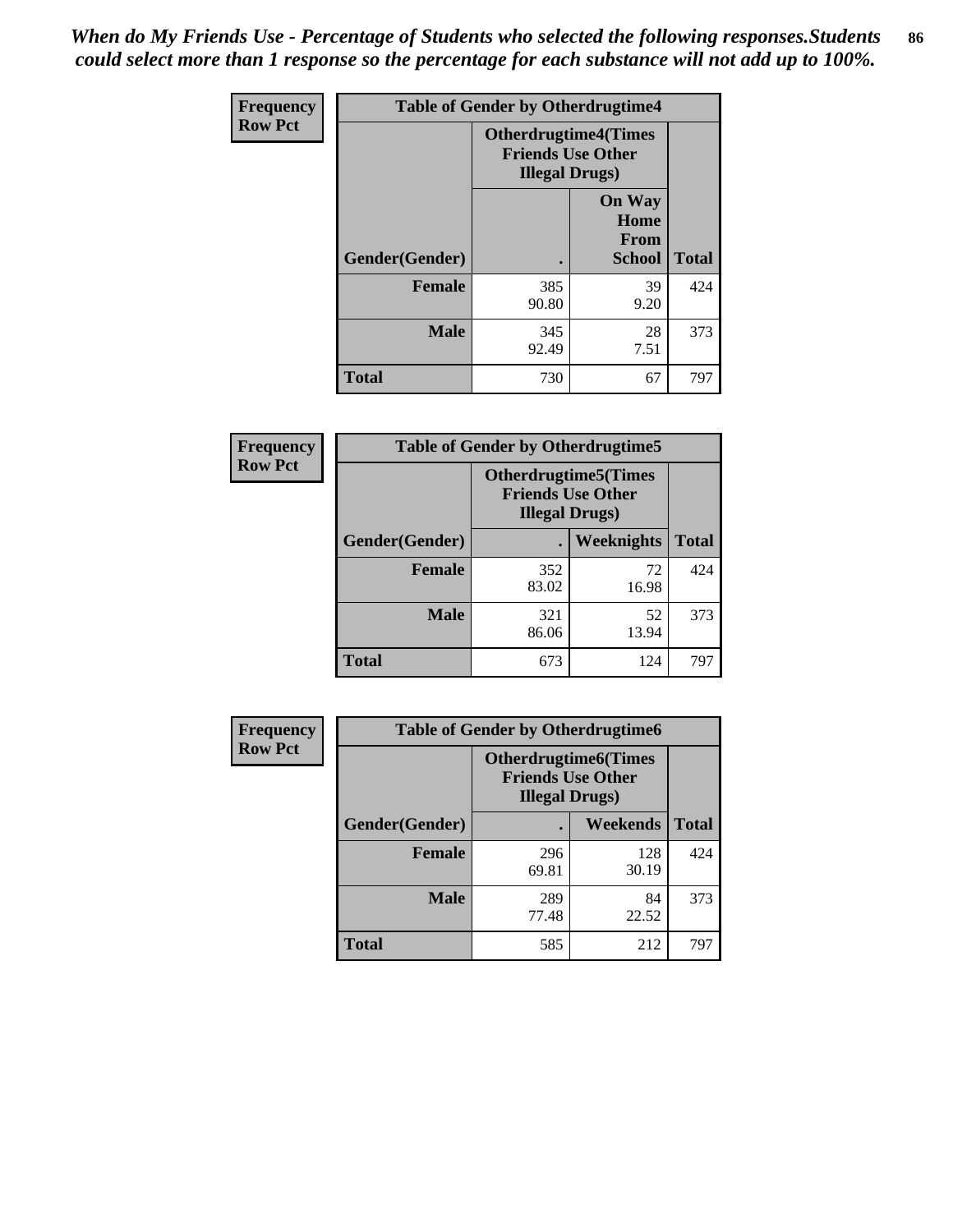*When do My Friends Use - Percentage of Students who selected the following responses.Students could select more than 1 response so the percentage for each substance will not add up to 100%.*

**Frequency**
**Row Pct**

| Table of Gender by Otherdrugtime4 | | | |
|---|---|---|---|
| | Otherdrugtime4(Times Friends Use Other Illegal Drugs) | | |
| Gender(Gender) | . | On Way Home From School | Total |
| Female | 385<br>90.80 | 39<br>9.20 | 424 |
| Male | 345<br>92.49 | 28<br>7.51 | 373 |
| Total | 730 | 67 | 797 |

**Frequency**
**Row Pct**

| Table of Gender by Otherdrugtime5 | | | |
|---|---|---|---|
| | Otherdrugtime5(Times Friends Use Other Illegal Drugs) | | |
| Gender(Gender) | . | Weeknights | Total |
| Female | 352<br>83.02 | 72<br>16.98 | 424 |
| Male | 321<br>86.06 | 52<br>13.94 | 373 |
| Total | 673 | 124 | 797 |

**Frequency**
**Row Pct**

| Table of Gender by Otherdrugtime6 | | | |
|---|---|---|---|
| | Otherdrugtime6(Times Friends Use Other Illegal Drugs) | | |
| Gender(Gender) | . | Weekends | Total |
| Female | 296<br>69.81 | 128<br>30.19 | 424 |
| Male | 289<br>77.48 | 84<br>22.52 | 373 |
| Total | 585 | 212 | 797 |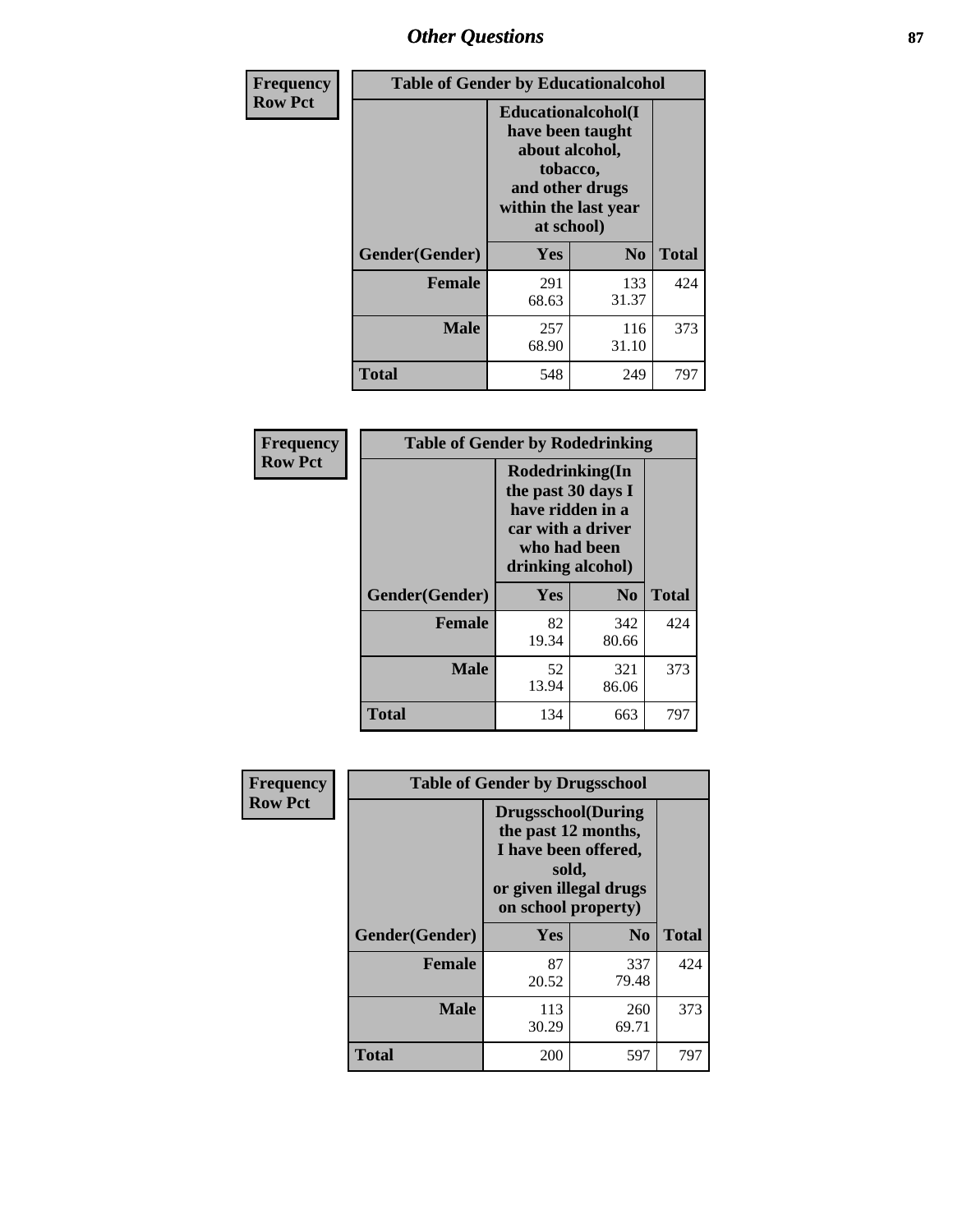# Other Questions

**Frequency**
**Row Pct**

| Table of Gender by Educationalcohol | | | |
|---|---|---|---|
| | Educationalcohol(I have been taught about alcohol, tobacco, and other drugs within the last year at school) | | |
| Gender(Gender) | Yes | No | Total |
| Female | 291<br>68.63 | 133<br>31.37 | 424 |
| Male | 257<br>68.90 | 116<br>31.10 | 373 |
| Total | 548 | 249 | 797 |

**Frequency**
**Row Pct**

| Table of Gender by Rodedrinking | | | |
|---|---|---|---|
| | Rodedrinking(In the past 30 days I have ridden in a car with a driver who had been drinking alcohol) | | |
| Gender(Gender) | Yes | No | Total |
| Female | 82<br>19.34 | 342<br>80.66 | 424 |
| Male | 52<br>13.94 | 321<br>86.06 | 373 |
| Total | 134 | 663 | 797 |

**Frequency**
**Row Pct**

| Table of Gender by Drugsschool | | | |
|---|---|---|---|
| | Drugsschool(During the past 12 months, I have been offered, sold, or given illegal drugs on school property) | | |
| Gender(Gender) | Yes | No | Total |
| Female | 87<br>20.52 | 337<br>79.48 | 424 |
| Male | 113<br>30.29 | 260<br>69.71 | 373 |
| Total | 200 | 597 | 797 |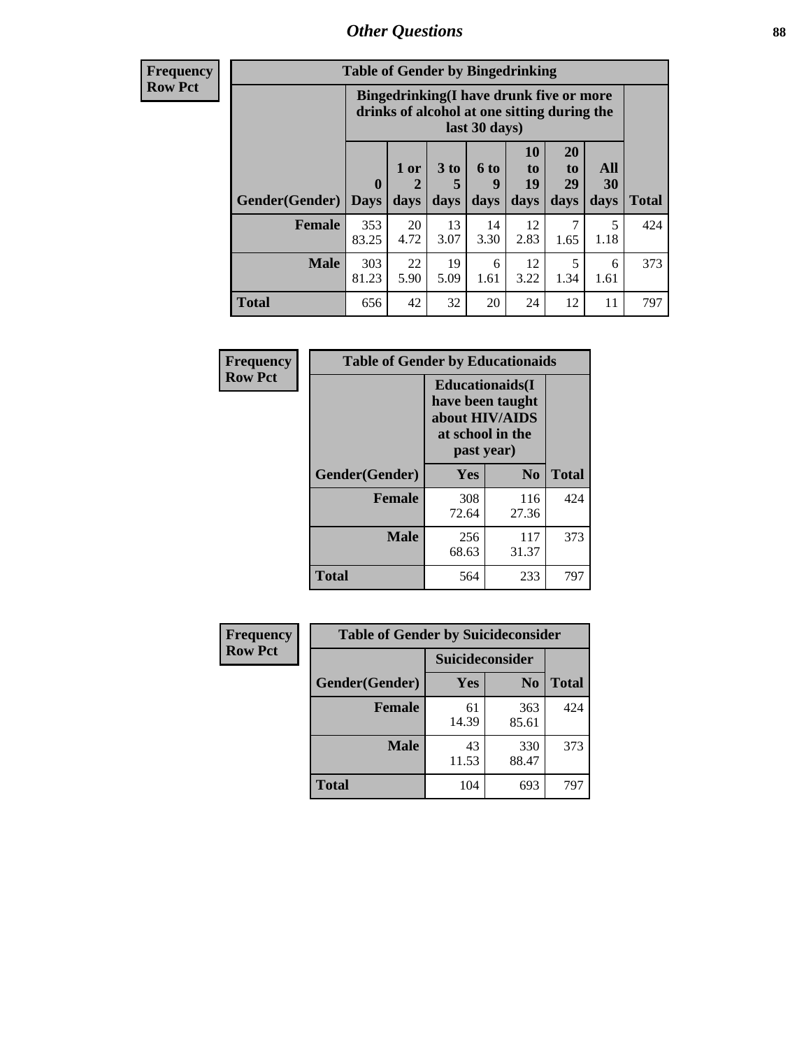# Other Questions

**Frequency**
**Row Pct**

| Table of Gender by Bingedrinking | | | | | | | | |
|---|---|---|---|---|---|---|---|---|
| | Bingedrinking(I have drunk five or more drinks of alcohol at one sitting during the last 30 days) | | | | | | | |
| Gender(Gender) | 0 Days | 1 or 2 days | 3 to 5 days | 6 to 9 days | 10 to 19 days | 20 to 29 days | All 30 days | Total |
| **Female** | 353<br>83.25 | 20<br>4.72 | 13<br>3.07 | 14<br>3.30 | 12<br>2.83 | 7<br>1.65 | 5<br>1.18 | 424 |
| **Male** | 303<br>81.23 | 22<br>5.90 | 19<br>5.09 | 6<br>1.61 | 12<br>3.22 | 5<br>1.34 | 6<br>1.61 | 373 |
| **Total** | 656 | 42 | 32 | 20 | 24 | 12 | 11 | 797 |

**Frequency**
**Row Pct**

| Table of Gender by Educationaids | | | |
|---|---|---|---|
| | Educationaids(I have been taught about HIV/AIDS at school in the past year) | | |
| Gender(Gender) | Yes | No | Total |
| **Female** | 308<br>72.64 | 116<br>27.36 | 424 |
| **Male** | 256<br>68.63 | 117<br>31.37 | 373 |
| **Total** | 564 | 233 | 797 |

**Frequency**
**Row Pct**

| Table of Gender by Suicideconsider | | | |
|---|---|---|---|
| | Suicideconsider | | |
| Gender(Gender) | Yes | No | Total |
| **Female** | 61<br>14.39 | 363<br>85.61 | 424 |
| **Male** | 43<br>11.53 | 330<br>88.47 | 373 |
| **Total** | 104 | 693 | 797 |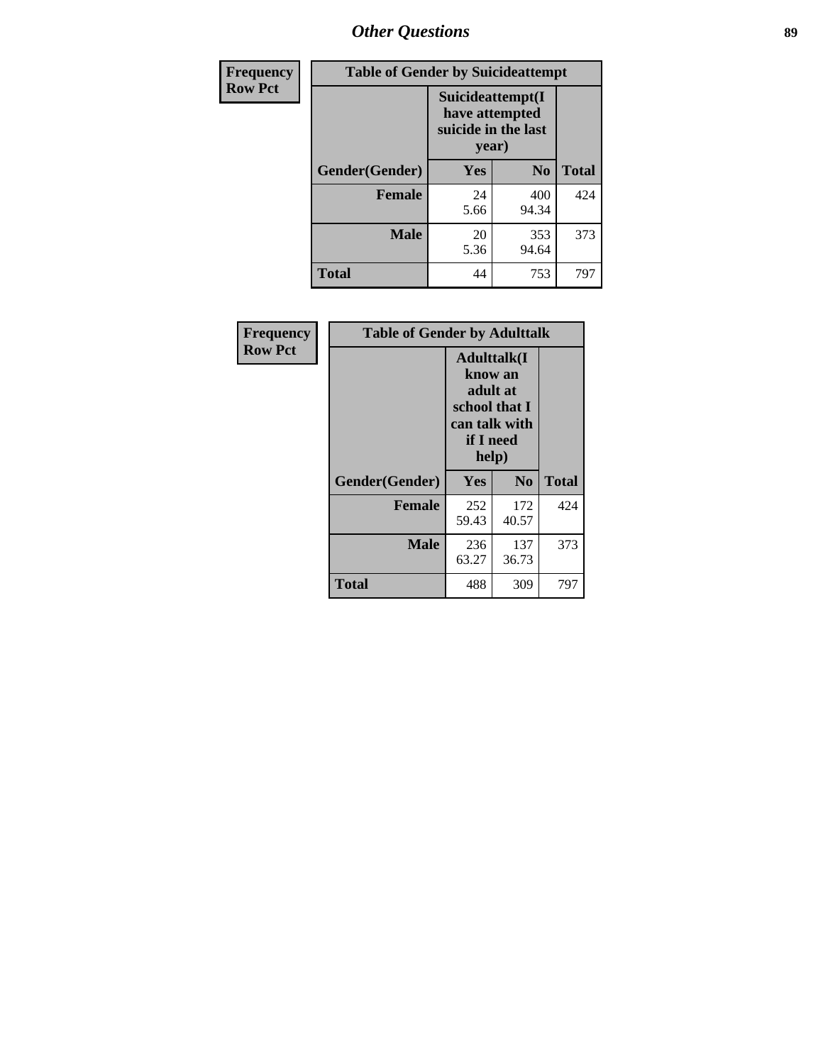| Frequency<br>Row Pct | Table of Gender by Suicideattempt | | |
|---|---|---|---|
| | Suicideattempt(I have attempted suicide in the last year) | | |
| Gender(Gender) | Yes | No | Total |
| Female | 24<br>5.66 | 400<br>94.34 | 424 |
| Male | 20<br>5.36 | 353<br>94.64 | 373 |
| Total | 44 | 753 | 797 |

| Frequency<br>Row Pct | Table of Gender by Adulttalk | | |
|---|---|---|---|
| | Adulttalk(I know an adult at school that I can talk with if I need help) | | |
| Gender(Gender) | Yes | No | Total |
| Female | 252<br>59.43 | 172<br>40.57 | 424 |
| Male | 236<br>63.27 | 137<br>36.73 | 373 |
| Total | 488 | 309 | 797 |